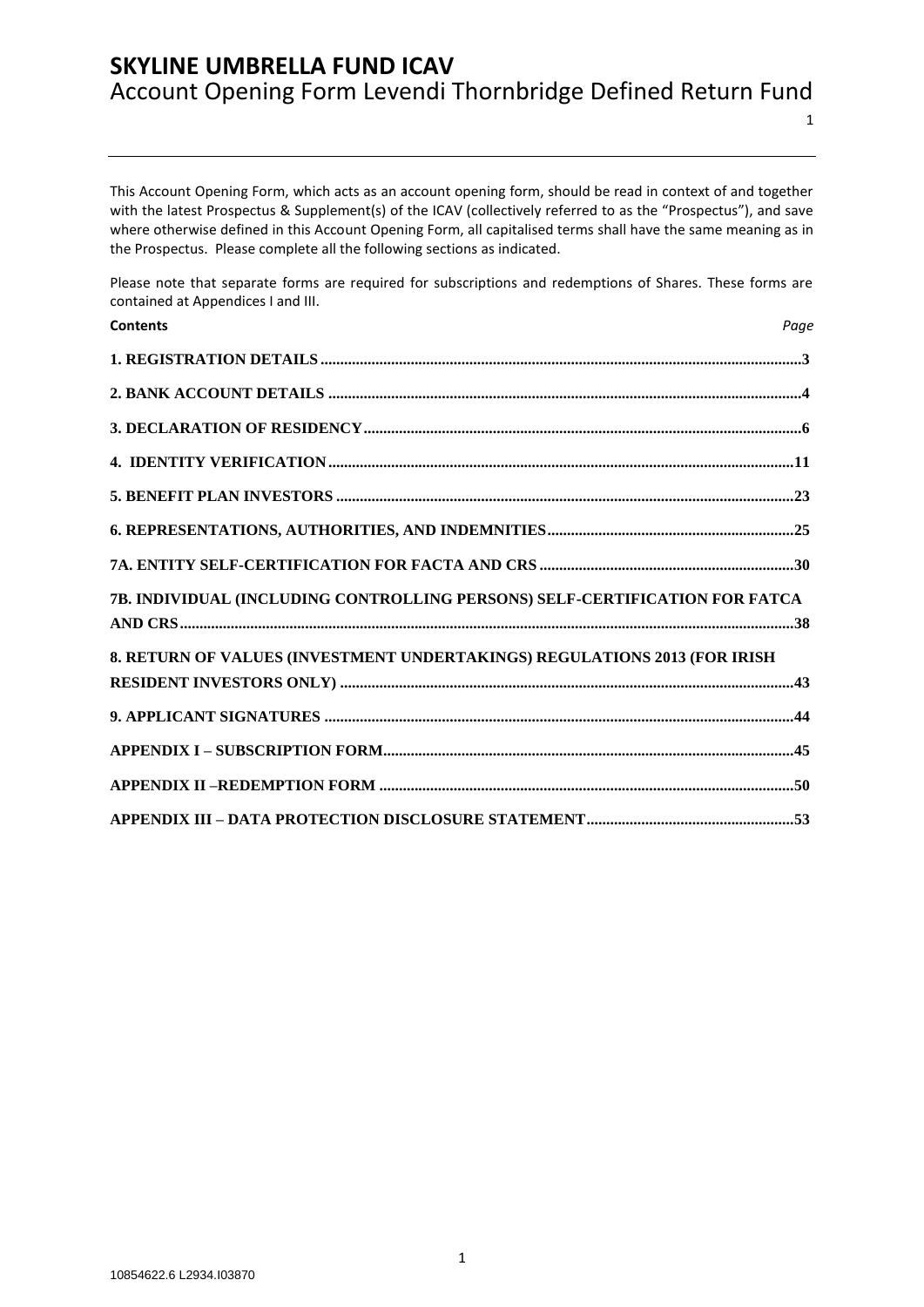# SKYLINE UMBRELLA FUND ICAV

## Account Opening Form Levendi Thornbridge Defined Return Fund

This Account Opening Form, which acts as an account opening form, should be read in context of and together with the latest Prospectus & Supplement(s) of the ICAV (collectively referred to as the "Prospectus"), and save where otherwise defined in this Account Opening Form, all capitalised terms shall have the same meaning as in the Prospectus. Please complete all the following sections as indicated.

Please note that separate forms are required for subscriptions and redemptions of Shares. These forms are contained at Appendices I and III.

| **Contents** | *Page* |
|---|---|
| **1. REGISTRATION DETAILS** | **3** |
| **2. BANK ACCOUNT DETAILS** | **4** |
| **3. DECLARATION OF RESIDENCY** | **6** |
| **4. IDENTITY VERIFICATION** | **11** |
| **5. BENEFIT PLAN INVESTORS** | **23** |
| **6. REPRESENTATIONS, AUTHORITIES, AND INDEMNITIES** | **25** |
| **7A. ENTITY SELF-CERTIFICATION FOR FACTA AND CRS** | **30** |
| **7B. INDIVIDUAL (INCLUDING CONTROLLING PERSONS) SELF-CERTIFICATION FOR FATCA AND CRS** | **38** |
| **8. RETURN OF VALUES (INVESTMENT UNDERTAKINGS) REGULATIONS 2013 (FOR IRISH RESIDENT INVESTORS ONLY)** | **43** |
| **9. APPLICANT SIGNATURES** | **44** |
| **APPENDIX I – SUBSCRIPTION FORM** | **45** |
| **APPENDIX II –REDEMPTION FORM** | **50** |
| **APPENDIX III – DATA PROTECTION DISCLOSURE STATEMENT** | **53** |

10854622.6 L2934.I03870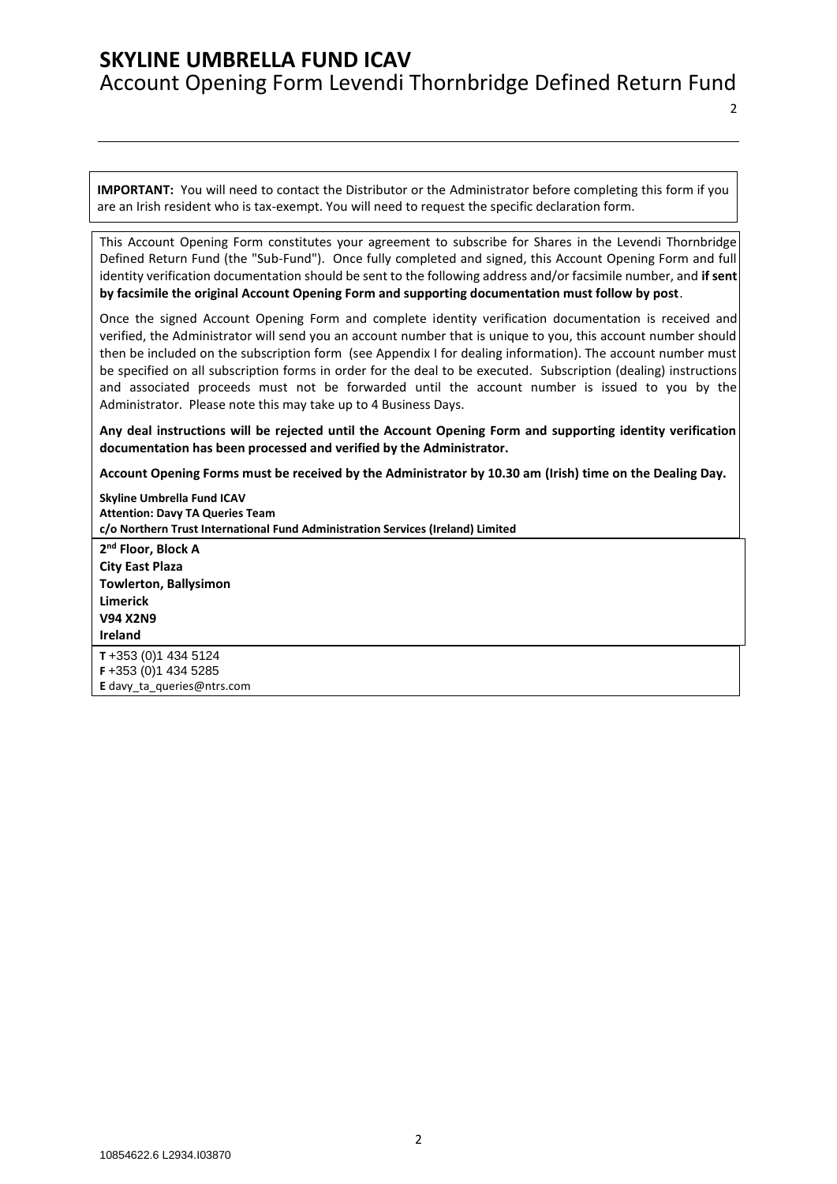**IMPORTANT:** You will need to contact the Distributor or the Administrator before completing this form if you are an Irish resident who is tax-exempt. You will need to request the specific declaration form.

This Account Opening Form constitutes your agreement to subscribe for Shares in the Levendi Thornbridge Defined Return Fund (the "Sub-Fund"). Once fully completed and signed, this Account Opening Form and full identity verification documentation should be sent to the following address and/or facsimile number, and **if sent by facsimile the original Account Opening Form and supporting documentation must follow by post**.

Once the signed Account Opening Form and complete identity verification documentation is received and verified, the Administrator will send you an account number that is unique to you, this account number should then be included on the subscription form (see Appendix I for dealing information). The account number must be specified on all subscription forms in order for the deal to be executed. Subscription (dealing) instructions and associated proceeds must not be forwarded until the account number is issued to you by the Administrator. Please note this may take up to 4 Business Days.

**Any deal instructions will be rejected until the Account Opening Form and supporting identity verification documentation has been processed and verified by the Administrator.**

**Account Opening Forms must be received by the Administrator by 10.30 am (Irish) time on the Dealing Day.**

**Skyline Umbrella Fund ICAV**
**Attention: Davy TA Queries Team**
**c/o Northern Trust International Fund Administration Services (Ireland) Limited**
**2nd Floor, Block A**
**City East Plaza**
**Towlerton, Ballysimon**
**Limerick**
**V94 X2N9**
**Ireland**

**T** +353 (0)1 434 5124
**F** +353 (0)1 434 5285
**E** davy_ta_queries@ntrs.com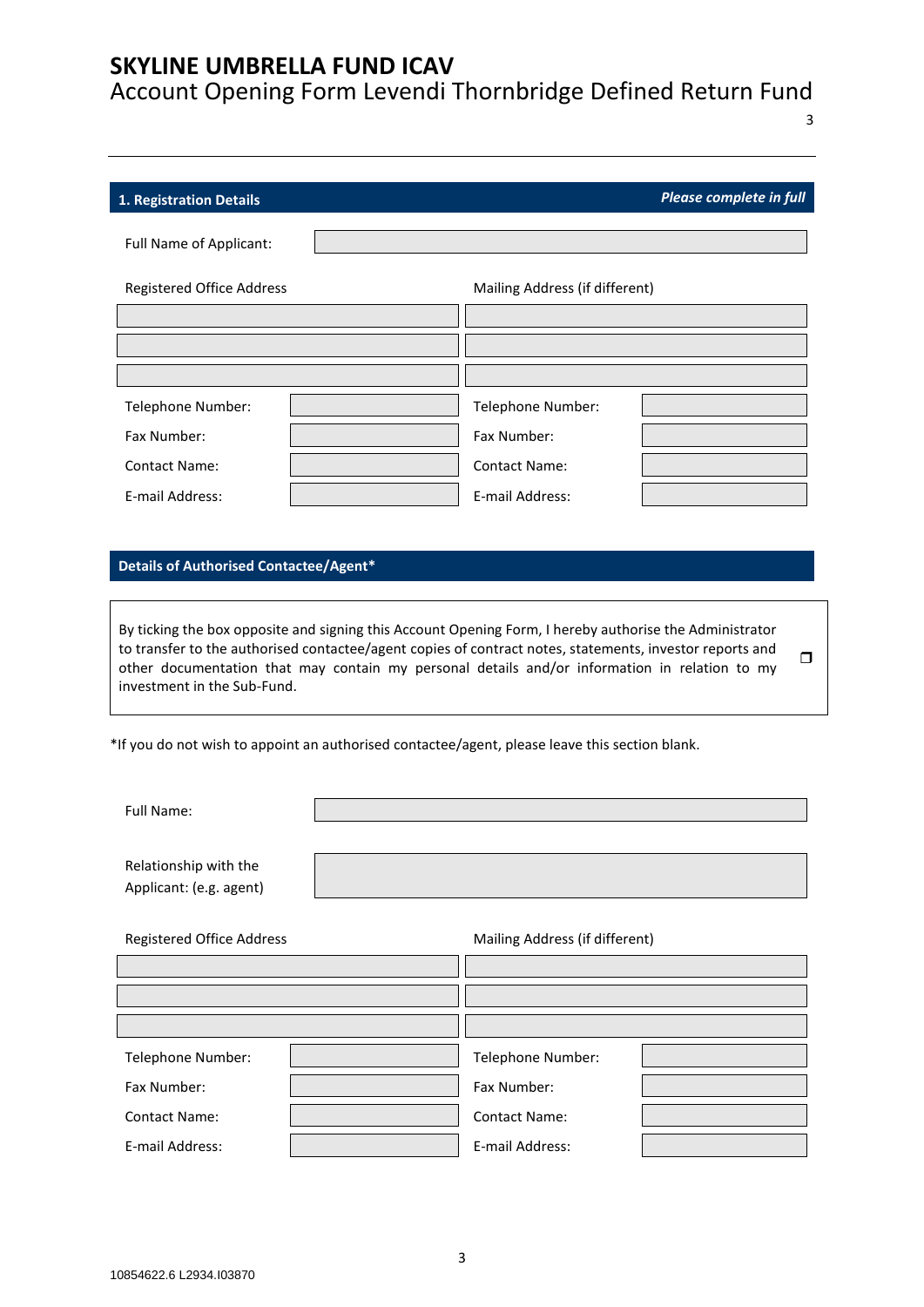## 1. Registration Details

*Please complete in full*

| Full Name of Applicant: | |
|---|---|

| Registered Office Address | | Mailing Address (if different) | |
|---|---|---|---|
| | | | |
| | | | |
| | | | |
| Telephone Number: | | Telephone Number: | |
| Fax Number: | | Fax Number: | |
| Contact Name: | | Contact Name: | |
| E-mail Address: | | E-mail Address: | |

## Details of Authorised Contactee/Agent*

By ticking the box opposite and signing this Account Opening Form, I hereby authorise the Administrator to transfer to the authorised contactee/agent copies of contract notes, statements, investor reports and other documentation that may contain my personal details and/or information in relation to my investment in the Sub-Fund. ☐

*If you do not wish to appoint an authorised contactee/agent, please leave this section blank.

| Full Name: | |
|---|---|
| Relationship with the Applicant: (e.g. agent) | |

| Registered Office Address | | Mailing Address (if different) | |
|---|---|---|---|
| | | | |
| | | | |
| | | | |
| Telephone Number: | | Telephone Number: | |
| Fax Number: | | Fax Number: | |
| Contact Name: | | Contact Name: | |
| E-mail Address: | | E-mail Address: | |

10854622.6 L2934.I03870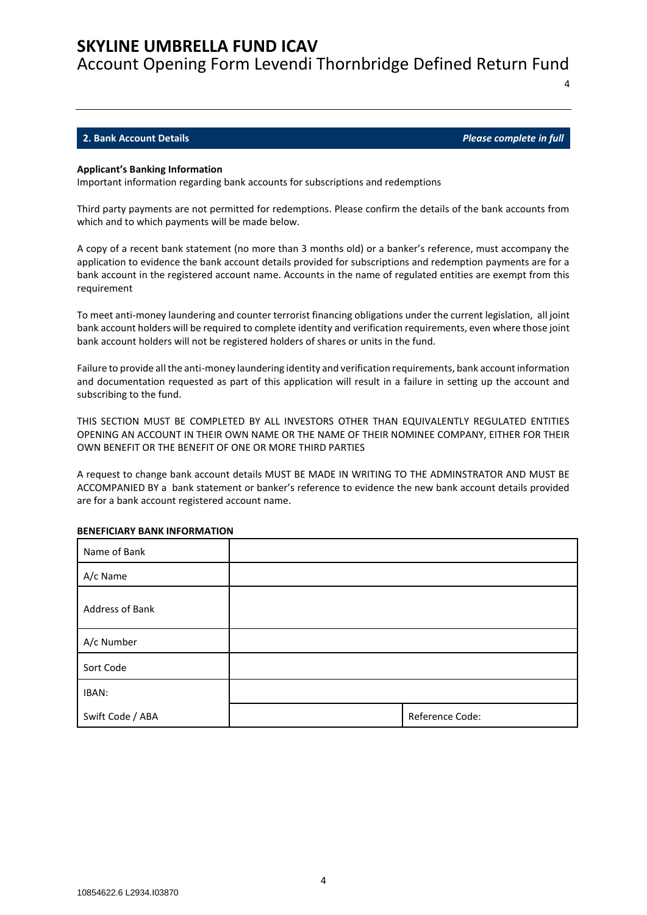## 2. Bank Account Details *Please complete in full*

**Applicant's Banking Information**

Important information regarding bank accounts for subscriptions and redemptions

Third party payments are not permitted for redemptions. Please confirm the details of the bank accounts from which and to which payments will be made below.

A copy of a recent bank statement (no more than 3 months old) or a banker's reference, must accompany the application to evidence the bank account details provided for subscriptions and redemption payments are for a bank account in the registered account name. Accounts in the name of regulated entities are exempt from this requirement

To meet anti-money laundering and counter terrorist financing obligations under the current legislation, all joint bank account holders will be required to complete identity and verification requirements, even where those joint bank account holders will not be registered holders of shares or units in the fund.

Failure to provide all the anti-money laundering identity and verification requirements, bank account information and documentation requested as part of this application will result in a failure in setting up the account and subscribing to the fund.

THIS SECTION MUST BE COMPLETED BY ALL INVESTORS OTHER THAN EQUIVALENTLY REGULATED ENTITIES OPENING AN ACCOUNT IN THEIR OWN NAME OR THE NAME OF THEIR NOMINEE COMPANY, EITHER FOR THEIR OWN BENEFIT OR THE BENEFIT OF ONE OR MORE THIRD PARTIES

A request to change bank account details MUST BE MADE IN WRITING TO THE ADMINSTRATOR AND MUST BE ACCOMPANIED BY a bank statement or banker's reference to evidence the new bank account details provided are for a bank account registered account name.

**BENEFICIARY BANK INFORMATION**

| | | |
|---|---|---|
| Name of Bank | | |
| A/c Name | | |
| Address of Bank | | |
| A/c Number | | |
| Sort Code | | |
| IBAN: | | |
| Swift Code / ABA | | Reference Code: |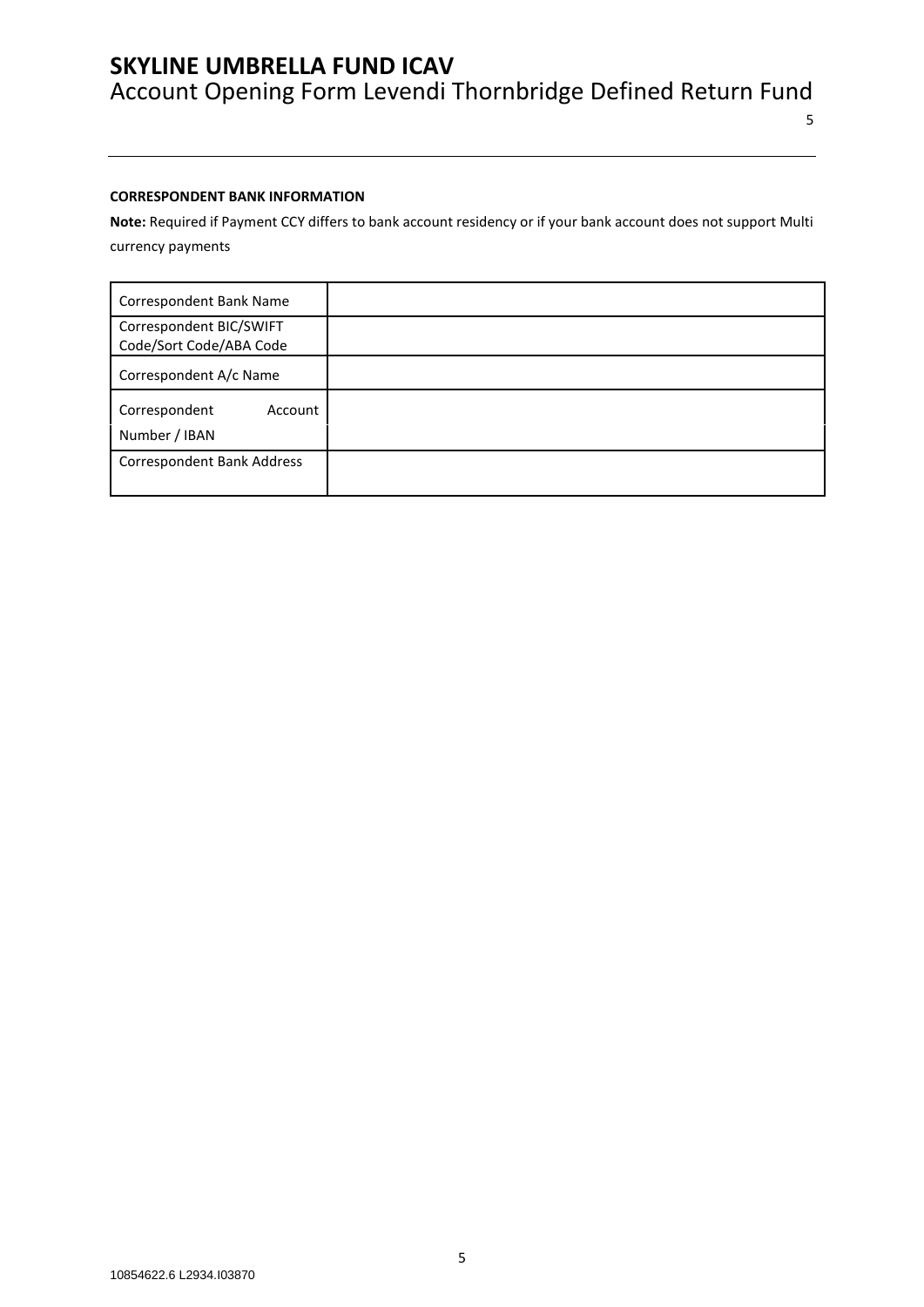**CORRESPONDENT BANK INFORMATION**

**Note:** Required if Payment CCY differs to bank account residency or if your bank account does not support Multi currency payments

| | |
|---|---|
| Correspondent Bank Name | |
| Correspondent BIC/SWIFT Code/Sort Code/ABA Code | |
| Correspondent A/c Name | |
| Correspondent Account Number / IBAN | |
| Correspondent Bank Address | |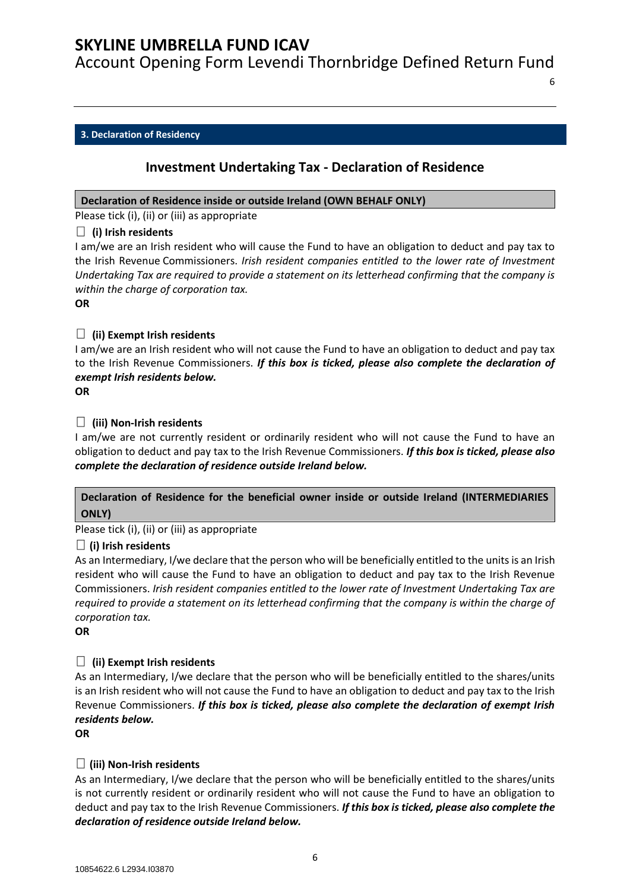**3. Declaration of Residency**

## Investment Undertaking Tax - Declaration of Residence

**Declaration of Residence inside or outside Ireland (OWN BEHALF ONLY)**

Please tick (i), (ii) or (iii) as appropriate

☐ **(i) Irish residents**

I am/we are an Irish resident who will cause the Fund to have an obligation to deduct and pay tax to the Irish Revenue Commissioners. *Irish resident companies entitled to the lower rate of Investment Undertaking Tax are required to provide a statement on its letterhead confirming that the company is within the charge of corporation tax.*

**OR**

☐ **(ii) Exempt Irish residents**

I am/we are an Irish resident who will not cause the Fund to have an obligation to deduct and pay tax to the Irish Revenue Commissioners. ***If this box is ticked, please also complete the declaration of exempt Irish residents below.***

**OR**

☐ **(iii) Non-Irish residents**

I am/we are not currently resident or ordinarily resident who will not cause the Fund to have an obligation to deduct and pay tax to the Irish Revenue Commissioners. ***If this box is ticked, please also complete the declaration of residence outside Ireland below.***

**Declaration of Residence for the beneficial owner inside or outside Ireland (INTERMEDIARIES ONLY)**

Please tick (i), (ii) or (iii) as appropriate

☐ **(i) Irish residents**

As an Intermediary, I/we declare that the person who will be beneficially entitled to the units is an Irish resident who will cause the Fund to have an obligation to deduct and pay tax to the Irish Revenue Commissioners. *Irish resident companies entitled to the lower rate of Investment Undertaking Tax are required to provide a statement on its letterhead confirming that the company is within the charge of corporation tax.*

**OR**

☐ **(ii) Exempt Irish residents**

As an Intermediary, I/we declare that the person who will be beneficially entitled to the shares/units is an Irish resident who will not cause the Fund to have an obligation to deduct and pay tax to the Irish Revenue Commissioners. ***If this box is ticked, please also complete the declaration of exempt Irish residents below.***

**OR**

☐ **(iii) Non-Irish residents**

As an Intermediary, I/we declare that the person who will be beneficially entitled to the shares/units is not currently resident or ordinarily resident who will not cause the Fund to have an obligation to deduct and pay tax to the Irish Revenue Commissioners. ***If this box is ticked, please also complete the declaration of residence outside Ireland below.***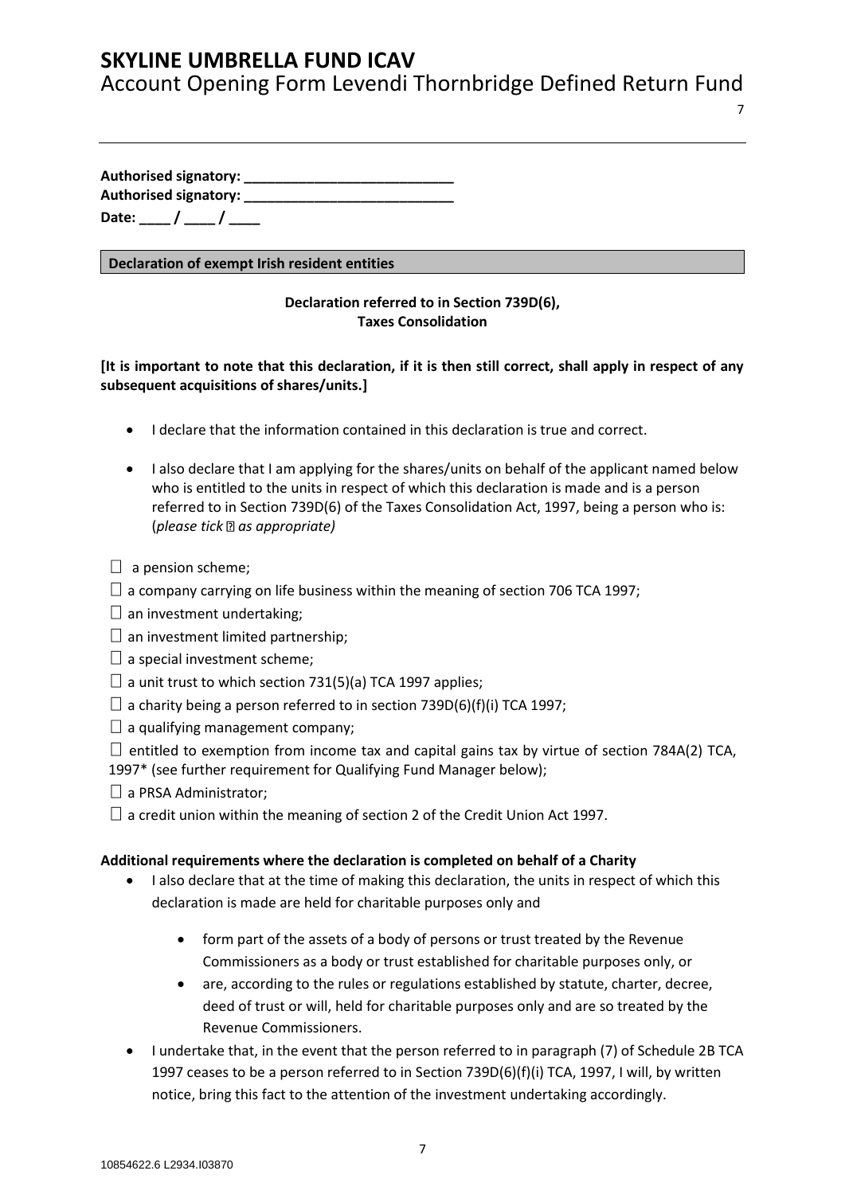**Authorised signatory: ___________________________**
**Authorised signatory: ___________________________**
**Date: ____ / ____ / ____**

**Declaration of exempt Irish resident entities**

**Declaration referred to in Section 739D(6), Taxes Consolidation**

**[It is important to note that this declaration, if it is then still correct, shall apply in respect of any subsequent acquisitions of shares/units.]**

- I declare that the information contained in this declaration is true and correct.
- I also declare that I am applying for the shares/units on behalf of the applicant named below who is entitled to the units in respect of which this declaration is made and is a person referred to in Section 739D(6) of the Taxes Consolidation Act, 1997, being a person who is: (*please tick ☐ as appropriate)*

☐ a pension scheme;
☐ a company carrying on life business within the meaning of section 706 TCA 1997;
☐ an investment undertaking;
☐ an investment limited partnership;
☐ a special investment scheme;
☐ a unit trust to which section 731(5)(a) TCA 1997 applies;
☐ a charity being a person referred to in section 739D(6)(f)(i) TCA 1997;
☐ a qualifying management company;
☐ entitled to exemption from income tax and capital gains tax by virtue of section 784A(2) TCA, 1997* (see further requirement for Qualifying Fund Manager below);
☐ a PRSA Administrator;
☐ a credit union within the meaning of section 2 of the Credit Union Act 1997.

**Additional requirements where the declaration is completed on behalf of a Charity**

- I also declare that at the time of making this declaration, the units in respect of which this declaration is made are held for charitable purposes only and
  - form part of the assets of a body of persons or trust treated by the Revenue Commissioners as a body or trust established for charitable purposes only, or
  - are, according to the rules or regulations established by statute, charter, decree, deed of trust or will, held for charitable purposes only and are so treated by the Revenue Commissioners.
- I undertake that, in the event that the person referred to in paragraph (7) of Schedule 2B TCA 1997 ceases to be a person referred to in Section 739D(6)(f)(i) TCA, 1997, I will, by written notice, bring this fact to the attention of the investment undertaking accordingly.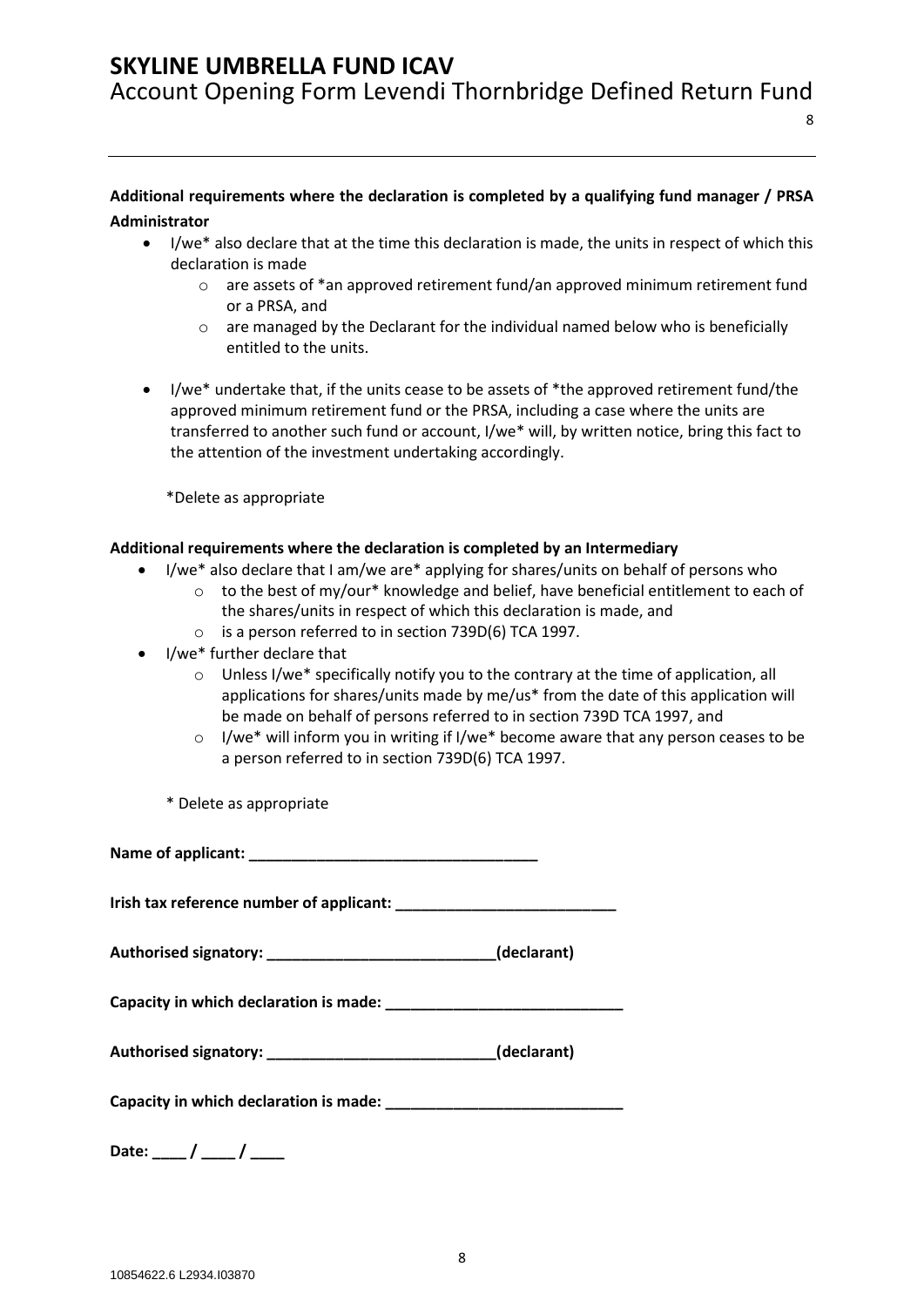**Additional requirements where the declaration is completed by a qualifying fund manager / PRSA Administrator**

- I/we* also declare that at the time this declaration is made, the units in respect of which this declaration is made
  - are assets of *an approved retirement fund/an approved minimum retirement fund or a PRSA, and
  - are managed by the Declarant for the individual named below who is beneficially entitled to the units.

- I/we* undertake that, if the units cease to be assets of *the approved retirement fund/the approved minimum retirement fund or the PRSA, including a case where the units are transferred to another such fund or account, I/we* will, by written notice, bring this fact to the attention of the investment undertaking accordingly.

*Delete as appropriate

**Additional requirements where the declaration is completed by an Intermediary**

- I/we* also declare that I am/we are* applying for shares/units on behalf of persons who
  - to the best of my/our* knowledge and belief, have beneficial entitlement to each of the shares/units in respect of which this declaration is made, and
  - is a person referred to in section 739D(6) TCA 1997.
- I/we* further declare that
  - Unless I/we* specifically notify you to the contrary at the time of application, all applications for shares/units made by me/us* from the date of this application will be made on behalf of persons referred to in section 739D TCA 1997, and
  - I/we* will inform you in writing if I/we* become aware that any person ceases to be a person referred to in section 739D(6) TCA 1997.

* Delete as appropriate

**Name of applicant:** ___________________________________

**Irish tax reference number of applicant:** __________________________

**Authorised signatory:** ___________________________**(declarant)**

**Capacity in which declaration is made:** ____________________________

**Authorised signatory:** ___________________________**(declarant)**

**Capacity in which declaration is made:** ____________________________

**Date:** ____ / ____ / ____

10854622.6 L2934.I03870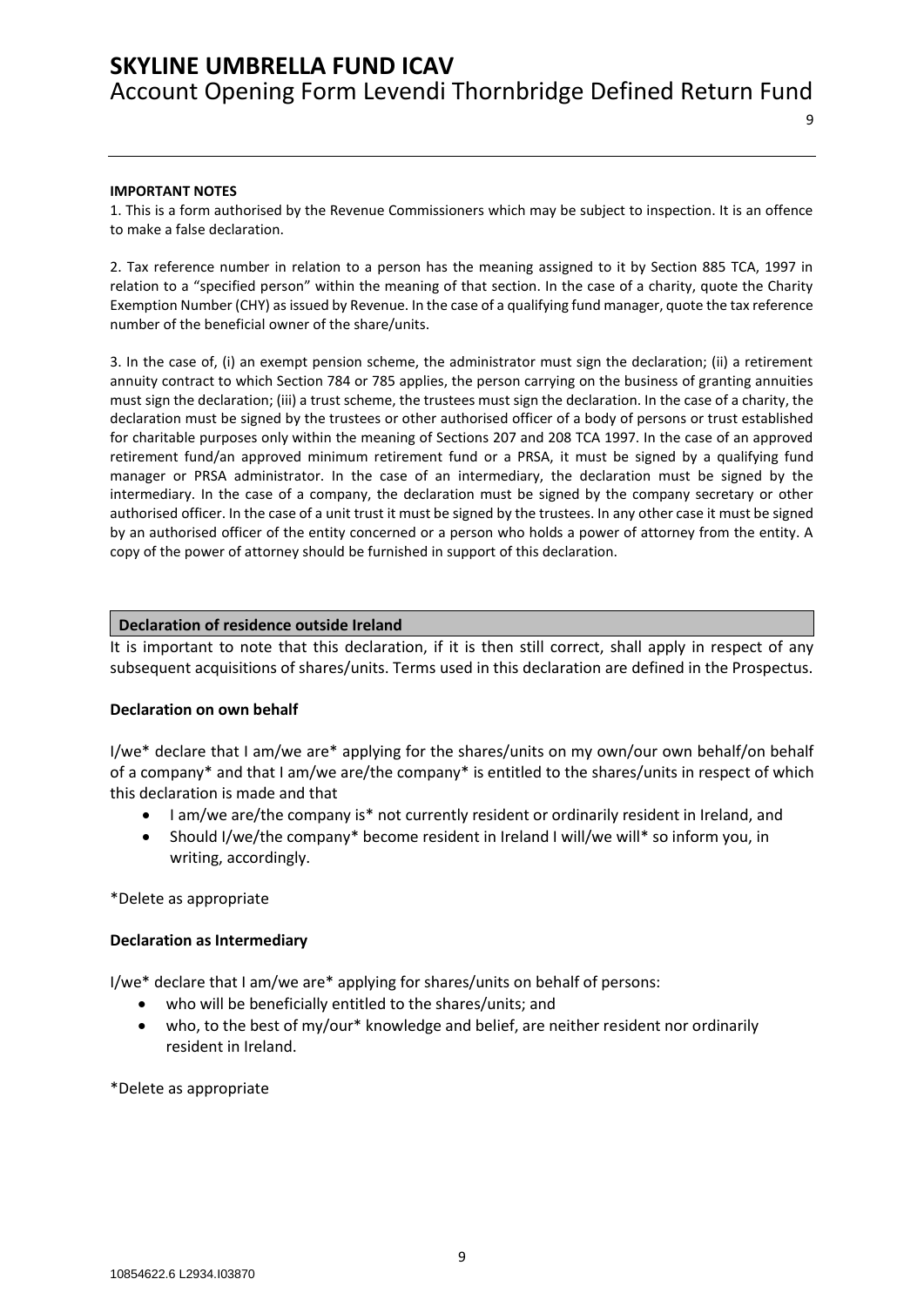**IMPORTANT NOTES**

1. This is a form authorised by the Revenue Commissioners which may be subject to inspection. It is an offence to make a false declaration.

2. Tax reference number in relation to a person has the meaning assigned to it by Section 885 TCA, 1997 in relation to a "specified person" within the meaning of that section. In the case of a charity, quote the Charity Exemption Number (CHY) as issued by Revenue. In the case of a qualifying fund manager, quote the tax reference number of the beneficial owner of the share/units.

3. In the case of, (i) an exempt pension scheme, the administrator must sign the declaration; (ii) a retirement annuity contract to which Section 784 or 785 applies, the person carrying on the business of granting annuities must sign the declaration; (iii) a trust scheme, the trustees must sign the declaration. In the case of a charity, the declaration must be signed by the trustees or other authorised officer of a body of persons or trust established for charitable purposes only within the meaning of Sections 207 and 208 TCA 1997. In the case of an approved retirement fund/an approved minimum retirement fund or a PRSA, it must be signed by a qualifying fund manager or PRSA administrator. In the case of an intermediary, the declaration must be signed by the intermediary. In the case of a company, the declaration must be signed by the company secretary or other authorised officer. In the case of a unit trust it must be signed by the trustees. In any other case it must be signed by an authorised officer of the entity concerned or a person who holds a power of attorney from the entity. A copy of the power of attorney should be furnished in support of this declaration.

## Declaration of residence outside Ireland

It is important to note that this declaration, if it is then still correct, shall apply in respect of any subsequent acquisitions of shares/units. Terms used in this declaration are defined in the Prospectus.

**Declaration on own behalf**

I/we* declare that I am/we are* applying for the shares/units on my own/our own behalf/on behalf of a company* and that I am/we are/the company* is entitled to the shares/units in respect of which this declaration is made and that

- I am/we are/the company is* not currently resident or ordinarily resident in Ireland, and
- Should I/we/the company* become resident in Ireland I will/we will* so inform you, in writing, accordingly.

*Delete as appropriate

**Declaration as Intermediary**

I/we* declare that I am/we are* applying for shares/units on behalf of persons:

- who will be beneficially entitled to the shares/units; and
- who, to the best of my/our* knowledge and belief, are neither resident nor ordinarily resident in Ireland.

*Delete as appropriate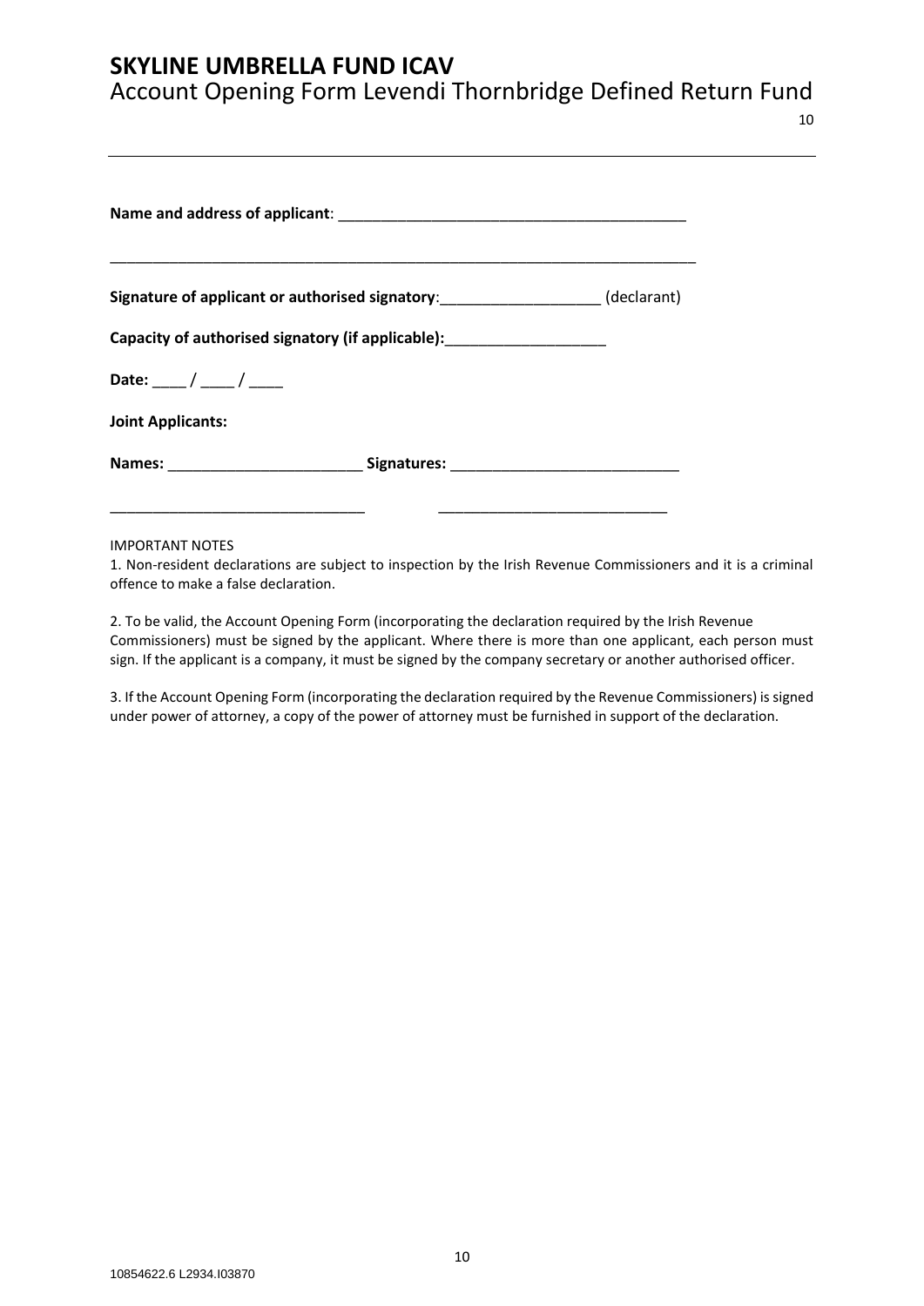**Name and address of applicant**: ___________________________________________

___________________________________________________________________________

**Signature of applicant or authorised signatory**:___________________ (declarant)

**Capacity of authorised signatory (if applicable):**___________________

**Date:** ____ / ____ / ____

**Joint Applicants:**

**Names:** _______________________ **Signatures:** ___________________________

_______________________________ ___________________________

IMPORTANT NOTES

1. Non-resident declarations are subject to inspection by the Irish Revenue Commissioners and it is a criminal offence to make a false declaration.

2. To be valid, the Account Opening Form (incorporating the declaration required by the Irish Revenue Commissioners) must be signed by the applicant. Where there is more than one applicant, each person must sign. If the applicant is a company, it must be signed by the company secretary or another authorised officer.

3. If the Account Opening Form (incorporating the declaration required by the Revenue Commissioners) is signed under power of attorney, a copy of the power of attorney must be furnished in support of the declaration.

10854622.6 L2934.I03870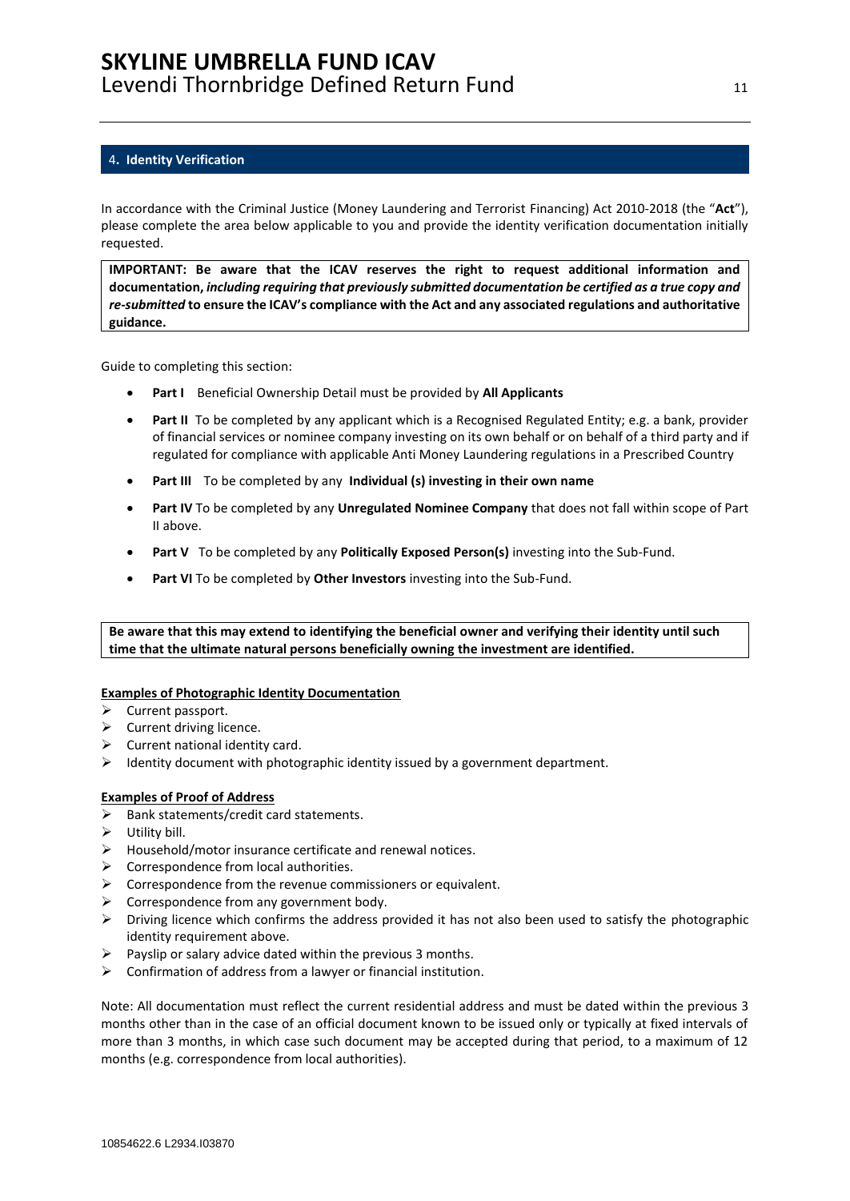## 4. Identity Verification

In accordance with the Criminal Justice (Money Laundering and Terrorist Financing) Act 2010-2018 (the "**Act**"), please complete the area below applicable to you and provide the identity verification documentation initially requested.

**IMPORTANT: Be aware that the ICAV reserves the right to request additional information and documentation,** ***including requiring that previously submitted documentation be certified as a true copy and re-submitted*** **to ensure the ICAV's compliance with the Act and any associated regulations and authoritative guidance.**

Guide to completing this section:

- **Part I** Beneficial Ownership Detail must be provided by **All Applicants**
- **Part II** To be completed by any applicant which is a Recognised Regulated Entity; e.g. a bank, provider of financial services or nominee company investing on its own behalf or on behalf of a third party and if regulated for compliance with applicable Anti Money Laundering regulations in a Prescribed Country
- **Part III** To be completed by any **Individual (s) investing in their own name**
- **Part IV** To be completed by any **Unregulated Nominee Company** that does not fall within scope of Part II above.
- **Part V** To be completed by any **Politically Exposed Person(s)** investing into the Sub-Fund.
- **Part VI** To be completed by **Other Investors** investing into the Sub-Fund.

**Be aware that this may extend to identifying the beneficial owner and verifying their identity until such time that the ultimate natural persons beneficially owning the investment are identified.**

**Examples of Photographic Identity Documentation**

- Current passport.
- Current driving licence.
- Current national identity card.
- Identity document with photographic identity issued by a government department.

**Examples of Proof of Address**

- Bank statements/credit card statements.
- Utility bill.
- Household/motor insurance certificate and renewal notices.
- Correspondence from local authorities.
- Correspondence from the revenue commissioners or equivalent.
- Correspondence from any government body.
- Driving licence which confirms the address provided it has not also been used to satisfy the photographic identity requirement above.
- Payslip or salary advice dated within the previous 3 months.
- Confirmation of address from a lawyer or financial institution.

Note: All documentation must reflect the current residential address and must be dated within the previous 3 months other than in the case of an official document known to be issued only or typically at fixed intervals of more than 3 months, in which case such document may be accepted during that period, to a maximum of 12 months (e.g. correspondence from local authorities).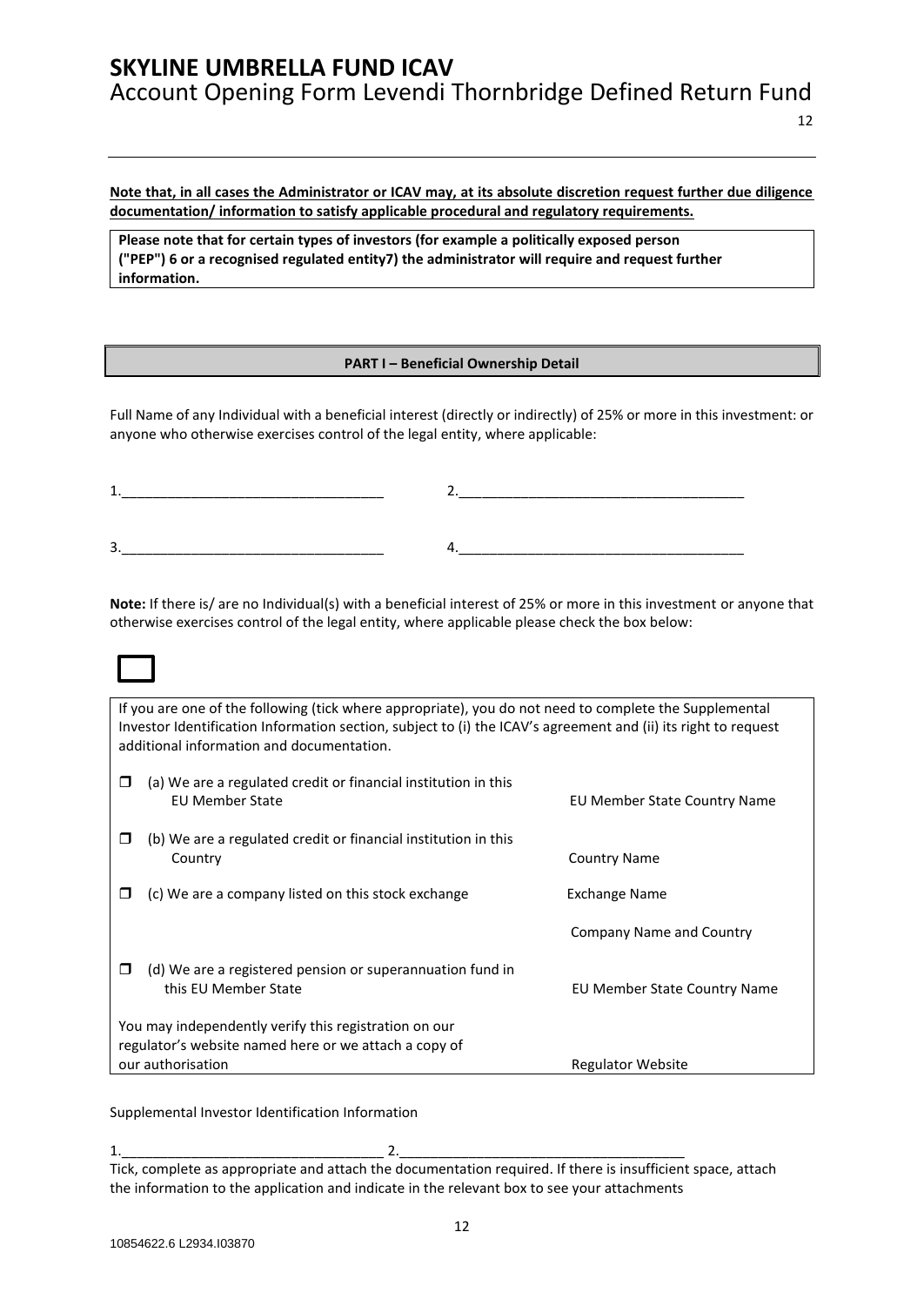**Note that, in all cases the Administrator or ICAV may, at its absolute discretion request further due diligence documentation/ information to satisfy applicable procedural and regulatory requirements.**

**Please note that for certain types of investors (for example a politically exposed person ("PEP") 6 or a recognised regulated entity7) the administrator will require and request further information.**

## PART I – Beneficial Ownership Detail

Full Name of any Individual with a beneficial interest (directly or indirectly) of 25% or more in this investment: or anyone who otherwise exercises control of the legal entity, where applicable:

1.\_\_\_\_\_\_\_\_\_\_\_\_\_\_\_\_\_\_\_\_\_\_\_\_\_\_\_\_\_\_\_\_\_\_ 2.\_\_\_\_\_\_\_\_\_\_\_\_\_\_\_\_\_\_\_\_\_\_\_\_\_\_\_\_\_\_\_\_\_\_\_\_\_

3.\_\_\_\_\_\_\_\_\_\_\_\_\_\_\_\_\_\_\_\_\_\_\_\_\_\_\_\_\_\_\_\_\_\_ 4.\_\_\_\_\_\_\_\_\_\_\_\_\_\_\_\_\_\_\_\_\_\_\_\_\_\_\_\_\_\_\_\_\_\_\_\_\_

**Note:** If there is/ are no Individual(s) with a beneficial interest of 25% or more in this investment or anyone that otherwise exercises control of the legal entity, where applicable please check the box below:

☐

If you are one of the following (tick where appropriate), you do not need to complete the Supplemental Investor Identification Information section, subject to (i) the ICAV's agreement and (ii) its right to request additional information and documentation.

| | | |
|---|---|---|
| ☐ | (a) We are a regulated credit or financial institution in this EU Member State | EU Member State Country Name |
| ☐ | (b) We are a regulated credit or financial institution in this Country | Country Name |
| ☐ | (c) We are a company listed on this stock exchange | Exchange Name |
| | | Company Name and Country |
| ☐ | (d) We are a registered pension or superannuation fund in this EU Member State | EU Member State Country Name |
| | You may independently verify this registration on our regulator's website named here or we attach a copy of our authorisation | Regulator Website |

Supplemental Investor Identification Information

1.\_\_\_\_\_\_\_\_\_\_\_\_\_\_\_\_\_\_\_\_\_\_\_\_\_\_\_\_\_\_\_\_\_\_ 2.\_\_\_\_\_\_\_\_\_\_\_\_\_\_\_\_\_\_\_\_\_\_\_\_\_\_\_\_\_\_\_\_\_\_\_\_\_

Tick, complete as appropriate and attach the documentation required. If there is insufficient space, attach the information to the application and indicate in the relevant box to see your attachments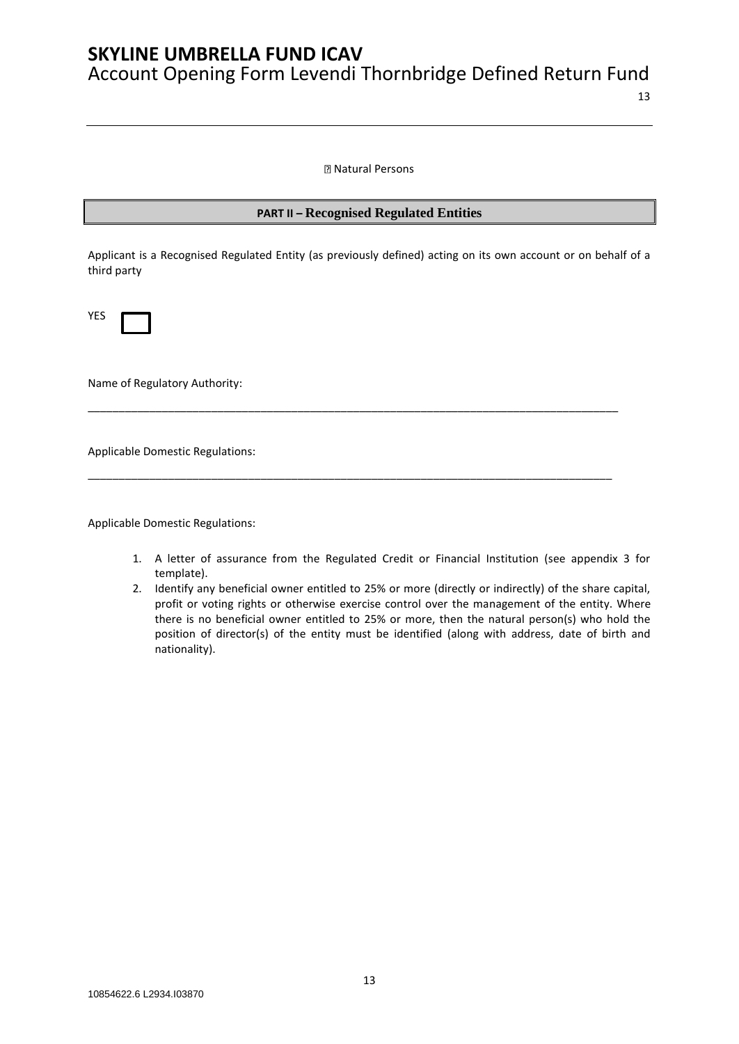☐ Natural Persons

## PART II – Recognised Regulated Entities

Applicant is a Recognised Regulated Entity (as previously defined) acting on its own account or on behalf of a third party

YES ☐

Name of Regulatory Authority:

\_\_\_\_\_\_\_\_\_\_\_\_\_\_\_\_\_\_\_\_\_\_\_\_\_\_\_\_\_\_\_\_\_\_\_\_\_\_\_\_\_\_\_\_\_\_\_\_\_\_\_\_\_\_\_\_\_\_\_\_\_\_\_\_\_\_\_\_\_\_\_\_\_\_\_\_\_\_\_\_\_\_\_\_\_\_\_\_

Applicable Domestic Regulations:

\_\_\_\_\_\_\_\_\_\_\_\_\_\_\_\_\_\_\_\_\_\_\_\_\_\_\_\_\_\_\_\_\_\_\_\_\_\_\_\_\_\_\_\_\_\_\_\_\_\_\_\_\_\_\_\_\_\_\_\_\_\_\_\_\_\_\_\_\_\_\_\_\_\_\_\_\_\_\_\_\_\_\_\_\_\_\_\_

Applicable Domestic Regulations:

1. A letter of assurance from the Regulated Credit or Financial Institution (see appendix 3 for template).
2. Identify any beneficial owner entitled to 25% or more (directly or indirectly) of the share capital, profit or voting rights or otherwise exercise control over the management of the entity. Where there is no beneficial owner entitled to 25% or more, then the natural person(s) who hold the position of director(s) of the entity must be identified (along with address, date of birth and nationality).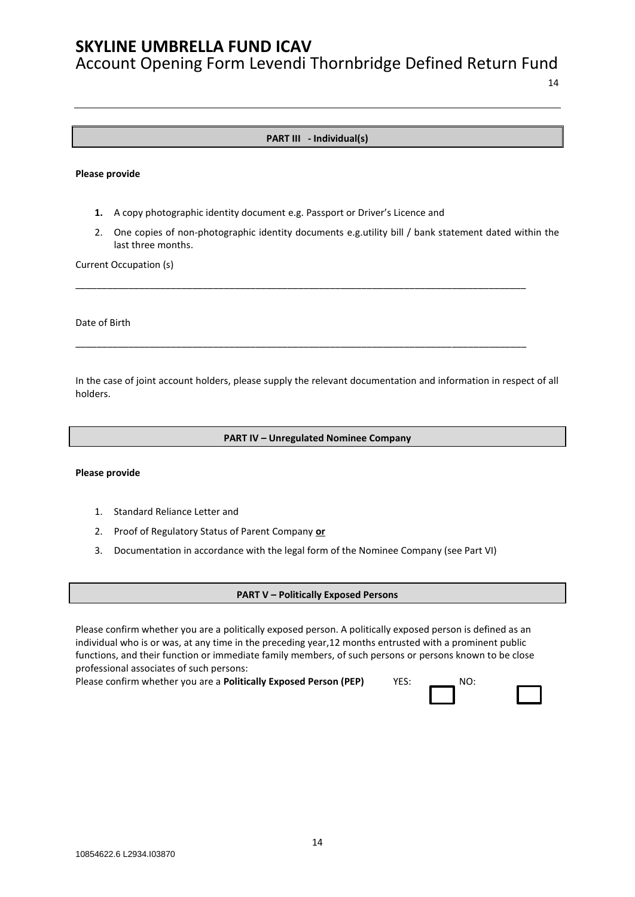## PART III - Individual(s)

**Please provide**

1. A copy photographic identity document e.g. Passport or Driver's Licence and
2. One copies of non-photographic identity documents e.g.utility bill / bank statement dated within the last three months.

Current Occupation (s)

_____________________________________________________________________________________

Date of Birth

_____________________________________________________________________________________

In the case of joint account holders, please supply the relevant documentation and information in respect of all holders.

## PART IV – Unregulated Nominee Company

**Please provide**

1. Standard Reliance Letter and
2. Proof of Regulatory Status of Parent Company **or**
3. Documentation in accordance with the legal form of the Nominee Company (see Part VI)

## PART V – Politically Exposed Persons

Please confirm whether you are a politically exposed person. A politically exposed person is defined as an individual who is or was, at any time in the preceding year,12 months entrusted with a prominent public functions, and their function or immediate family members, of such persons or persons known to be close professional associates of such persons:

Please confirm whether you are a **Politically Exposed Person (PEP)** YES: ☐ NO: ☐

10854622.6 L2934.I03870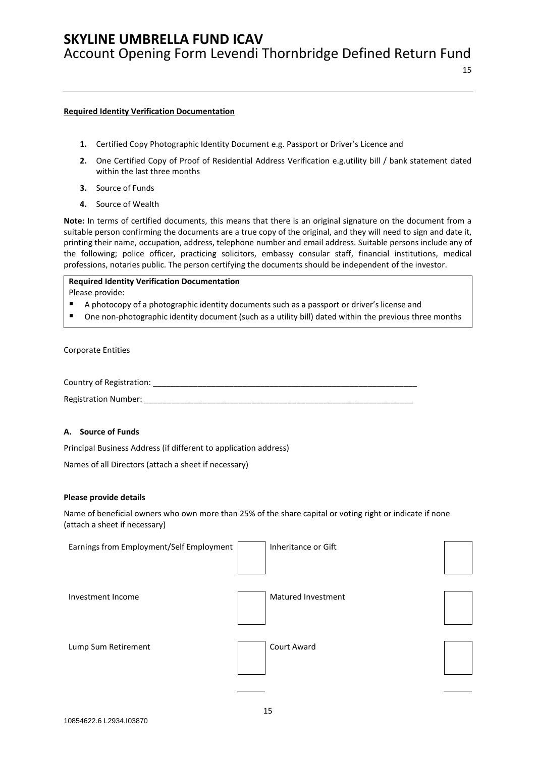**Required Identity Verification Documentation**

1. Certified Copy Photographic Identity Document e.g. Passport or Driver's Licence and
2. One Certified Copy of Proof of Residential Address Verification e.g.utility bill / bank statement dated within the last three months
3. Source of Funds
4. Source of Wealth

**Note:** In terms of certified documents, this means that there is an original signature on the document from a suitable person confirming the documents are a true copy of the original, and they will need to sign and date it, printing their name, occupation, address, telephone number and email address. Suitable persons include any of the following; police officer, practicing solicitors, embassy consular staff, financial institutions, medical professions, notaries public. The person certifying the documents should be independent of the investor.

**Required Identity Verification Documentation**
Please provide:

- A photocopy of a photographic identity documents such as a passport or driver's license and
- One non-photographic identity document (such as a utility bill) dated within the previous three months

Corporate Entities

Country of Registration: ______________________________________________________________

Registration Number: ______________________________________________________________

**A. Source of Funds**

Principal Business Address (if different to application address)

Names of all Directors (attach a sheet if necessary)

**Please provide details**

Name of beneficial owners who own more than 25% of the share capital or voting right or indicate if none (attach a sheet if necessary)

| | | | |
|---|---|---|---|
| Earnings from Employment/Self Employment | ☐ | Inheritance or Gift | ☐ |
| Investment Income | ☐ | Matured Investment | ☐ |
| Lump Sum Retirement | ☐ | Court Award | ☐ |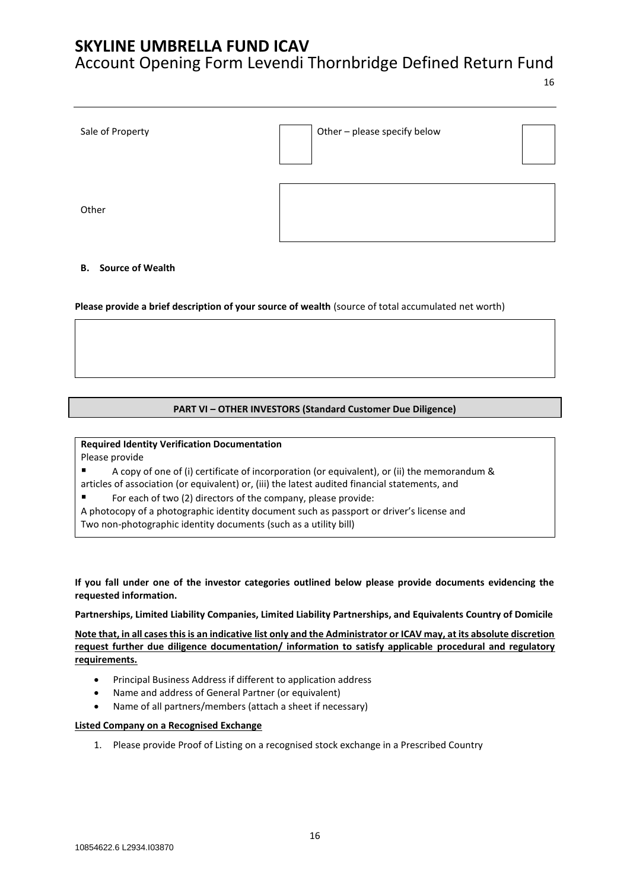| Sale of Property | ☐ | Other – please specify below | ☐ |
|---|---|---|---|
| Other | | | |

**B. Source of Wealth**

**Please provide a brief description of your source of wealth** (source of total accumulated net worth)

| |
|---|
| |

## PART VI – OTHER INVESTORS (Standard Customer Due Diligence)

**Required Identity Verification Documentation**

Please provide

- A copy of one of (i) certificate of incorporation (or equivalent), or (ii) the memorandum & articles of association (or equivalent) or, (iii) the latest audited financial statements, and
- For each of two (2) directors of the company, please provide:

A photocopy of a photographic identity document such as passport or driver's license and
Two non-photographic identity documents (such as a utility bill)

**If you fall under one of the investor categories outlined below please provide documents evidencing the requested information.**

**Partnerships, Limited Liability Companies, Limited Liability Partnerships, and Equivalents Country of Domicile**

**Note that, in all cases this is an indicative list only and the Administrator or ICAV may, at its absolute discretion request further due diligence documentation/ information to satisfy applicable procedural and regulatory requirements.**

- Principal Business Address if different to application address
- Name and address of General Partner (or equivalent)
- Name of all partners/members (attach a sheet if necessary)

**Listed Company on a Recognised Exchange**

1. Please provide Proof of Listing on a recognised stock exchange in a Prescribed Country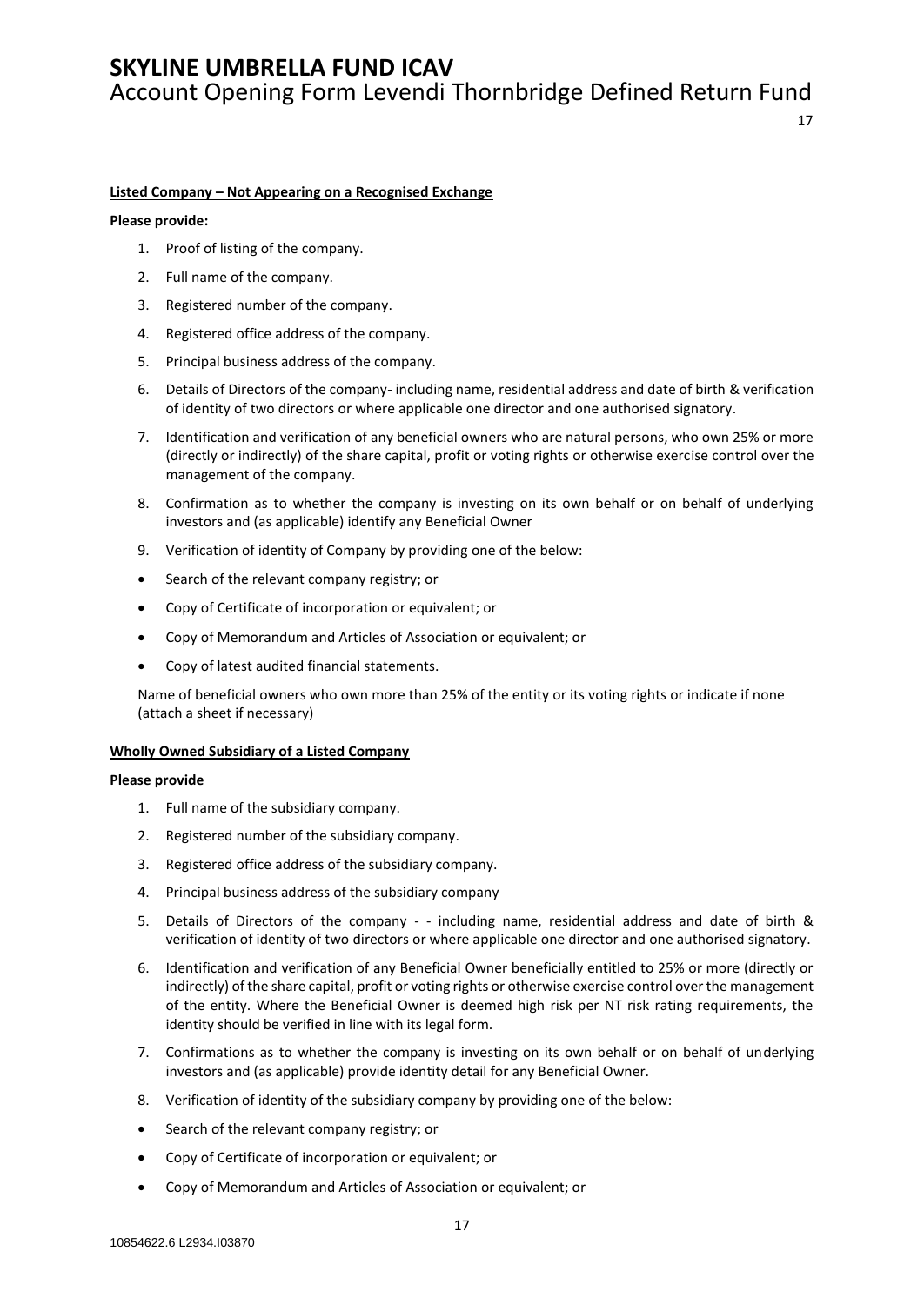**Listed Company – Not Appearing on a Recognised Exchange**

**Please provide:**

1. Proof of listing of the company.
2. Full name of the company.
3. Registered number of the company.
4. Registered office address of the company.
5. Principal business address of the company.
6. Details of Directors of the company- including name, residential address and date of birth & verification of identity of two directors or where applicable one director and one authorised signatory.
7. Identification and verification of any beneficial owners who are natural persons, who own 25% or more (directly or indirectly) of the share capital, profit or voting rights or otherwise exercise control over the management of the company.
8. Confirmation as to whether the company is investing on its own behalf or on behalf of underlying investors and (as applicable) identify any Beneficial Owner
9. Verification of identity of Company by providing one of the below:

- Search of the relevant company registry; or
- Copy of Certificate of incorporation or equivalent; or
- Copy of Memorandum and Articles of Association or equivalent; or
- Copy of latest audited financial statements.

Name of beneficial owners who own more than 25% of the entity or its voting rights or indicate if none (attach a sheet if necessary)

**Wholly Owned Subsidiary of a Listed Company**

**Please provide**

1. Full name of the subsidiary company.
2. Registered number of the subsidiary company.
3. Registered office address of the subsidiary company.
4. Principal business address of the subsidiary company
5. Details of Directors of the company - - including name, residential address and date of birth & verification of identity of two directors or where applicable one director and one authorised signatory.
6. Identification and verification of any Beneficial Owner beneficially entitled to 25% or more (directly or indirectly) of the share capital, profit or voting rights or otherwise exercise control over the management of the entity. Where the Beneficial Owner is deemed high risk per NT risk rating requirements, the identity should be verified in line with its legal form.
7. Confirmations as to whether the company is investing on its own behalf or on behalf of underlying investors and (as applicable) provide identity detail for any Beneficial Owner.
8. Verification of identity of the subsidiary company by providing one of the below:

- Search of the relevant company registry; or
- Copy of Certificate of incorporation or equivalent; or
- Copy of Memorandum and Articles of Association or equivalent; or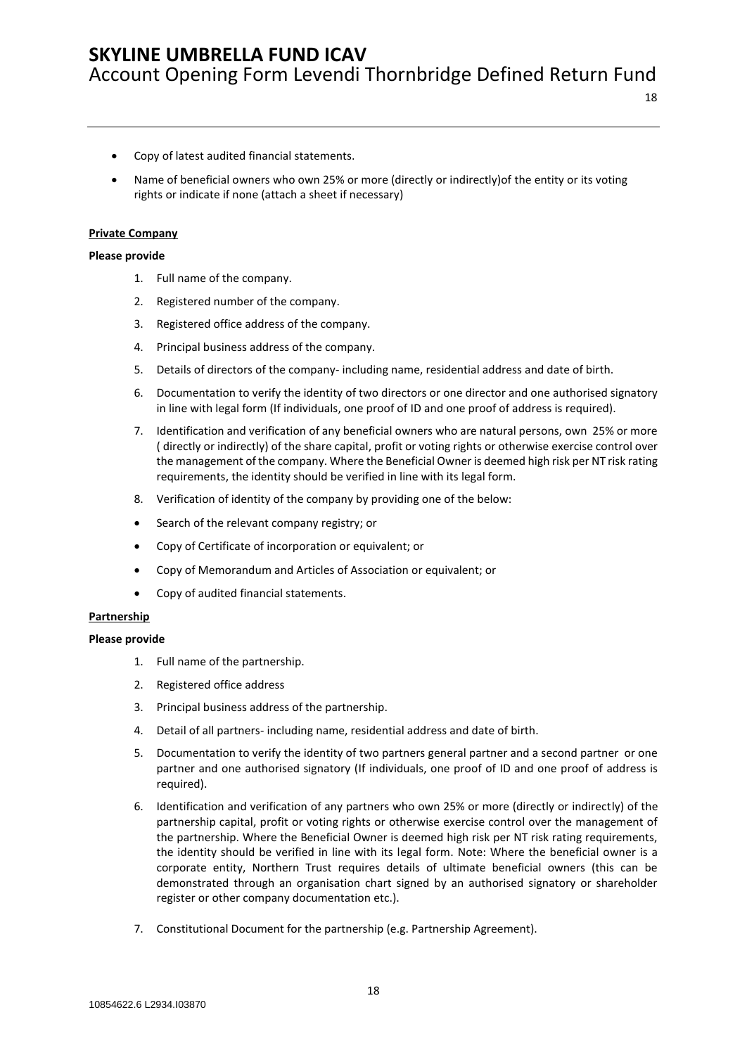- Copy of latest audited financial statements.
- Name of beneficial owners who own 25% or more (directly or indirectly)of the entity or its voting rights or indicate if none (attach a sheet if necessary)

**Private Company**

**Please provide**

1. Full name of the company.
2. Registered number of the company.
3. Registered office address of the company.
4. Principal business address of the company.
5. Details of directors of the company- including name, residential address and date of birth.
6. Documentation to verify the identity of two directors or one director and one authorised signatory in line with legal form (If individuals, one proof of ID and one proof of address is required).
7. Identification and verification of any beneficial owners who are natural persons, own 25% or more ( directly or indirectly) of the share capital, profit or voting rights or otherwise exercise control over the management of the company. Where the Beneficial Owner is deemed high risk per NT risk rating requirements, the identity should be verified in line with its legal form.
8. Verification of identity of the company by providing one of the below:

- Search of the relevant company registry; or
- Copy of Certificate of incorporation or equivalent; or
- Copy of Memorandum and Articles of Association or equivalent; or
- Copy of audited financial statements.

**Partnership**

**Please provide**

1. Full name of the partnership.
2. Registered office address
3. Principal business address of the partnership.
4. Detail of all partners- including name, residential address and date of birth.
5. Documentation to verify the identity of two partners general partner and a second partner or one partner and one authorised signatory (If individuals, one proof of ID and one proof of address is required).
6. Identification and verification of any partners who own 25% or more (directly or indirectly) of the partnership capital, profit or voting rights or otherwise exercise control over the management of the partnership. Where the Beneficial Owner is deemed high risk per NT risk rating requirements, the identity should be verified in line with its legal form. Note: Where the beneficial owner is a corporate entity, Northern Trust requires details of ultimate beneficial owners (this can be demonstrated through an organisation chart signed by an authorised signatory or shareholder register or other company documentation etc.).
7. Constitutional Document for the partnership (e.g. Partnership Agreement).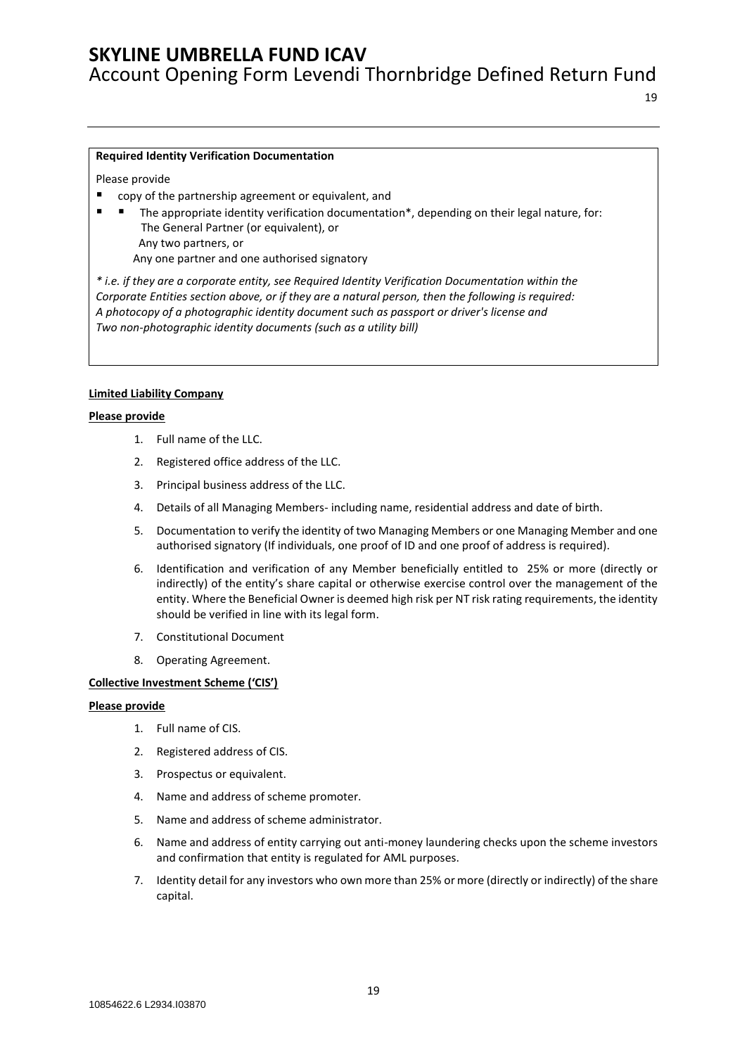**Required Identity Verification Documentation**

Please provide

- copy of the partnership agreement or equivalent, and
- The appropriate identity verification documentation*, depending on their legal nature, for:
  The General Partner (or equivalent), or
  Any two partners, or
  Any one partner and one authorised signatory

*\* i.e. if they are a corporate entity, see Required Identity Verification Documentation within the Corporate Entities section above, or if they are a natural person, then the following is required: A photocopy of a photographic identity document such as passport or driver's license and Two non-photographic identity documents (such as a utility bill)*

**Limited Liability Company**

**Please provide**

1. Full name of the LLC.
2. Registered office address of the LLC.
3. Principal business address of the LLC.
4. Details of all Managing Members- including name, residential address and date of birth.
5. Documentation to verify the identity of two Managing Members or one Managing Member and one authorised signatory (If individuals, one proof of ID and one proof of address is required).
6. Identification and verification of any Member beneficially entitled to 25% or more (directly or indirectly) of the entity's share capital or otherwise exercise control over the management of the entity. Where the Beneficial Owner is deemed high risk per NT risk rating requirements, the identity should be verified in line with its legal form.
7. Constitutional Document
8. Operating Agreement.

**Collective Investment Scheme ('CIS')**

**Please provide**

1. Full name of CIS.
2. Registered address of CIS.
3. Prospectus or equivalent.
4. Name and address of scheme promoter.
5. Name and address of scheme administrator.
6. Name and address of entity carrying out anti-money laundering checks upon the scheme investors and confirmation that entity is regulated for AML purposes.
7. Identity detail for any investors who own more than 25% or more (directly or indirectly) of the share capital.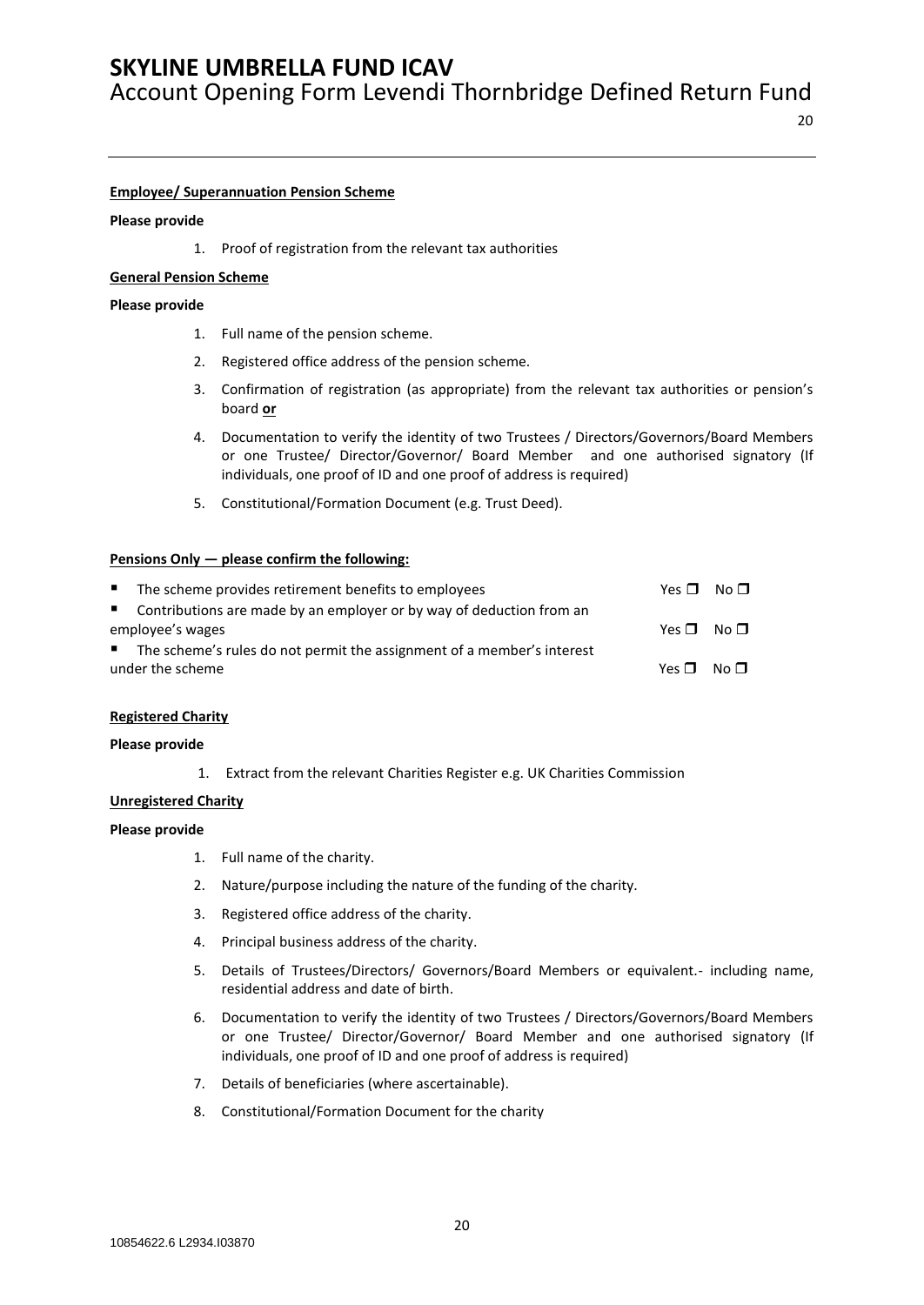**Employee/ Superannuation Pension Scheme**

**Please provide**

1. Proof of registration from the relevant tax authorities

**General Pension Scheme**

**Please provide**

1. Full name of the pension scheme.
2. Registered office address of the pension scheme.
3. Confirmation of registration (as appropriate) from the relevant tax authorities or pension's board **or**
4. Documentation to verify the identity of two Trustees / Directors/Governors/Board Members or one Trustee/ Director/Governor/ Board Member and one authorised signatory (If individuals, one proof of ID and one proof of address is required)
5. Constitutional/Formation Document (e.g. Trust Deed).

**Pensions Only — please confirm the following:**

- The scheme provides retirement benefits to employees Yes ☐ No ☐
- Contributions are made by an employer or by way of deduction from an employee's wages Yes ☐ No ☐
- The scheme's rules do not permit the assignment of a member's interest under the scheme Yes ☐ No ☐

**Registered Charity**

**Please provide**

1. Extract from the relevant Charities Register e.g. UK Charities Commission

**Unregistered Charity**

**Please provide**

1. Full name of the charity.
2. Nature/purpose including the nature of the funding of the charity.
3. Registered office address of the charity.
4. Principal business address of the charity.
5. Details of Trustees/Directors/ Governors/Board Members or equivalent.- including name, residential address and date of birth.
6. Documentation to verify the identity of two Trustees / Directors/Governors/Board Members or one Trustee/ Director/Governor/ Board Member and one authorised signatory (If individuals, one proof of ID and one proof of address is required)
7. Details of beneficiaries (where ascertainable).
8. Constitutional/Formation Document for the charity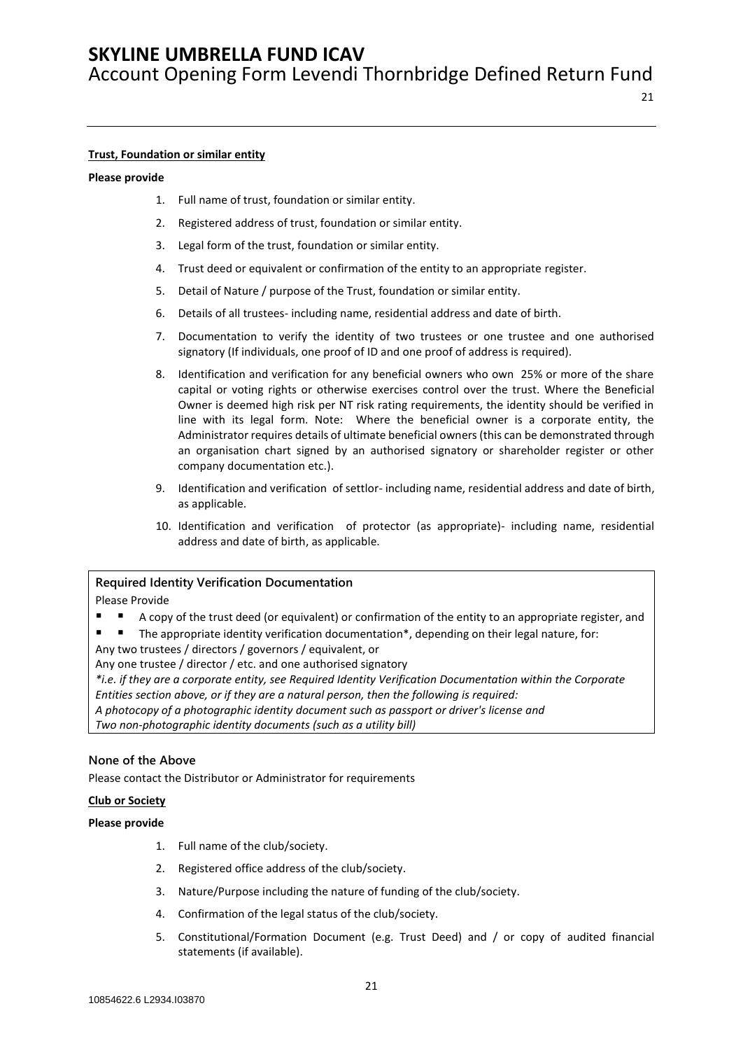**Trust, Foundation or similar entity**

**Please provide**

1. Full name of trust, foundation or similar entity.
2. Registered address of trust, foundation or similar entity.
3. Legal form of the trust, foundation or similar entity.
4. Trust deed or equivalent or confirmation of the entity to an appropriate register.
5. Detail of Nature / purpose of the Trust, foundation or similar entity.
6. Details of all trustees- including name, residential address and date of birth.
7. Documentation to verify the identity of two trustees or one trustee and one authorised signatory (If individuals, one proof of ID and one proof of address is required).
8. Identification and verification for any beneficial owners who own 25% or more of the share capital or voting rights or otherwise exercises control over the trust. Where the Beneficial Owner is deemed high risk per NT risk rating requirements, the identity should be verified in line with its legal form. Note: Where the beneficial owner is a corporate entity, the Administrator requires details of ultimate beneficial owners (this can be demonstrated through an organisation chart signed by an authorised signatory or shareholder register or other company documentation etc.).
9. Identification and verification of settlor- including name, residential address and date of birth, as applicable.
10. Identification and verification of protector (as appropriate)- including name, residential address and date of birth, as applicable.

**Required Identity Verification Documentation**

Please Provide

- A copy of the trust deed (or equivalent) or confirmation of the entity to an appropriate register, and
- The appropriate identity verification documentation*, depending on their legal nature, for:

Any two trustees / directors / governors / equivalent, or

Any one trustee / director / etc. and one authorised signatory

*\*i.e. if they are a corporate entity, see Required Identity Verification Documentation within the Corporate Entities section above, or if they are a natural person, then the following is required:*

*A photocopy of a photographic identity document such as passport or driver's license and*

*Two non-photographic identity documents (such as a utility bill)*

### None of the Above

Please contact the Distributor or Administrator for requirements

**Club or Society**

**Please provide**

1. Full name of the club/society.
2. Registered office address of the club/society.
3. Nature/Purpose including the nature of funding of the club/society.
4. Confirmation of the legal status of the club/society.
5. Constitutional/Formation Document (e.g. Trust Deed) and / or copy of audited financial statements (if available).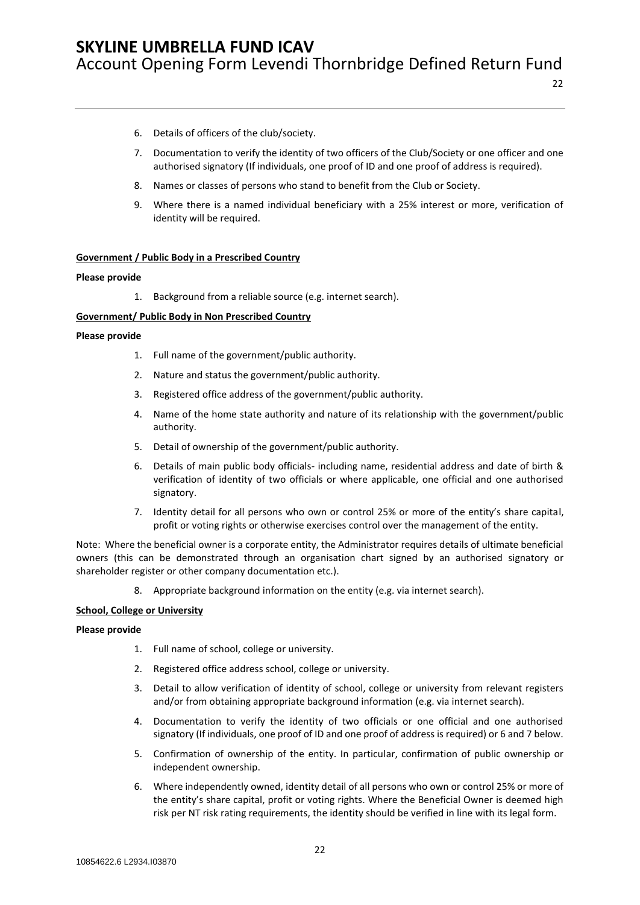6. Details of officers of the club/society.
7. Documentation to verify the identity of two officers of the Club/Society or one officer and one authorised signatory (If individuals, one proof of ID and one proof of address is required).
8. Names or classes of persons who stand to benefit from the Club or Society.
9. Where there is a named individual beneficiary with a 25% interest or more, verification of identity will be required.

**Government / Public Body in a Prescribed Country**

**Please provide**

1. Background from a reliable source (e.g. internet search).

**Government/ Public Body in Non Prescribed Country**

**Please provide**

1. Full name of the government/public authority.
2. Nature and status the government/public authority.
3. Registered office address of the government/public authority.
4. Name of the home state authority and nature of its relationship with the government/public authority.
5. Detail of ownership of the government/public authority.
6. Details of main public body officials- including name, residential address and date of birth & verification of identity of two officials or where applicable, one official and one authorised signatory.
7. Identity detail for all persons who own or control 25% or more of the entity's share capital, profit or voting rights or otherwise exercises control over the management of the entity.

Note: Where the beneficial owner is a corporate entity, the Administrator requires details of ultimate beneficial owners (this can be demonstrated through an organisation chart signed by an authorised signatory or shareholder register or other company documentation etc.).

8. Appropriate background information on the entity (e.g. via internet search).

**School, College or University**

**Please provide**

1. Full name of school, college or university.
2. Registered office address school, college or university.
3. Detail to allow verification of identity of school, college or university from relevant registers and/or from obtaining appropriate background information (e.g. via internet search).
4. Documentation to verify the identity of two officials or one official and one authorised signatory (If individuals, one proof of ID and one proof of address is required) or 6 and 7 below.
5. Confirmation of ownership of the entity. In particular, confirmation of public ownership or independent ownership.
6. Where independently owned, identity detail of all persons who own or control 25% or more of the entity's share capital, profit or voting rights. Where the Beneficial Owner is deemed high risk per NT risk rating requirements, the identity should be verified in line with its legal form.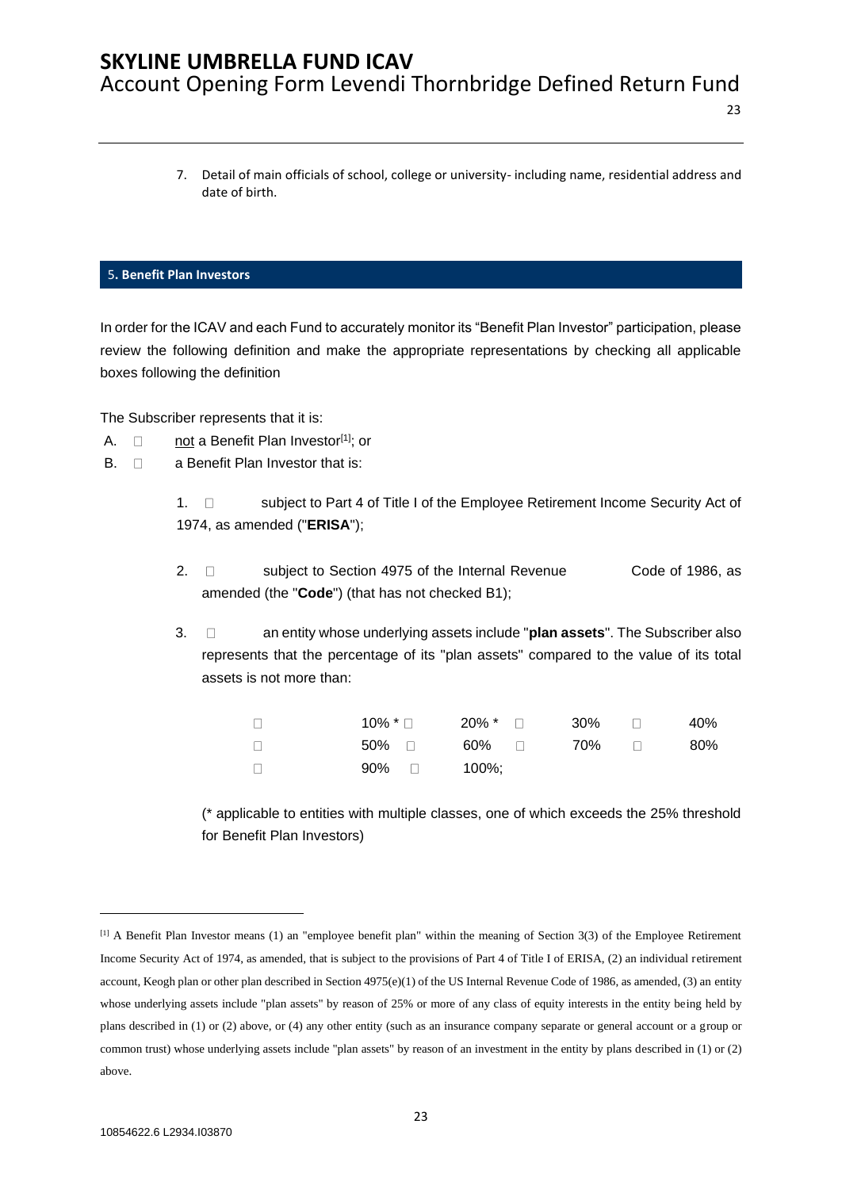7. Detail of main officials of school, college or university- including name, residential address and date of birth.

## 5. Benefit Plan Investors

In order for the ICAV and each Fund to accurately monitor its "Benefit Plan Investor" participation, please review the following definition and make the appropriate representations by checking all applicable boxes following the definition

The Subscriber represents that it is:

A. ☐ not a Benefit Plan Investor[1]; or

B. ☐ a Benefit Plan Investor that is:

1. ☐ subject to Part 4 of Title I of the Employee Retirement Income Security Act of 1974, as amended ("**ERISA**");

2. ☐ subject to Section 4975 of the Internal Revenue Code of 1986, as amended (the "**Code**") (that has not checked B1);

3. ☐ an entity whose underlying assets include "**plan assets**". The Subscriber also represents that the percentage of its "plan assets" compared to the value of its total assets is not more than:

| | | | |
|---|---|---|---|
| ☐ 10% * | ☐ 20% * | ☐ 30% | ☐ 40% |
| ☐ 50% | ☐ 60% | ☐ 70% | ☐ 80% |
| ☐ 90% | ☐ 100%; | | |

(* applicable to entities with multiple classes, one of which exceeds the 25% threshold for Benefit Plan Investors)

---

[1] A Benefit Plan Investor means (1) an "employee benefit plan" within the meaning of Section 3(3) of the Employee Retirement Income Security Act of 1974, as amended, that is subject to the provisions of Part 4 of Title I of ERISA, (2) an individual retirement account, Keogh plan or other plan described in Section 4975(e)(1) of the US Internal Revenue Code of 1986, as amended, (3) an entity whose underlying assets include "plan assets" by reason of 25% or more of any class of equity interests in the entity being held by plans described in (1) or (2) above, or (4) any other entity (such as an insurance company separate or general account or a group or common trust) whose underlying assets include "plan assets" by reason of an investment in the entity by plans described in (1) or (2) above.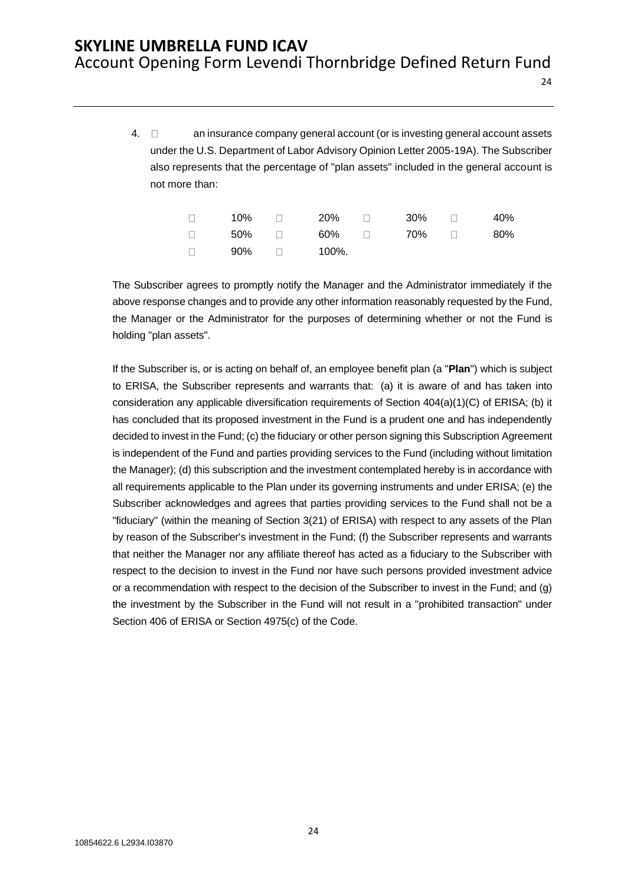4. ☐ an insurance company general account (or is investing general account assets under the U.S. Department of Labor Advisory Opinion Letter 2005-19A). The Subscriber also represents that the percentage of "plan assets" included in the general account is not more than:

| | | | | | | | |
|---|---|---|---|---|---|---|---|
| ☐ | 10% | ☐ | 20% | ☐ | 30% | ☐ | 40% |
| ☐ | 50% | ☐ | 60% | ☐ | 70% | ☐ | 80% |
| ☐ | 90% | ☐ | 100%. | | | | |

The Subscriber agrees to promptly notify the Manager and the Administrator immediately if the above response changes and to provide any other information reasonably requested by the Fund, the Manager or the Administrator for the purposes of determining whether or not the Fund is holding "plan assets".

If the Subscriber is, or is acting on behalf of, an employee benefit plan (a "**Plan**") which is subject to ERISA, the Subscriber represents and warrants that: (a) it is aware of and has taken into consideration any applicable diversification requirements of Section 404(a)(1)(C) of ERISA; (b) it has concluded that its proposed investment in the Fund is a prudent one and has independently decided to invest in the Fund; (c) the fiduciary or other person signing this Subscription Agreement is independent of the Fund and parties providing services to the Fund (including without limitation the Manager); (d) this subscription and the investment contemplated hereby is in accordance with all requirements applicable to the Plan under its governing instruments and under ERISA; (e) the Subscriber acknowledges and agrees that parties providing services to the Fund shall not be a "fiduciary" (within the meaning of Section 3(21) of ERISA) with respect to any assets of the Plan by reason of the Subscriber's investment in the Fund; (f) the Subscriber represents and warrants that neither the Manager nor any affiliate thereof has acted as a fiduciary to the Subscriber with respect to the decision to invest in the Fund nor have such persons provided investment advice or a recommendation with respect to the decision of the Subscriber to invest in the Fund; and (g) the investment by the Subscriber in the Fund will not result in a "prohibited transaction" under Section 406 of ERISA or Section 4975(c) of the Code.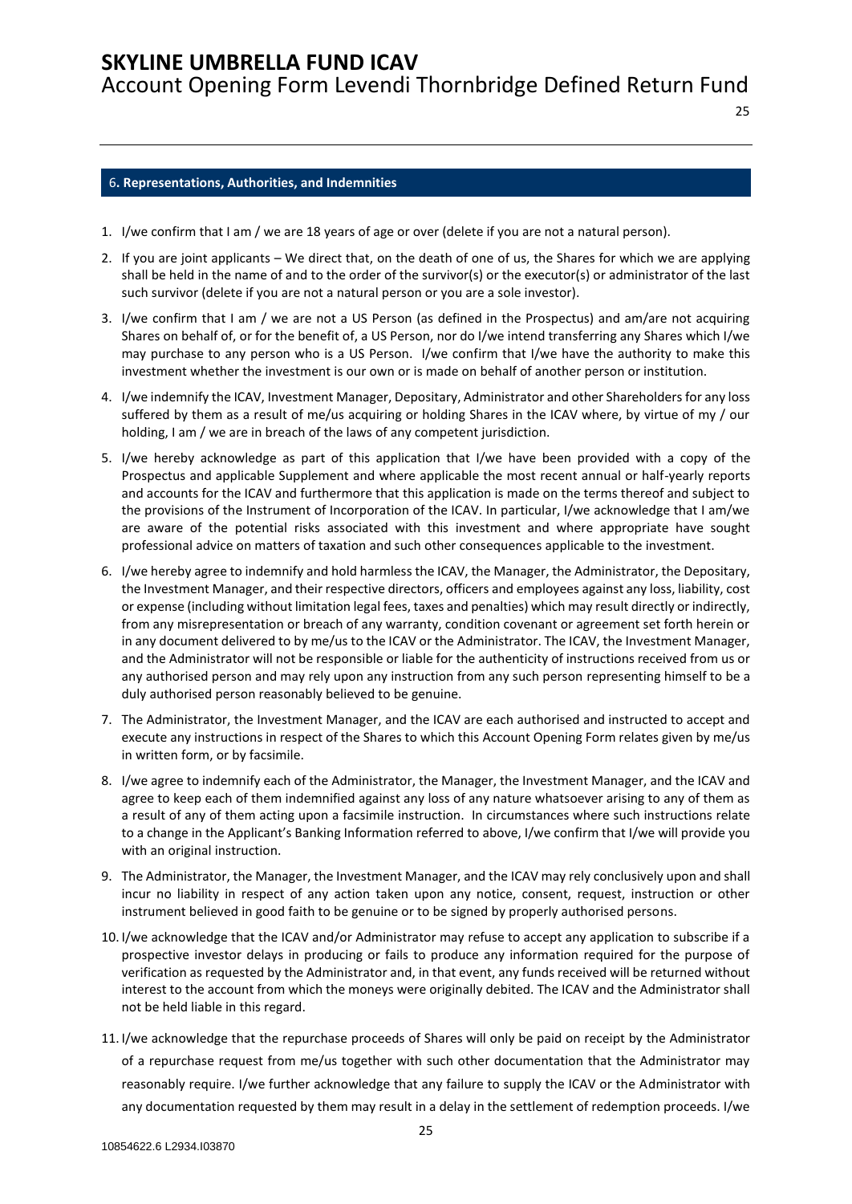## 6. Representations, Authorities, and Indemnities

1. I/we confirm that I am / we are 18 years of age or over (delete if you are not a natural person).
2. If you are joint applicants – We direct that, on the death of one of us, the Shares for which we are applying shall be held in the name of and to the order of the survivor(s) or the executor(s) or administrator of the last such survivor (delete if you are not a natural person or you are a sole investor).
3. I/we confirm that I am / we are not a US Person (as defined in the Prospectus) and am/are not acquiring Shares on behalf of, or for the benefit of, a US Person, nor do I/we intend transferring any Shares which I/we may purchase to any person who is a US Person. I/we confirm that I/we have the authority to make this investment whether the investment is our own or is made on behalf of another person or institution.
4. I/we indemnify the ICAV, Investment Manager, Depositary, Administrator and other Shareholders for any loss suffered by them as a result of me/us acquiring or holding Shares in the ICAV where, by virtue of my / our holding, I am / we are in breach of the laws of any competent jurisdiction.
5. I/we hereby acknowledge as part of this application that I/we have been provided with a copy of the Prospectus and applicable Supplement and where applicable the most recent annual or half-yearly reports and accounts for the ICAV and furthermore that this application is made on the terms thereof and subject to the provisions of the Instrument of Incorporation of the ICAV. In particular, I/we acknowledge that I am/we are aware of the potential risks associated with this investment and where appropriate have sought professional advice on matters of taxation and such other consequences applicable to the investment.
6. I/we hereby agree to indemnify and hold harmless the ICAV, the Manager, the Administrator, the Depositary, the Investment Manager, and their respective directors, officers and employees against any loss, liability, cost or expense (including without limitation legal fees, taxes and penalties) which may result directly or indirectly, from any misrepresentation or breach of any warranty, condition covenant or agreement set forth herein or in any document delivered to by me/us to the ICAV or the Administrator. The ICAV, the Investment Manager, and the Administrator will not be responsible or liable for the authenticity of instructions received from us or any authorised person and may rely upon any instruction from any such person representing himself to be a duly authorised person reasonably believed to be genuine.
7. The Administrator, the Investment Manager, and the ICAV are each authorised and instructed to accept and execute any instructions in respect of the Shares to which this Account Opening Form relates given by me/us in written form, or by facsimile.
8. I/we agree to indemnify each of the Administrator, the Manager, the Investment Manager, and the ICAV and agree to keep each of them indemnified against any loss of any nature whatsoever arising to any of them as a result of any of them acting upon a facsimile instruction. In circumstances where such instructions relate to a change in the Applicant's Banking Information referred to above, I/we confirm that I/we will provide you with an original instruction.
9. The Administrator, the Manager, the Investment Manager, and the ICAV may rely conclusively upon and shall incur no liability in respect of any action taken upon any notice, consent, request, instruction or other instrument believed in good faith to be genuine or to be signed by properly authorised persons.
10. I/we acknowledge that the ICAV and/or Administrator may refuse to accept any application to subscribe if a prospective investor delays in producing or fails to produce any information required for the purpose of verification as requested by the Administrator and, in that event, any funds received will be returned without interest to the account from which the moneys were originally debited. The ICAV and the Administrator shall not be held liable in this regard.
11. I/we acknowledge that the repurchase proceeds of Shares will only be paid on receipt by the Administrator of a repurchase request from me/us together with such other documentation that the Administrator may reasonably require. I/we further acknowledge that any failure to supply the ICAV or the Administrator with any documentation requested by them may result in a delay in the settlement of redemption proceeds. I/we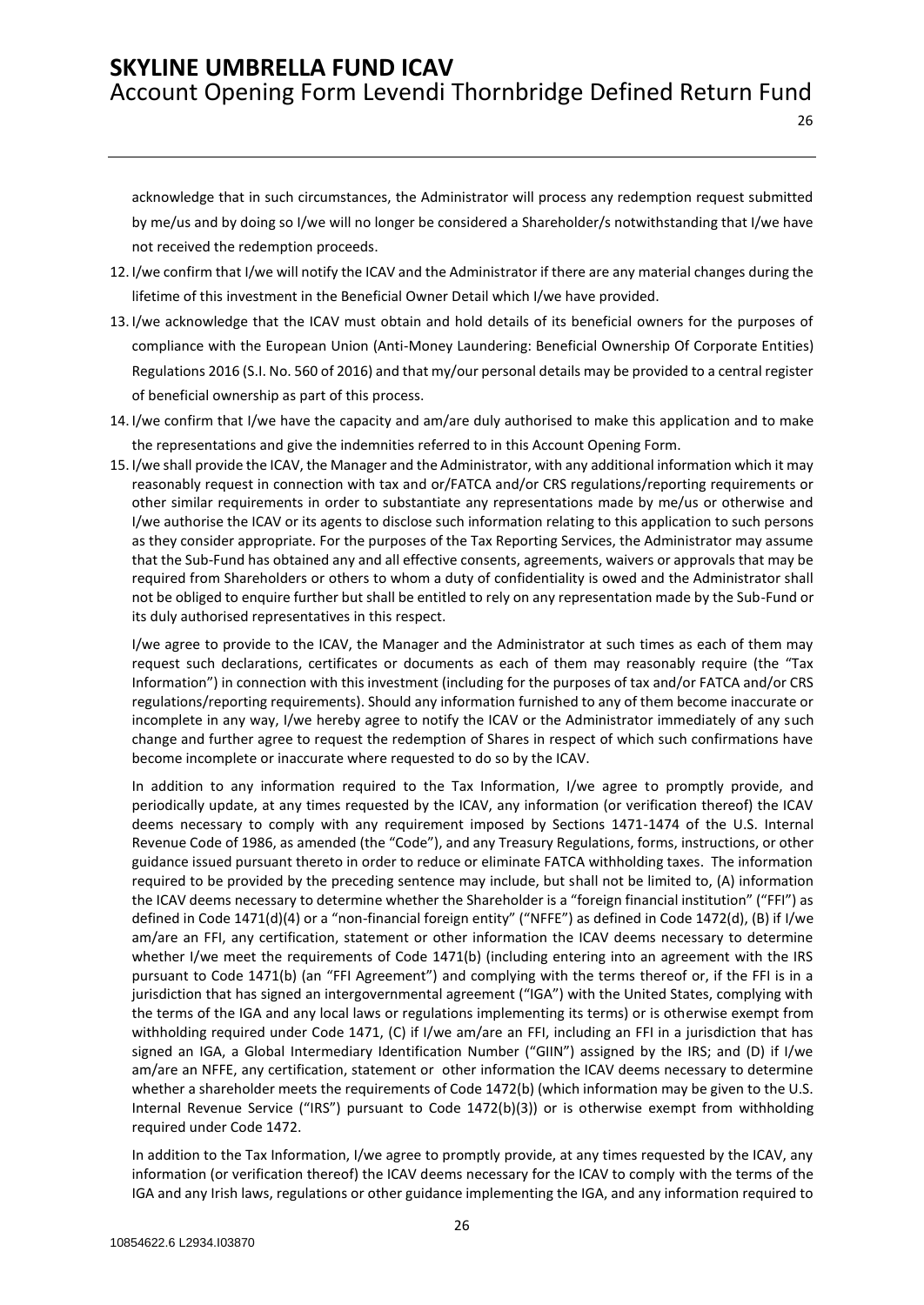acknowledge that in such circumstances, the Administrator will process any redemption request submitted by me/us and by doing so I/we will no longer be considered a Shareholder/s notwithstanding that I/we have not received the redemption proceeds.

12. I/we confirm that I/we will notify the ICAV and the Administrator if there are any material changes during the lifetime of this investment in the Beneficial Owner Detail which I/we have provided.
13. I/we acknowledge that the ICAV must obtain and hold details of its beneficial owners for the purposes of compliance with the European Union (Anti-Money Laundering: Beneficial Ownership Of Corporate Entities) Regulations 2016 (S.I. No. 560 of 2016) and that my/our personal details may be provided to a central register of beneficial ownership as part of this process.
14. I/we confirm that I/we have the capacity and am/are duly authorised to make this application and to make the representations and give the indemnities referred to in this Account Opening Form.
15. I/we shall provide the ICAV, the Manager and the Administrator, with any additional information which it may reasonably request in connection with tax and or/FATCA and/or CRS regulations/reporting requirements or other similar requirements in order to substantiate any representations made by me/us or otherwise and I/we authorise the ICAV or its agents to disclose such information relating to this application to such persons as they consider appropriate. For the purposes of the Tax Reporting Services, the Administrator may assume that the Sub-Fund has obtained any and all effective consents, agreements, waivers or approvals that may be required from Shareholders or others to whom a duty of confidentiality is owed and the Administrator shall not be obliged to enquire further but shall be entitled to rely on any representation made by the Sub-Fund or its duly authorised representatives in this respect.

    I/we agree to provide to the ICAV, the Manager and the Administrator at such times as each of them may request such declarations, certificates or documents as each of them may reasonably require (the "Tax Information") in connection with this investment (including for the purposes of tax and/or FATCA and/or CRS regulations/reporting requirements). Should any information furnished to any of them become inaccurate or incomplete in any way, I/we hereby agree to notify the ICAV or the Administrator immediately of any such change and further agree to request the redemption of Shares in respect of which such confirmations have become incomplete or inaccurate where requested to do so by the ICAV.

    In addition to any information required to the Tax Information, I/we agree to promptly provide, and periodically update, at any times requested by the ICAV, any information (or verification thereof) the ICAV deems necessary to comply with any requirement imposed by Sections 1471-1474 of the U.S. Internal Revenue Code of 1986, as amended (the "Code"), and any Treasury Regulations, forms, instructions, or other guidance issued pursuant thereto in order to reduce or eliminate FATCA withholding taxes. The information required to be provided by the preceding sentence may include, but shall not be limited to, (A) information the ICAV deems necessary to determine whether the Shareholder is a "foreign financial institution" ("FFI") as defined in Code 1471(d)(4) or a "non-financial foreign entity" ("NFFE") as defined in Code 1472(d), (B) if I/we am/are an FFI, any certification, statement or other information the ICAV deems necessary to determine whether I/we meet the requirements of Code 1471(b) (including entering into an agreement with the IRS pursuant to Code 1471(b) (an "FFI Agreement") and complying with the terms thereof or, if the FFI is in a jurisdiction that has signed an intergovernmental agreement ("IGA") with the United States, complying with the terms of the IGA and any local laws or regulations implementing its terms) or is otherwise exempt from withholding required under Code 1471, (C) if I/we am/are an FFI, including an FFI in a jurisdiction that has signed an IGA, a Global Intermediary Identification Number ("GIIN") assigned by the IRS; and (D) if I/we am/are an NFFE, any certification, statement or other information the ICAV deems necessary to determine whether a shareholder meets the requirements of Code 1472(b) (which information may be given to the U.S. Internal Revenue Service ("IRS") pursuant to Code 1472(b)(3)) or is otherwise exempt from withholding required under Code 1472.

    In addition to the Tax Information, I/we agree to promptly provide, at any times requested by the ICAV, any information (or verification thereof) the ICAV deems necessary for the ICAV to comply with the terms of the IGA and any Irish laws, regulations or other guidance implementing the IGA, and any information required to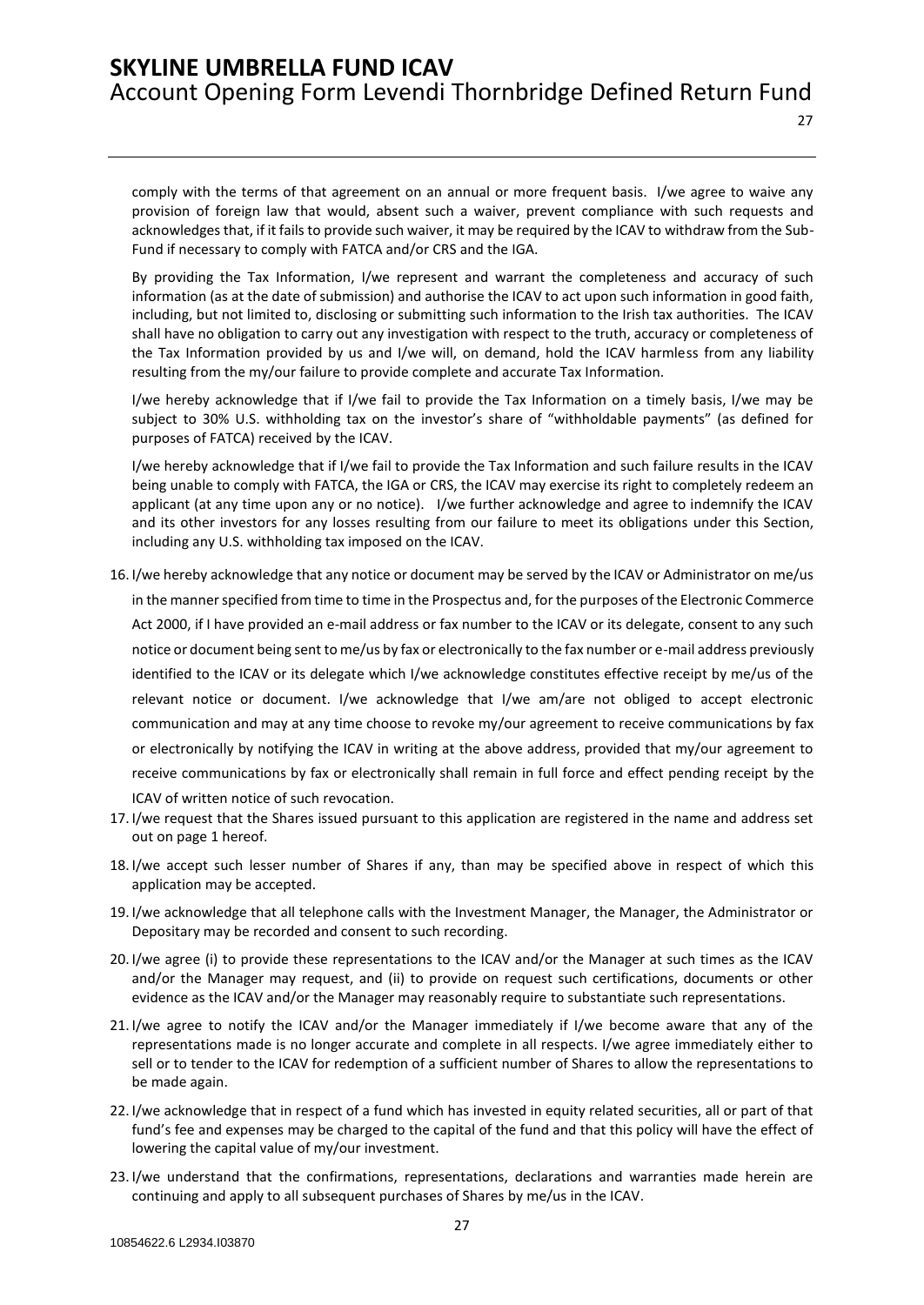comply with the terms of that agreement on an annual or more frequent basis. I/we agree to waive any provision of foreign law that would, absent such a waiver, prevent compliance with such requests and acknowledges that, if it fails to provide such waiver, it may be required by the ICAV to withdraw from the Sub-Fund if necessary to comply with FATCA and/or CRS and the IGA.

By providing the Tax Information, I/we represent and warrant the completeness and accuracy of such information (as at the date of submission) and authorise the ICAV to act upon such information in good faith, including, but not limited to, disclosing or submitting such information to the Irish tax authorities. The ICAV shall have no obligation to carry out any investigation with respect to the truth, accuracy or completeness of the Tax Information provided by us and I/we will, on demand, hold the ICAV harmless from any liability resulting from the my/our failure to provide complete and accurate Tax Information.

I/we hereby acknowledge that if I/we fail to provide the Tax Information on a timely basis, I/we may be subject to 30% U.S. withholding tax on the investor's share of "withholdable payments" (as defined for purposes of FATCA) received by the ICAV.

I/we hereby acknowledge that if I/we fail to provide the Tax Information and such failure results in the ICAV being unable to comply with FATCA, the IGA or CRS, the ICAV may exercise its right to completely redeem an applicant (at any time upon any or no notice). I/we further acknowledge and agree to indemnify the ICAV and its other investors for any losses resulting from our failure to meet its obligations under this Section, including any U.S. withholding tax imposed on the ICAV.

16. I/we hereby acknowledge that any notice or document may be served by the ICAV or Administrator on me/us in the manner specified from time to time in the Prospectus and, for the purposes of the Electronic Commerce Act 2000, if I have provided an e-mail address or fax number to the ICAV or its delegate, consent to any such notice or document being sent to me/us by fax or electronically to the fax number or e-mail address previously identified to the ICAV or its delegate which I/we acknowledge constitutes effective receipt by me/us of the relevant notice or document. I/we acknowledge that I/we am/are not obliged to accept electronic communication and may at any time choose to revoke my/our agreement to receive communications by fax or electronically by notifying the ICAV in writing at the above address, provided that my/our agreement to receive communications by fax or electronically shall remain in full force and effect pending receipt by the ICAV of written notice of such revocation.
17. I/we request that the Shares issued pursuant to this application are registered in the name and address set out on page 1 hereof.
18. I/we accept such lesser number of Shares if any, than may be specified above in respect of which this application may be accepted.
19. I/we acknowledge that all telephone calls with the Investment Manager, the Manager, the Administrator or Depositary may be recorded and consent to such recording.
20. I/we agree (i) to provide these representations to the ICAV and/or the Manager at such times as the ICAV and/or the Manager may request, and (ii) to provide on request such certifications, documents or other evidence as the ICAV and/or the Manager may reasonably require to substantiate such representations.
21. I/we agree to notify the ICAV and/or the Manager immediately if I/we become aware that any of the representations made is no longer accurate and complete in all respects. I/we agree immediately either to sell or to tender to the ICAV for redemption of a sufficient number of Shares to allow the representations to be made again.
22. I/we acknowledge that in respect of a fund which has invested in equity related securities, all or part of that fund's fee and expenses may be charged to the capital of the fund and that this policy will have the effect of lowering the capital value of my/our investment.
23. I/we understand that the confirmations, representations, declarations and warranties made herein are continuing and apply to all subsequent purchases of Shares by me/us in the ICAV.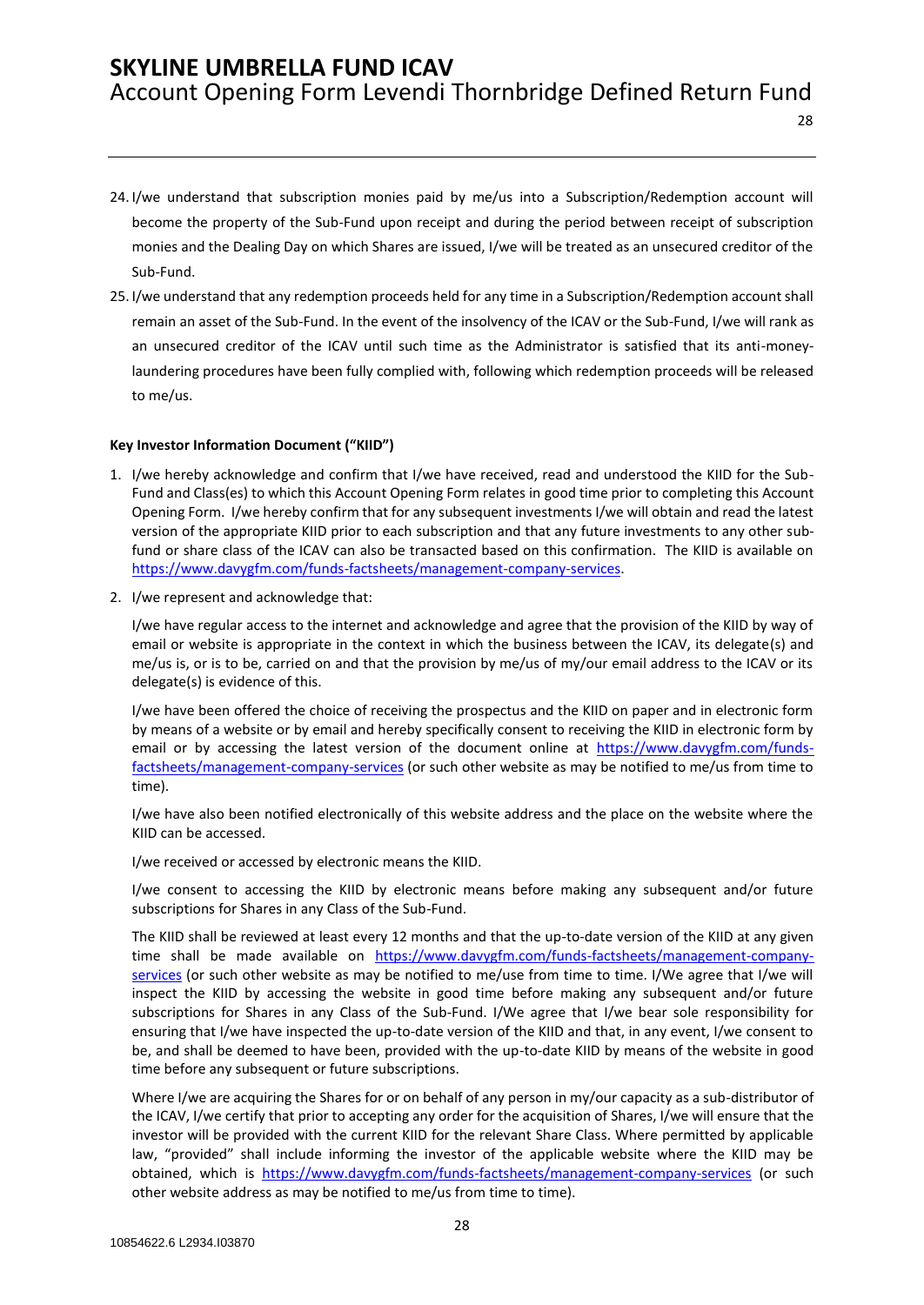24. I/we understand that subscription monies paid by me/us into a Subscription/Redemption account will become the property of the Sub-Fund upon receipt and during the period between receipt of subscription monies and the Dealing Day on which Shares are issued, I/we will be treated as an unsecured creditor of the Sub-Fund.
25. I/we understand that any redemption proceeds held for any time in a Subscription/Redemption account shall remain an asset of the Sub-Fund. In the event of the insolvency of the ICAV or the Sub-Fund, I/we will rank as an unsecured creditor of the ICAV until such time as the Administrator is satisfied that its anti-money-laundering procedures have been fully complied with, following which redemption proceeds will be released to me/us.

**Key Investor Information Document ("KIID")**

1. I/we hereby acknowledge and confirm that I/we have received, read and understood the KIID for the Sub-Fund and Class(es) to which this Account Opening Form relates in good time prior to completing this Account Opening Form. I/we hereby confirm that for any subsequent investments I/we will obtain and read the latest version of the appropriate KIID prior to each subscription and that any future investments to any other sub-fund or share class of the ICAV can also be transacted based on this confirmation. The KIID is available on https://www.davygfm.com/funds-factsheets/management-company-services.
2. I/we represent and acknowledge that:

   I/we have regular access to the internet and acknowledge and agree that the provision of the KIID by way of email or website is appropriate in the context in which the business between the ICAV, its delegate(s) and me/us is, or is to be, carried on and that the provision by me/us of my/our email address to the ICAV or its delegate(s) is evidence of this.

   I/we have been offered the choice of receiving the prospectus and the KIID on paper and in electronic form by means of a website or by email and hereby specifically consent to receiving the KIID in electronic form by email or by accessing the latest version of the document online at https://www.davygfm.com/funds-factsheets/management-company-services (or such other website as may be notified to me/us from time to time).

   I/we have also been notified electronically of this website address and the place on the website where the KIID can be accessed.

   I/we received or accessed by electronic means the KIID.

   I/we consent to accessing the KIID by electronic means before making any subsequent and/or future subscriptions for Shares in any Class of the Sub-Fund.

   The KIID shall be reviewed at least every 12 months and that the up-to-date version of the KIID at any given time shall be made available on https://www.davygfm.com/funds-factsheets/management-company-services (or such other website as may be notified to me/use from time to time. I/We agree that I/we will inspect the KIID by accessing the website in good time before making any subsequent and/or future subscriptions for Shares in any Class of the Sub-Fund. I/We agree that I/we bear sole responsibility for ensuring that I/we have inspected the up-to-date version of the KIID and that, in any event, I/we consent to be, and shall be deemed to have been, provided with the up-to-date KIID by means of the website in good time before any subsequent or future subscriptions.

   Where I/we are acquiring the Shares for or on behalf of any person in my/our capacity as a sub-distributor of the ICAV, I/we certify that prior to accepting any order for the acquisition of Shares, I/we will ensure that the investor will be provided with the current KIID for the relevant Share Class. Where permitted by applicable law, "provided" shall include informing the investor of the applicable website where the KIID may be obtained, which is https://www.davygfm.com/funds-factsheets/management-company-services (or such other website address as may be notified to me/us from time to time).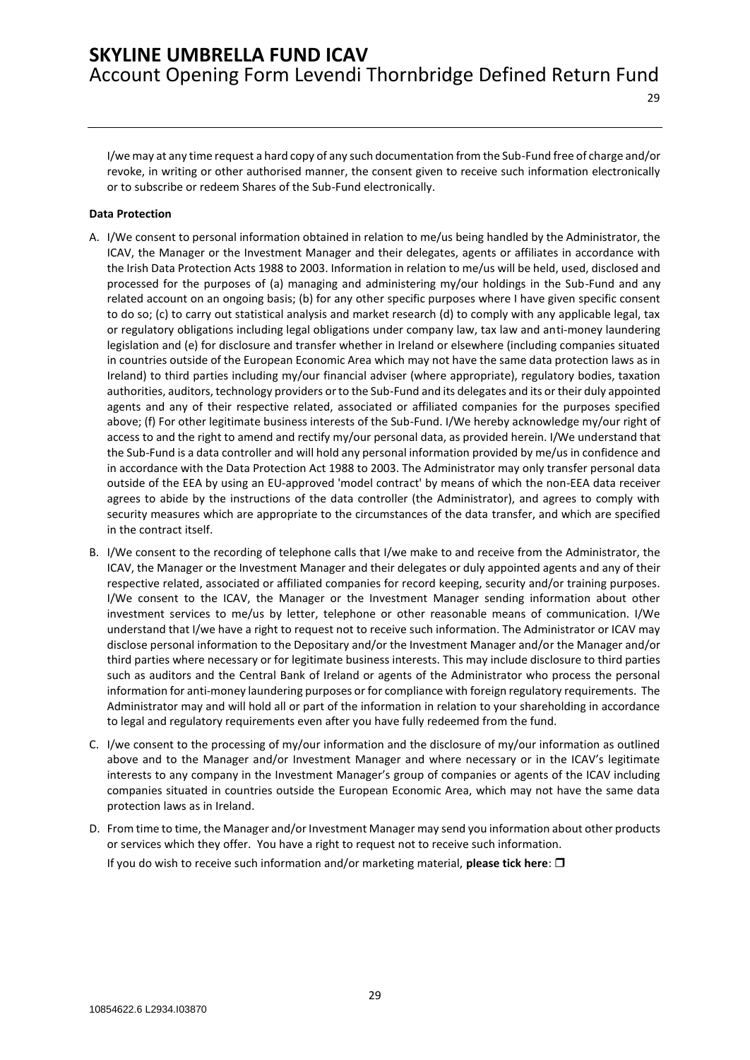I/we may at any time request a hard copy of any such documentation from the Sub-Fund free of charge and/or revoke, in writing or other authorised manner, the consent given to receive such information electronically or to subscribe or redeem Shares of the Sub-Fund electronically.

**Data Protection**

A. I/We consent to personal information obtained in relation to me/us being handled by the Administrator, the ICAV, the Manager or the Investment Manager and their delegates, agents or affiliates in accordance with the Irish Data Protection Acts 1988 to 2003. Information in relation to me/us will be held, used, disclosed and processed for the purposes of (a) managing and administering my/our holdings in the Sub-Fund and any related account on an ongoing basis; (b) for any other specific purposes where I have given specific consent to do so; (c) to carry out statistical analysis and market research (d) to comply with any applicable legal, tax or regulatory obligations including legal obligations under company law, tax law and anti-money laundering legislation and (e) for disclosure and transfer whether in Ireland or elsewhere (including companies situated in countries outside of the European Economic Area which may not have the same data protection laws as in Ireland) to third parties including my/our financial adviser (where appropriate), regulatory bodies, taxation authorities, auditors, technology providers or to the Sub-Fund and its delegates and its or their duly appointed agents and any of their respective related, associated or affiliated companies for the purposes specified above; (f) For other legitimate business interests of the Sub-Fund. I/We hereby acknowledge my/our right of access to and the right to amend and rectify my/our personal data, as provided herein. I/We understand that the Sub-Fund is a data controller and will hold any personal information provided by me/us in confidence and in accordance with the Data Protection Act 1988 to 2003. The Administrator may only transfer personal data outside of the EEA by using an EU-approved 'model contract' by means of which the non-EEA data receiver agrees to abide by the instructions of the data controller (the Administrator), and agrees to comply with security measures which are appropriate to the circumstances of the data transfer, and which are specified in the contract itself.

B. I/We consent to the recording of telephone calls that I/we make to and receive from the Administrator, the ICAV, the Manager or the Investment Manager and their delegates or duly appointed agents and any of their respective related, associated or affiliated companies for record keeping, security and/or training purposes. I/We consent to the ICAV, the Manager or the Investment Manager sending information about other investment services to me/us by letter, telephone or other reasonable means of communication. I/We understand that I/we have a right to request not to receive such information. The Administrator or ICAV may disclose personal information to the Depositary and/or the Investment Manager and/or the Manager and/or third parties where necessary or for legitimate business interests. This may include disclosure to third parties such as auditors and the Central Bank of Ireland or agents of the Administrator who process the personal information for anti-money laundering purposes or for compliance with foreign regulatory requirements. The Administrator may and will hold all or part of the information in relation to your shareholding in accordance to legal and regulatory requirements even after you have fully redeemed from the fund.

C. I/we consent to the processing of my/our information and the disclosure of my/our information as outlined above and to the Manager and/or Investment Manager and where necessary or in the ICAV's legitimate interests to any company in the Investment Manager's group of companies or agents of the ICAV including companies situated in countries outside the European Economic Area, which may not have the same data protection laws as in Ireland.

D. From time to time, the Manager and/or Investment Manager may send you information about other products or services which they offer. You have a right to request not to receive such information.

   If you do wish to receive such information and/or marketing material, **please tick here**: ❒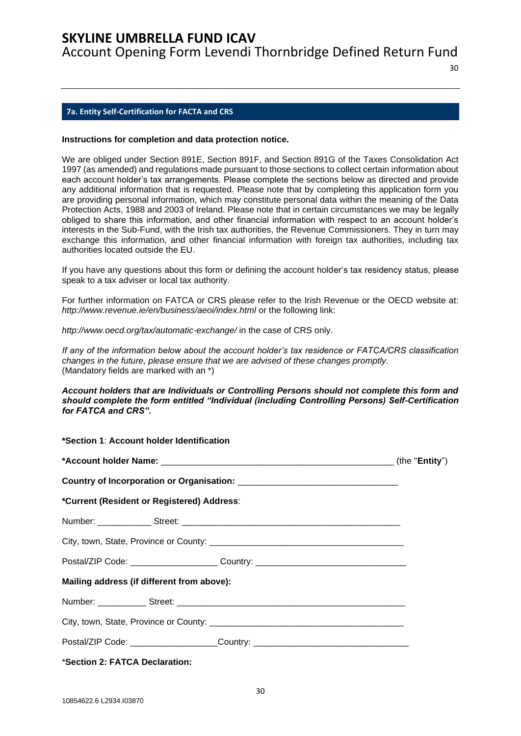## 7a. Entity Self-Certification for FACTA and CRS

**Instructions for completion and data protection notice.**

We are obliged under Section 891E, Section 891F, and Section 891G of the Taxes Consolidation Act 1997 (as amended) and regulations made pursuant to those sections to collect certain information about each account holder's tax arrangements. Please complete the sections below as directed and provide any additional information that is requested. Please note that by completing this application form you are providing personal information, which may constitute personal data within the meaning of the Data Protection Acts, 1988 and 2003 of Ireland. Please note that in certain circumstances we may be legally obliged to share this information, and other financial information with respect to an account holder's interests in the Sub-Fund, with the Irish tax authorities, the Revenue Commissioners. They in turn may exchange this information, and other financial information with foreign tax authorities, including tax authorities located outside the EU.

If you have any questions about this form or defining the account holder's tax residency status, please speak to a tax adviser or local tax authority.

For further information on FATCA or CRS please refer to the Irish Revenue or the OECD website at: *http://www.revenue.ie/en/business/aeoi/index.html* or the following link:

*http://www.oecd.org/tax/automatic-exchange/* in the case of CRS only.

*If any of the information below about the account holder's tax residence or FATCA/CRS classification changes in the future, please ensure that we are advised of these changes promptly.*
(Mandatory fields are marked with an *)

***Account holders that are Individuals or Controlling Persons should not complete this form and should complete the form entitled "Individual (including Controlling Persons) Self-Certification for FATCA and CRS".***

**\*Section 1**: **Account holder Identification**

**\*Account holder Name:** ______________________________________________ (the "**Entity**")

**Country of Incorporation or Organisation:** ________________________________

**\*Current (Resident or Registered) Address**:

Number: ___________ Street: ______________________________________________

City, town, State, Province or County: ________________________________________

Postal/ZIP Code: __________________ Country: ______________________________

**Mailing address (if different from above):**

Number: __________ Street: ________________________________________________

City, town, State, Province or County: ________________________________________

Postal/ZIP Code: __________________ Country: _______________________________

\***Section 2: FATCA Declaration:**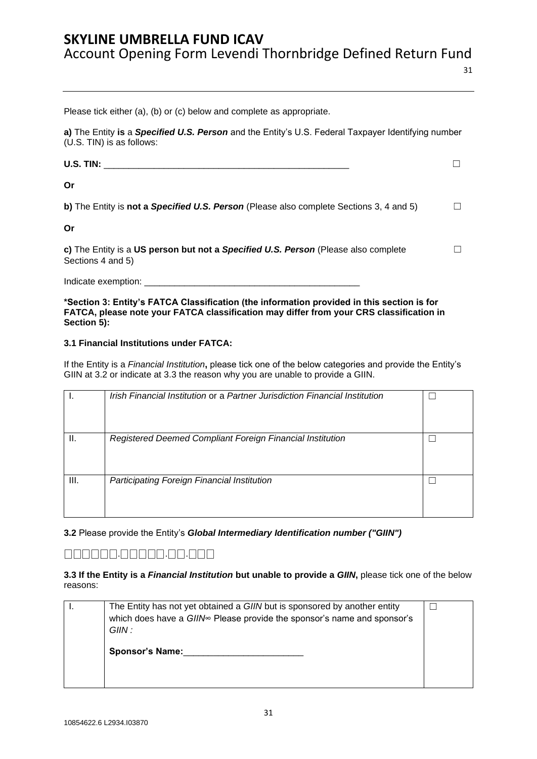Please tick either (a), (b) or (c) below and complete as appropriate.

**a)** The Entity **is** a ***Specified U.S. Person*** and the Entity's U.S. Federal Taxpayer Identifying number (U.S. TIN) is as follows:

**U.S. TIN:** __________________________________________________ ☐

**Or**

**b)** The Entity is **not a** ***Specified U.S. Person*** (Please also complete Sections 3, 4 and 5) ☐

**Or**

**c)** The Entity is a **US person but not a** ***Specified U.S. Person*** (Please also complete Sections 4 and 5) ☐

Indicate exemption: ____________________________________________

**\*Section 3: Entity's FATCA Classification (the information provided in this section is for FATCA, please note your FATCA classification may differ from your CRS classification in Section 5):**

**3.1 Financial Institutions under FATCA:**

If the Entity is a *Financial Institution***,** please tick one of the below categories and provide the Entity's GIIN at 3.2 or indicate at 3.3 the reason why you are unable to provide a GIIN.

| | | |
|---|---|---|
| I. | *Irish Financial Institution* or a *Partner Jurisdiction Financial Institution* | ☐ |
| II. | *Registered Deemed Compliant Foreign Financial Institution* | ☐ |
| III. | *Participating Foreign Financial Institution* | ☐ |

**3.2** Please provide the Entity's ***Global Intermediary Identification number ("GIIN")***

☐☐☐☐☐☐.☐☐☐☐☐.☐☐.☐☐☐

**3.3 If the Entity is a** ***Financial Institution*** **but unable to provide a** ***GIIN*****,** please tick one of the below reasons:

| | | |
|---|---|---|
| I. | The Entity has not yet obtained a *GIIN* but is sponsored by another entity which does have a *GIIN*∞ Please provide the sponsor's name and sponsor's *GIIN* :<br><br>**Sponsor's Name:**________________________ | ☐ |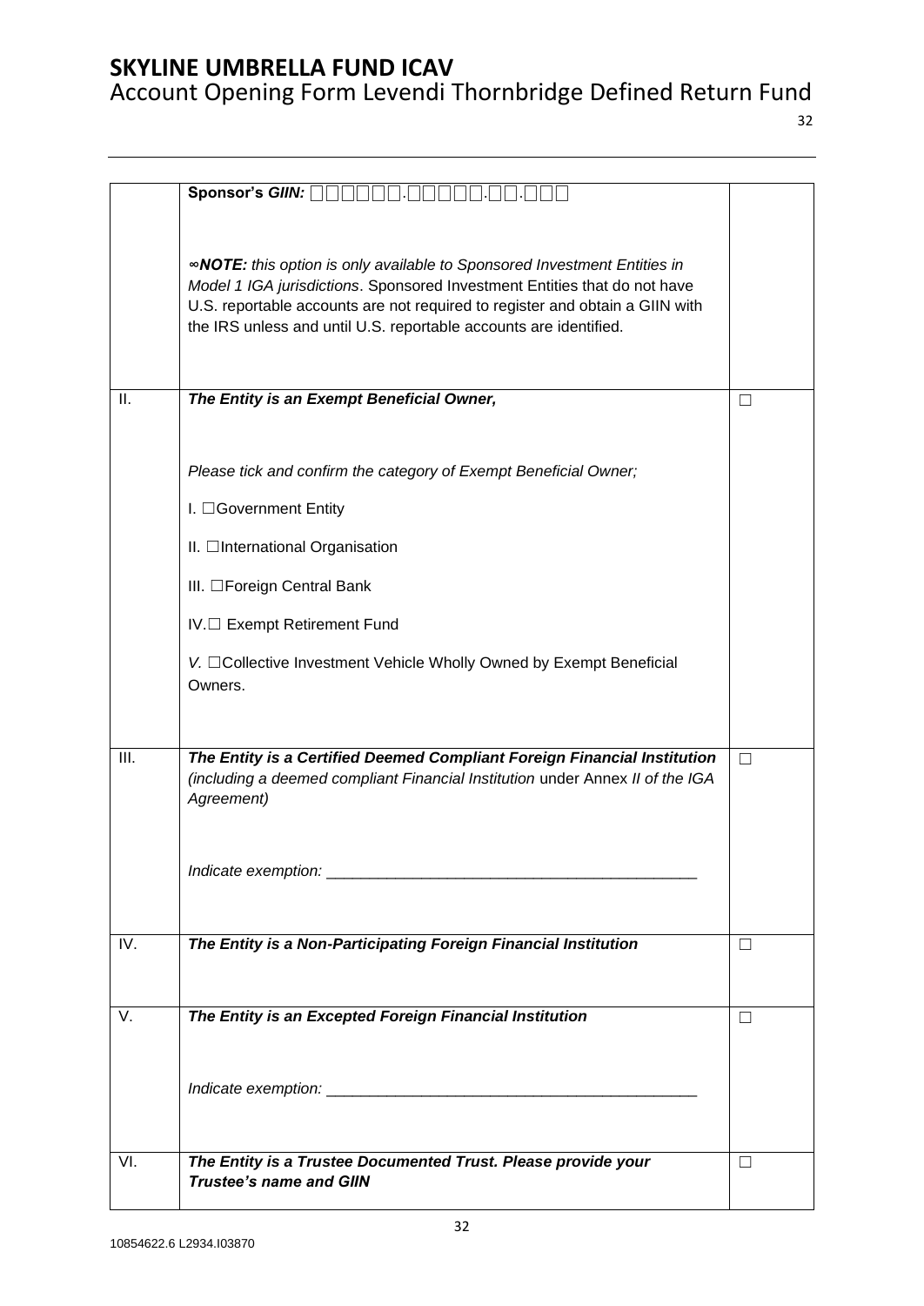| | | |
|---|---|---|
| | **Sponsor's *GIIN:*** □□□□□□.□□□□□.□□.□□□<br><br>***∞NOTE:*** *this option is only available to Sponsored Investment Entities in Model 1 IGA jurisdictions*. Sponsored Investment Entities that do not have U.S. reportable accounts are not required to register and obtain a GIIN with the IRS unless and until U.S. reportable accounts are identified. | |
| II. | ***The Entity is an Exempt Beneficial Owner,***<br><br>*Please tick and confirm the category of Exempt Beneficial Owner;*<br><br>I. ☐Government Entity<br><br>II. ☐International Organisation<br><br>III. ☐Foreign Central Bank<br><br>IV.☐ Exempt Retirement Fund<br><br>*V.* ☐Collective Investment Vehicle Wholly Owned by Exempt Beneficial Owners. | ☐ |
| III. | ***The Entity is a Certified Deemed Compliant Foreign Financial Institution*** *(including a deemed compliant Financial Institution* under *Annex II of the IGA Agreement)*<br><br>*Indicate exemption:* ___________________________________________ | ☐ |
| IV. | ***The Entity is a Non-Participating Foreign Financial Institution*** | ☐ |
| V. | ***The Entity is an Excepted Foreign Financial Institution***<br><br>*Indicate exemption:* ___________________________________________ | ☐ |
| VI. | ***The Entity is a Trustee Documented Trust. Please provide your Trustee's name and GIIN*** | ☐ |

10854622.6 L2934.I03870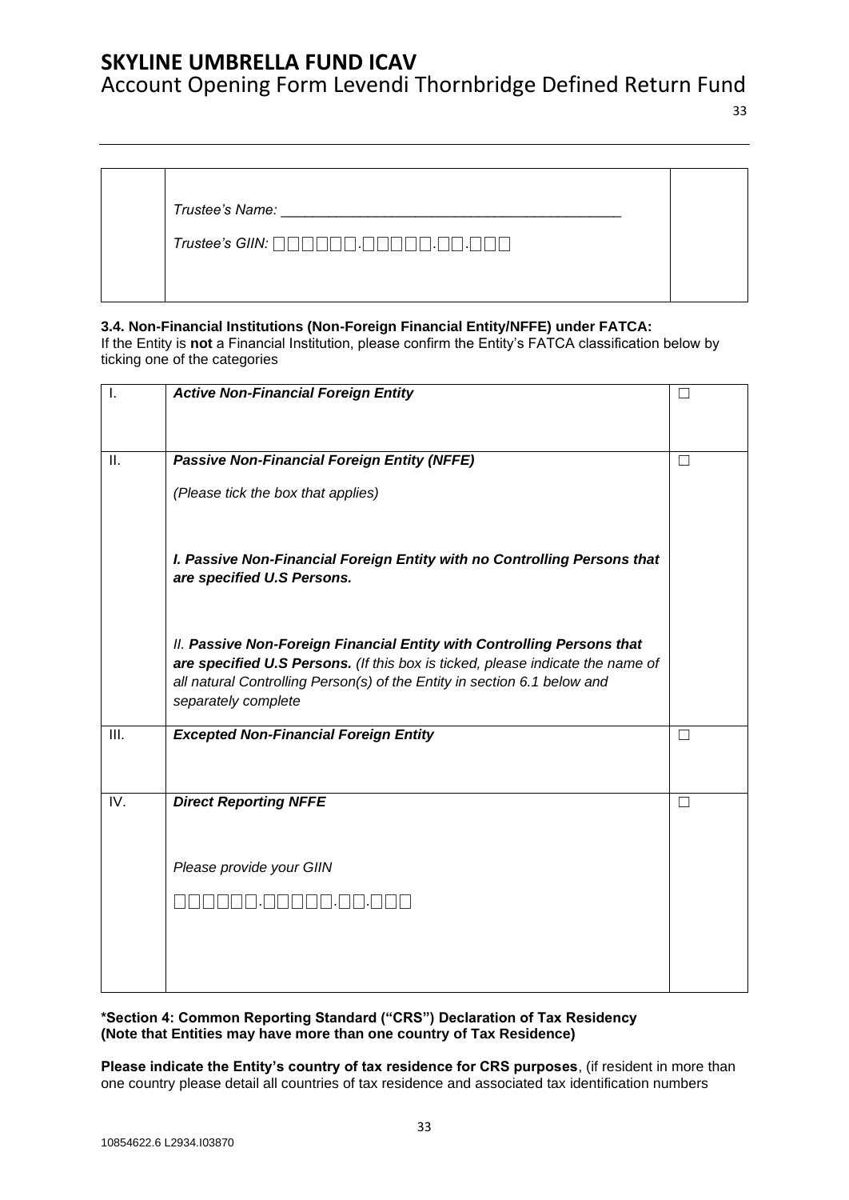| | Trustee's Name: ___________________________________________<br><br>Trustee's GIIN: ☐☐☐☐☐☐.☐☐☐☐☐.☐☐.☐☐☐ | |
|---|---|---|

**3.4. Non-Financial Institutions (Non-Foreign Financial Entity/NFFE) under FATCA:**
If the Entity is **not** a Financial Institution, please confirm the Entity's FATCA classification below by ticking one of the categories

| I. | ***Active Non-Financial Foreign Entity*** | ☐ |
|---|---|---|
| II. | ***Passive Non-Financial Foreign Entity (NFFE)***<br><br>*(Please tick the box that applies)*<br><br>***I. Passive Non-Financial Foreign Entity with no Controlling Persons that are specified U.S Persons.***<br><br>*II. **Passive Non-Foreign Financial Entity with Controlling Persons that are specified U.S Persons.** (If this box is ticked, please indicate the name of all natural Controlling Person(s) of the Entity in section 6.1 below and separately complete* | ☐ |
| III. | ***Excepted Non-Financial Foreign Entity*** | ☐ |
| IV. | ***Direct Reporting NFFE***<br><br>*Please provide your GIIN*<br><br>☐☐☐☐☐☐.☐☐☐☐☐.☐☐.☐☐☐ | ☐ |

**\*Section 4: Common Reporting Standard ("CRS") Declaration of Tax Residency (Note that Entities may have more than one country of Tax Residence)**

**Please indicate the Entity's country of tax residence for CRS purposes**, (if resident in more than one country please detail all countries of tax residence and associated tax identification numbers

10854622.6 L2934.I03870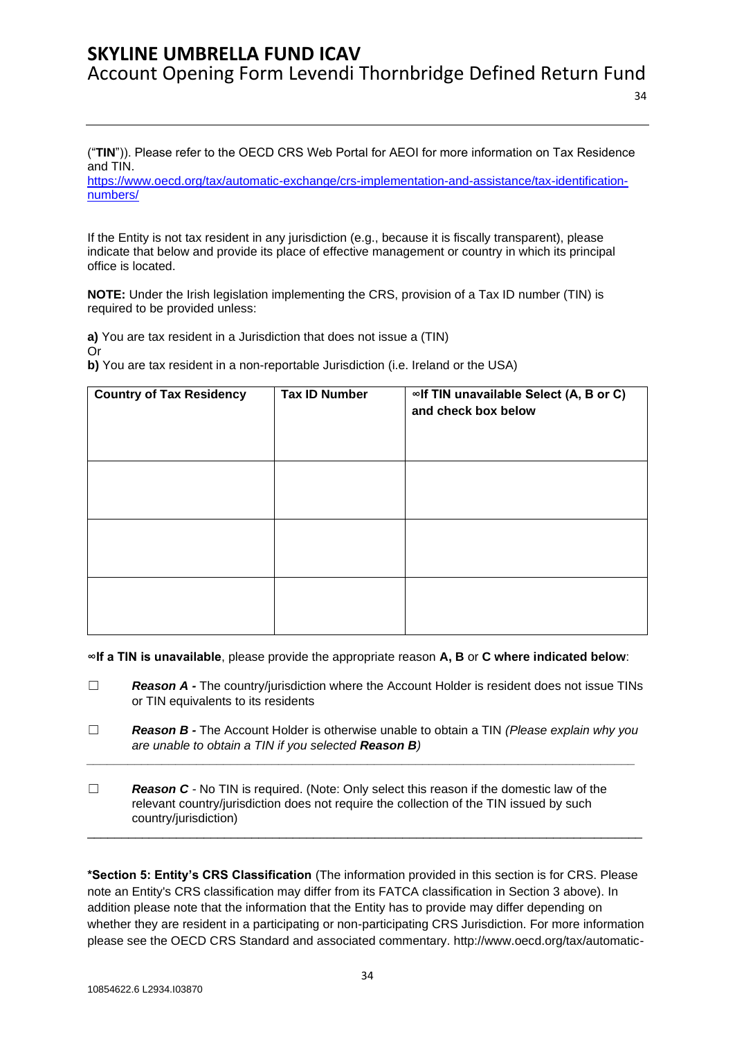("**TIN**")). Please refer to the OECD CRS Web Portal for AEOI for more information on Tax Residence and TIN.
https://www.oecd.org/tax/automatic-exchange/crs-implementation-and-assistance/tax-identification-numbers/

If the Entity is not tax resident in any jurisdiction (e.g., because it is fiscally transparent), please indicate that below and provide its place of effective management or country in which its principal office is located.

**NOTE:** Under the Irish legislation implementing the CRS, provision of a Tax ID number (TIN) is required to be provided unless:

**a)** You are tax resident in a Jurisdiction that does not issue a (TIN)
Or
**b)** You are tax resident in a non-reportable Jurisdiction (i.e. Ireland or the USA)

| Country of Tax Residency | Tax ID Number | ∞If TIN unavailable Select (A, B or C) and check box below |
|---|---|---|
| | | |
| | | |
| | | |

**∞If a TIN is unavailable**, please provide the appropriate reason **A, B** or **C where indicated below**:

☐ ***Reason A -*** The country/jurisdiction where the Account Holder is resident does not issue TINs or TIN equivalents to its residents

☐ ***Reason B -*** The Account Holder is otherwise unable to obtain a TIN *(Please explain why you are unable to obtain a TIN if you selected **Reason B**)*

_______________________________________________________________________________

☐ ***Reason C*** - No TIN is required. (Note: Only select this reason if the domestic law of the relevant country/jurisdiction does not require the collection of the TIN issued by such country/jurisdiction)

_______________________________________________________________________________

**\*Section 5: Entity's CRS Classification** (The information provided in this section is for CRS. Please note an Entity's CRS classification may differ from its FATCA classification in Section 3 above). In addition please note that the information that the Entity has to provide may differ depending on whether they are resident in a participating or non-participating CRS Jurisdiction. For more information please see the OECD CRS Standard and associated commentary. http://www.oecd.org/tax/automatic-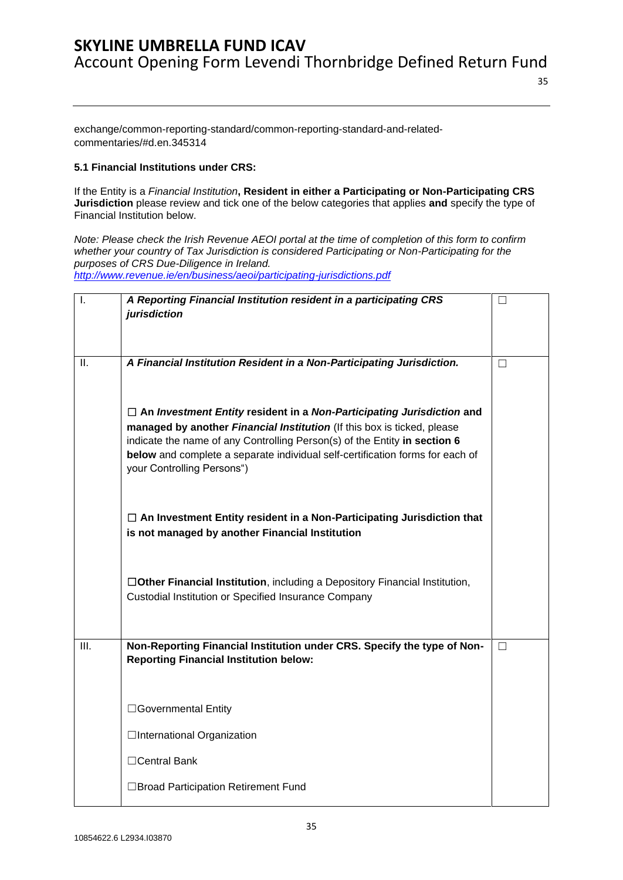exchange/common-reporting-standard/common-reporting-standard-and-related-commentaries/#d.en.345314

**5.1 Financial Institutions under CRS:**

If the Entity is a *Financial Institution*, **Resident in either a Participating or Non-Participating CRS Jurisdiction** please review and tick one of the below categories that applies **and** specify the type of Financial Institution below.

*Note: Please check the Irish Revenue AEOI portal at the time of completion of this form to confirm whether your country of Tax Jurisdiction is considered Participating or Non-Participating for the purposes of CRS Due-Diligence in Ireland.*
*http://www.revenue.ie/en/business/aeoi/participating-jurisdictions.pdf*

| | | |
|---|---|---|
| I. | ***A Reporting Financial Institution resident in a participating CRS jurisdiction*** | ☐ |
| II. | ***A Financial Institution Resident in a Non-Participating Jurisdiction.***<br><br>☐ **An *Investment Entity* resident in a *Non-Participating Jurisdiction* and managed by another *Financial Institution*** (If this box is ticked, please indicate the name of any Controlling Person(s) of the Entity **in section 6 below** and complete a separate individual self-certification forms for each of your Controlling Persons")<br><br>☐ **An Investment Entity resident in a Non-Participating Jurisdiction that is not managed by another Financial Institution**<br><br>☐**Other Financial Institution**, including a Depository Financial Institution, Custodial Institution or Specified Insurance Company | ☐ |
| III. | **Non-Reporting Financial Institution under CRS. Specify the type of Non-Reporting Financial Institution below:**<br><br>☐Governmental Entity<br><br>☐International Organization<br><br>☐Central Bank<br><br>☐Broad Participation Retirement Fund | ☐ |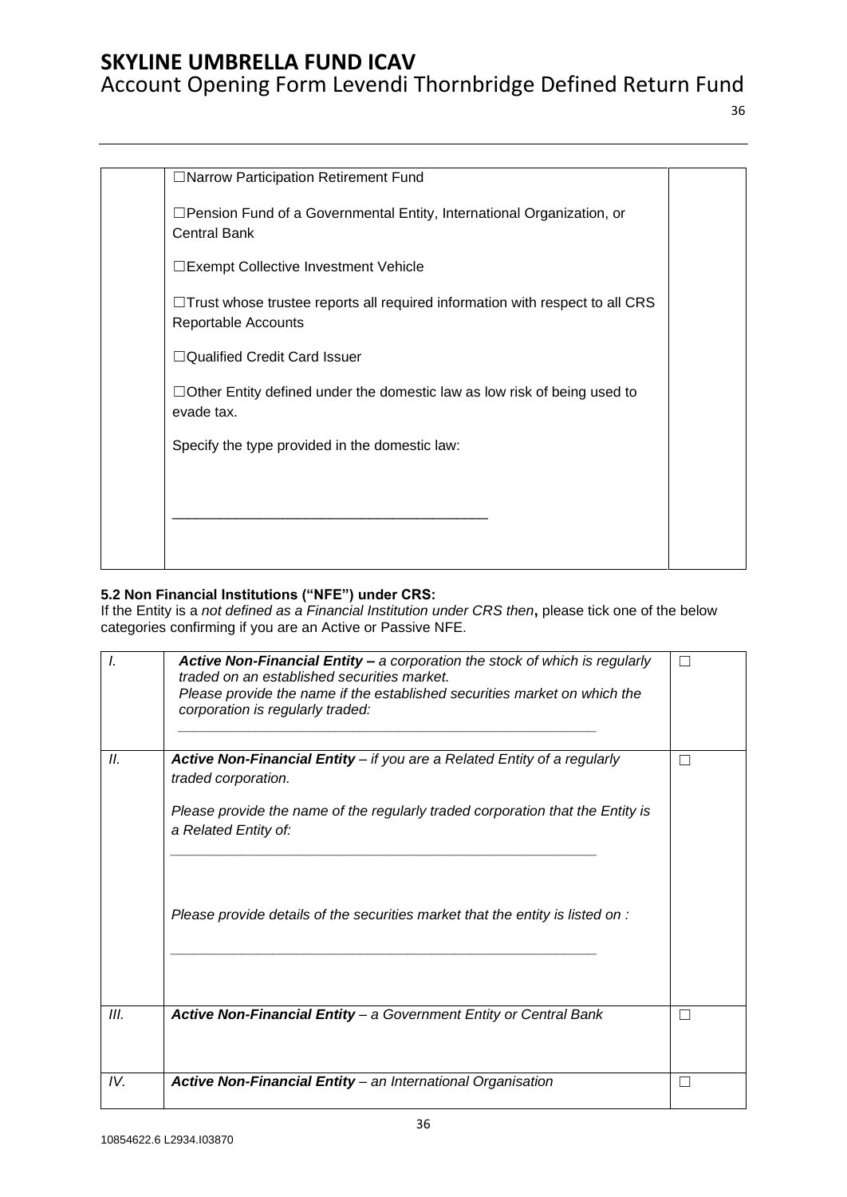| | ☐Narrow Participation Retirement Fund<br><br>☐Pension Fund of a Governmental Entity, International Organization, or Central Bank<br><br>☐Exempt Collective Investment Vehicle<br><br>☐Trust whose trustee reports all required information with respect to all CRS Reportable Accounts<br><br>☐Qualified Credit Card Issuer<br><br>☐Other Entity defined under the domestic law as low risk of being used to evade tax.<br><br>Specify the type provided in the domestic law:<br><br>________________________________________ | |
|---|---|---|

**5.2 Non Financial Institutions ("NFE") under CRS:**

If the Entity is a *not defined as a Financial Institution under CRS then*, please tick one of the below categories confirming if you are an Active or Passive NFE.

| *I.* | ***Active Non-Financial Entity –** a corporation the stock of which is regularly traded on an established securities market.*<br>*Please provide the name if the established securities market on which the corporation is regularly traded:*<br><br>________________________________________ | ☐ |
|---|---|---|
| *II.* | ***Active Non-Financial Entity** – if you are a Related Entity of a regularly traded corporation.*<br><br>*Please provide the name of the regularly traded corporation that the Entity is a Related Entity of:*<br><br>________________________________________<br><br>*Please provide details of the securities market that the entity is listed on :*<br><br>________________________________________ | ☐ |
| *III.* | ***Active Non-Financial Entity** – a Government Entity or Central Bank* | ☐ |
| *IV.* | ***Active Non-Financial Entity** – an International Organisation* | ☐ |

10854622.6 L2934.I03870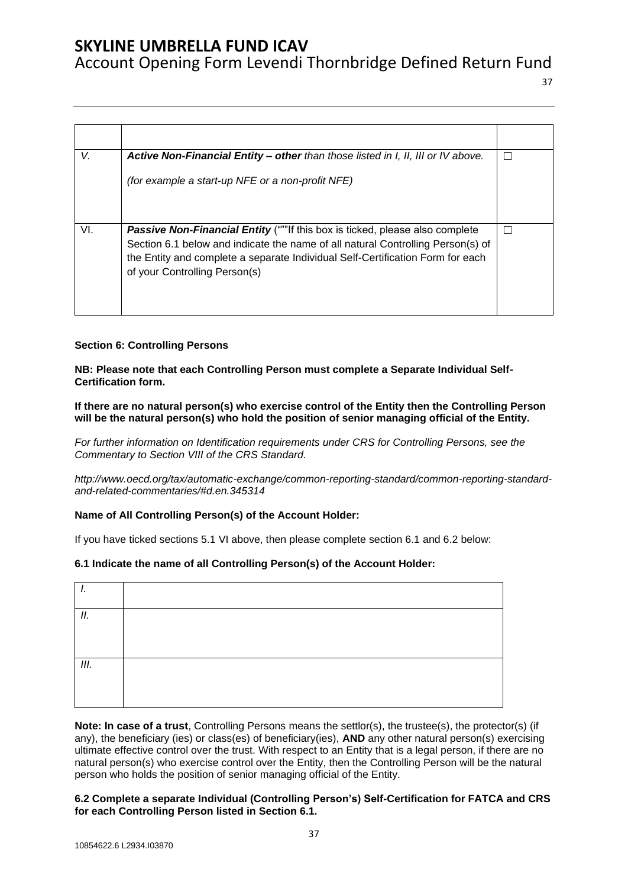| | | |
|---|---|---|
| *V.* | ***Active Non-Financial Entity – other*** *than those listed in I, II, III or IV above.*<br><br>*(for example a start-up NFE or a non-profit NFE)* | ☐ |
| VI. | ***Passive Non-Financial Entity*** (“”"If this box is ticked, please also complete Section 6.1 below and indicate the name of all natural Controlling Person(s) of the Entity and complete a separate Individual Self-Certification Form for each of your Controlling Person(s) | ☐ |

**Section 6: Controlling Persons**

**NB: Please note that each Controlling Person must complete a Separate Individual Self-Certification form.**

**If there are no natural person(s) who exercise control of the Entity then the Controlling Person will be the natural person(s) who hold the position of senior managing official of the Entity.**

*For further information on Identification requirements under CRS for Controlling Persons, see the Commentary to Section VIII of the CRS Standard.*

*http://www.oecd.org/tax/automatic-exchange/common-reporting-standard/common-reporting-standard-and-related-commentaries/#d.en.345314*

**Name of All Controlling Person(s) of the Account Holder:**

If you have ticked sections 5.1 VI above, then please complete section 6.1 and 6.2 below:

**6.1 Indicate the name of all Controlling Person(s) of the Account Holder:**

| | |
|---|---|
| *I.* | |
| *II.* | |
| *III.* | |

**Note: In case of a trust**, Controlling Persons means the settlor(s), the trustee(s), the protector(s) (if any), the beneficiary (ies) or class(es) of beneficiary(ies), **AND** any other natural person(s) exercising ultimate effective control over the trust. With respect to an Entity that is a legal person, if there are no natural person(s) who exercise control over the Entity, then the Controlling Person will be the natural person who holds the position of senior managing official of the Entity.

**6.2 Complete a separate Individual (Controlling Person's) Self-Certification for FATCA and CRS for each Controlling Person listed in Section 6.1.**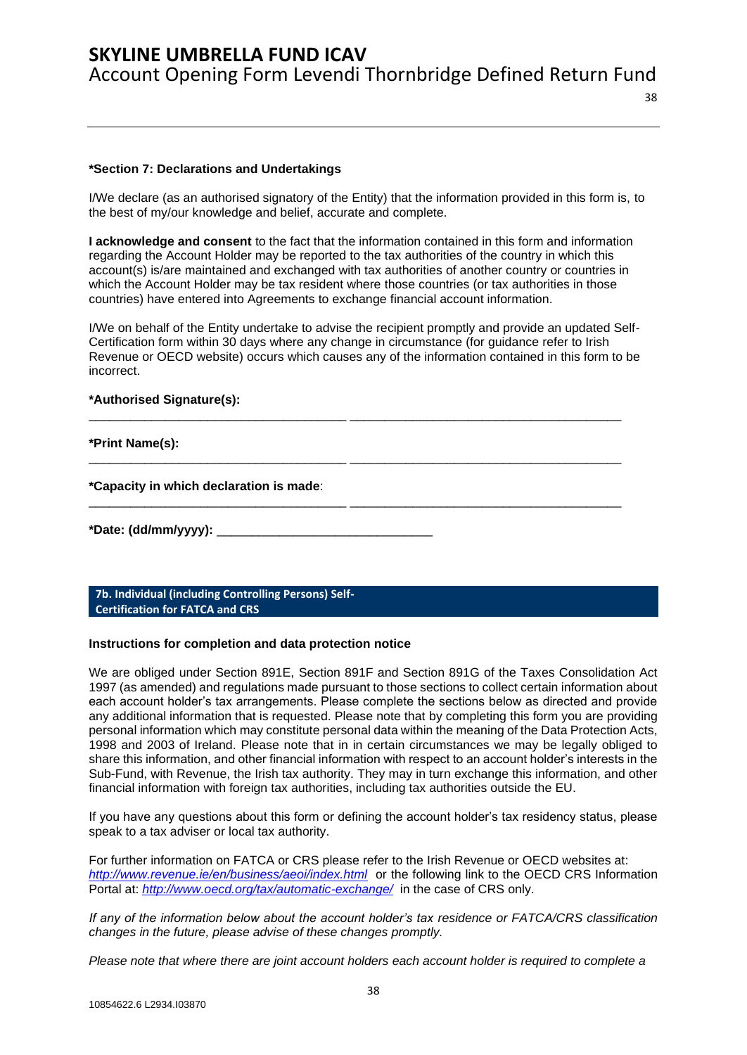**\*Section 7: Declarations and Undertakings**

I/We declare (as an authorised signatory of the Entity) that the information provided in this form is, to the best of my/our knowledge and belief, accurate and complete.

**I acknowledge and consent** to the fact that the information contained in this form and information regarding the Account Holder may be reported to the tax authorities of the country in which this account(s) is/are maintained and exchanged with tax authorities of another country or countries in which the Account Holder may be tax resident where those countries (or tax authorities in those countries) have entered into Agreements to exchange financial account information.

I/We on behalf of the Entity undertake to advise the recipient promptly and provide an updated Self-Certification form within 30 days where any change in circumstance (for guidance refer to Irish Revenue or OECD website) occurs which causes any of the information contained in this form to be incorrect.

**\*Authorised Signature(s):**

\_\_\_\_\_\_\_\_\_\_\_\_\_\_\_\_\_\_\_\_\_\_\_\_\_\_\_\_\_\_\_\_\_\_\_\_ \_\_\_\_\_\_\_\_\_\_\_\_\_\_\_\_\_\_\_\_\_\_\_\_\_\_\_\_\_\_\_\_\_\_\_\_\_\_

**\*Print Name(s):**

\_\_\_\_\_\_\_\_\_\_\_\_\_\_\_\_\_\_\_\_\_\_\_\_\_\_\_\_\_\_\_\_\_\_\_\_ \_\_\_\_\_\_\_\_\_\_\_\_\_\_\_\_\_\_\_\_\_\_\_\_\_\_\_\_\_\_\_\_\_\_\_\_\_\_

**\*Capacity in which declaration is made**:

\_\_\_\_\_\_\_\_\_\_\_\_\_\_\_\_\_\_\_\_\_\_\_\_\_\_\_\_\_\_\_\_\_\_\_\_ \_\_\_\_\_\_\_\_\_\_\_\_\_\_\_\_\_\_\_\_\_\_\_\_\_\_\_\_\_\_\_\_\_\_\_\_\_\_

**\*Date: (dd/mm/yyyy):** \_\_\_\_\_\_\_\_\_\_\_\_\_\_\_\_\_\_\_\_\_\_\_\_\_\_\_\_\_\_

## 7b. Individual (including Controlling Persons) Self-Certification for FATCA and CRS

**Instructions for completion and data protection notice**

We are obliged under Section 891E, Section 891F and Section 891G of the Taxes Consolidation Act 1997 (as amended) and regulations made pursuant to those sections to collect certain information about each account holder's tax arrangements. Please complete the sections below as directed and provide any additional information that is requested. Please note that by completing this form you are providing personal information which may constitute personal data within the meaning of the Data Protection Acts, 1998 and 2003 of Ireland. Please note that in in certain circumstances we may be legally obliged to share this information, and other financial information with respect to an account holder's interests in the Sub-Fund, with Revenue, the Irish tax authority. They may in turn exchange this information, and other financial information with foreign tax authorities, including tax authorities outside the EU.

If you have any questions about this form or defining the account holder's tax residency status, please speak to a tax adviser or local tax authority.

For further information on FATCA or CRS please refer to the Irish Revenue or OECD websites at: *http://www.revenue.ie/en/business/aeoi/index.html* or the following link to the OECD CRS Information Portal at: *http://www.oecd.org/tax/automatic-exchange/* in the case of CRS only.

*If any of the information below about the account holder's tax residence or FATCA/CRS classification changes in the future, please advise of these changes promptly.*

*Please note that where there are joint account holders each account holder is required to complete a*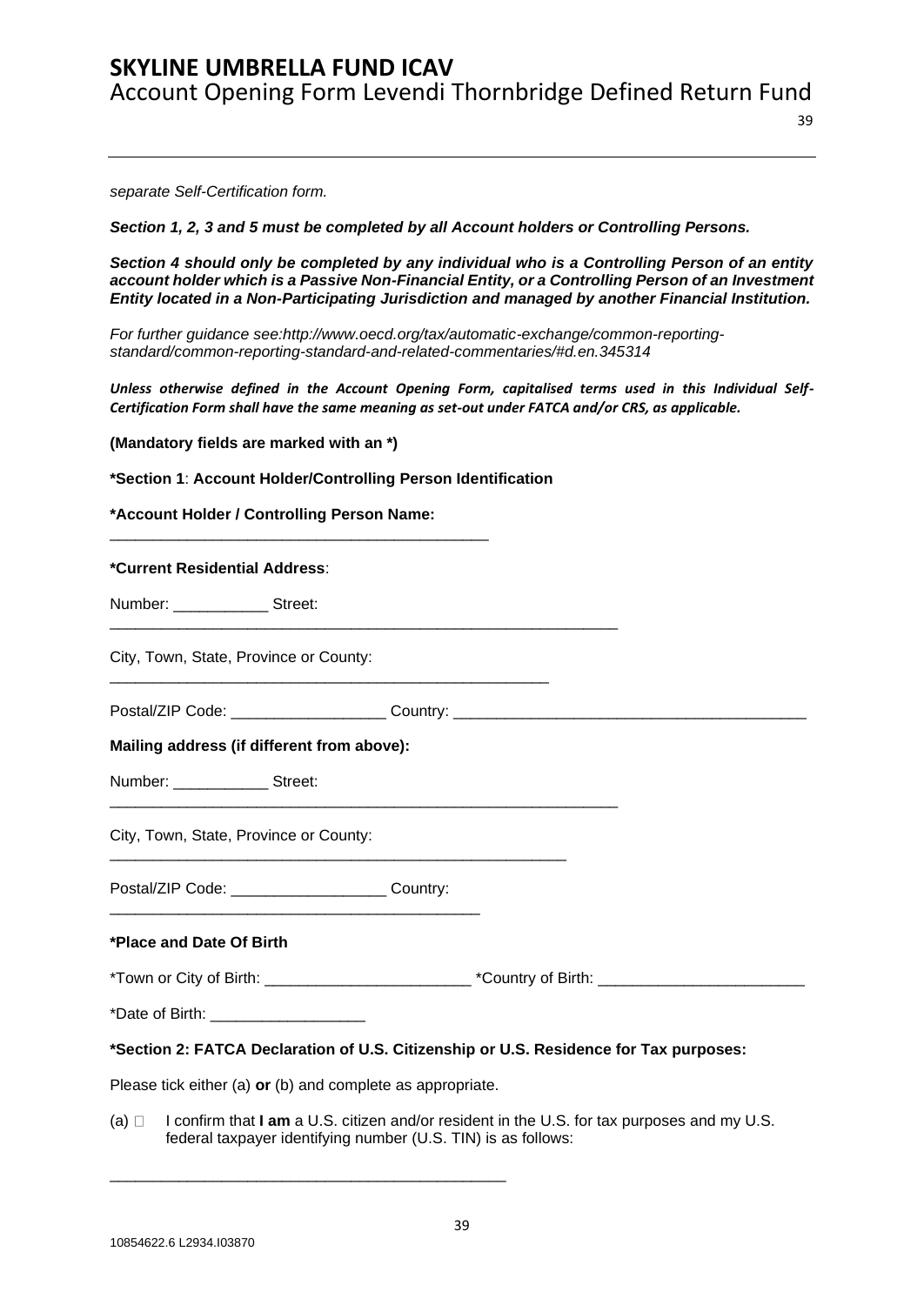*separate Self-Certification form.*

***Section 1, 2, 3 and 5 must be completed by all Account holders or Controlling Persons.***

***Section 4 should only be completed by any individual who is a Controlling Person of an entity account holder which is a Passive Non-Financial Entity, or a Controlling Person of an Investment Entity located in a Non-Participating Jurisdiction and managed by another Financial Institution.***

*For further guidance see:http://www.oecd.org/tax/automatic-exchange/common-reporting-standard/common-reporting-standard-and-related-commentaries/#d.en.345314*

***Unless otherwise defined in the Account Opening Form, capitalised terms used in this Individual Self-Certification Form shall have the same meaning as set-out under FATCA and/or CRS, as applicable.***

**(Mandatory fields are marked with an *)**

**\*Section 1**: **Account Holder/Controlling Person Identification**

**\*Account Holder / Controlling Person Name:**

_____________________________________________

**\*Current Residential Address**:

Number: ___________ Street:

____________________________________________________________

City, Town, State, Province or County:

_____________________________________________________

Postal/ZIP Code: __________________ Country: _________________________________________

**Mailing address (if different from above):**

Number: ___________ Street:

____________________________________________________________

City, Town, State, Province or County:

______________________________________________________

Postal/ZIP Code: __________________ Country:

____________________________________________

**\*Place and Date Of Birth**

\*Town or City of Birth: ________________________ \*Country of Birth: ________________________

\*Date of Birth: __________________

**\*Section 2: FATCA Declaration of U.S. Citizenship or U.S. Residence for Tax purposes:**

Please tick either (a) **or** (b) and complete as appropriate.

(a) ☐ I confirm that **I am** a U.S. citizen and/or resident in the U.S. for tax purposes and my U.S. federal taxpayer identifying number (U.S. TIN) is as follows:

_______________________________________________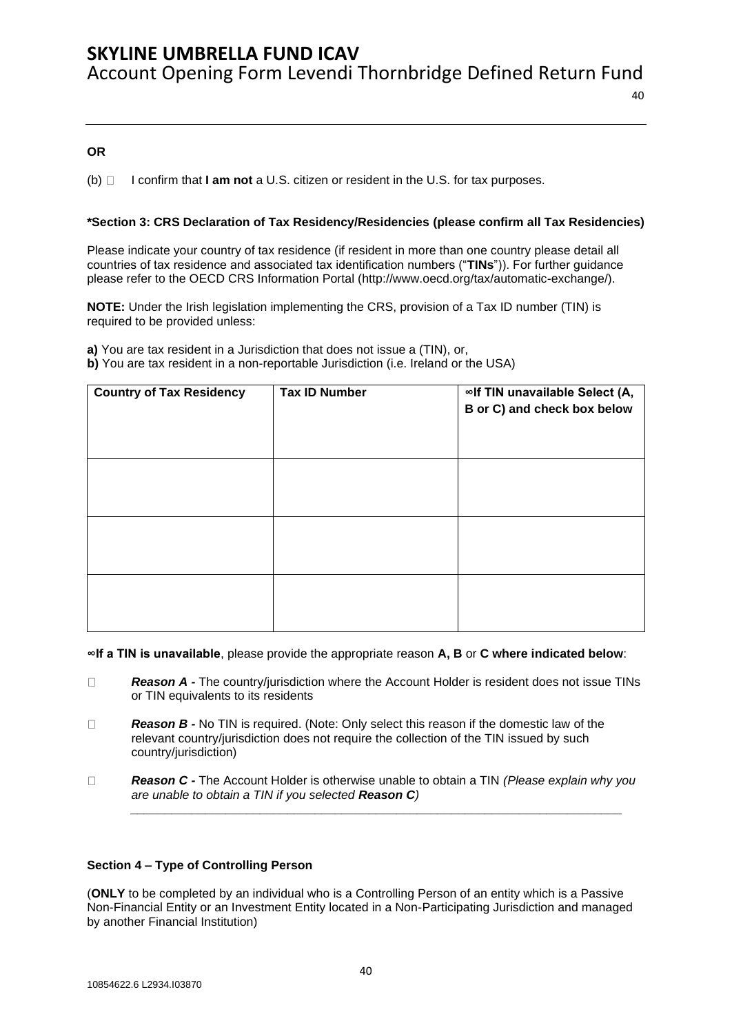**OR**

(b) ☐ I confirm that **I am not** a U.S. citizen or resident in the U.S. for tax purposes.

**\*Section 3: CRS Declaration of Tax Residency/Residencies (please confirm all Tax Residencies)**

Please indicate your country of tax residence (if resident in more than one country please detail all countries of tax residence and associated tax identification numbers ("**TINs**")). For further guidance please refer to the OECD CRS Information Portal (http://www.oecd.org/tax/automatic-exchange/).

**NOTE:** Under the Irish legislation implementing the CRS, provision of a Tax ID number (TIN) is required to be provided unless:

**a)** You are tax resident in a Jurisdiction that does not issue a (TIN), or,
**b)** You are tax resident in a non-reportable Jurisdiction (i.e. Ireland or the USA)

| Country of Tax Residency | Tax ID Number | ∞If TIN unavailable Select (A, B or C) and check box below |
|---|---|---|
| | | |
| | | |
| | | |

**∞If a TIN is unavailable**, please provide the appropriate reason **A, B** or **C where indicated below**:

☐ ***Reason A -*** The country/jurisdiction where the Account Holder is resident does not issue TINs or TIN equivalents to its residents

☐ ***Reason B -*** No TIN is required. (Note: Only select this reason if the domestic law of the relevant country/jurisdiction does not require the collection of the TIN issued by such country/jurisdiction)

☐ ***Reason C -*** The Account Holder is otherwise unable to obtain a TIN *(Please explain why you are unable to obtain a TIN if you selected **Reason C**)*

\_\_\_\_\_\_\_\_\_\_\_\_\_\_\_\_\_\_\_\_\_\_\_\_\_\_\_\_\_\_\_\_\_\_\_\_\_\_\_\_\_\_\_\_\_\_\_\_\_\_\_\_\_\_\_\_\_\_\_\_\_\_\_\_\_\_\_\_\_\_\_\_

**Section 4 – Type of Controlling Person**

(**ONLY** to be completed by an individual who is a Controlling Person of an entity which is a Passive Non-Financial Entity or an Investment Entity located in a Non-Participating Jurisdiction and managed by another Financial Institution)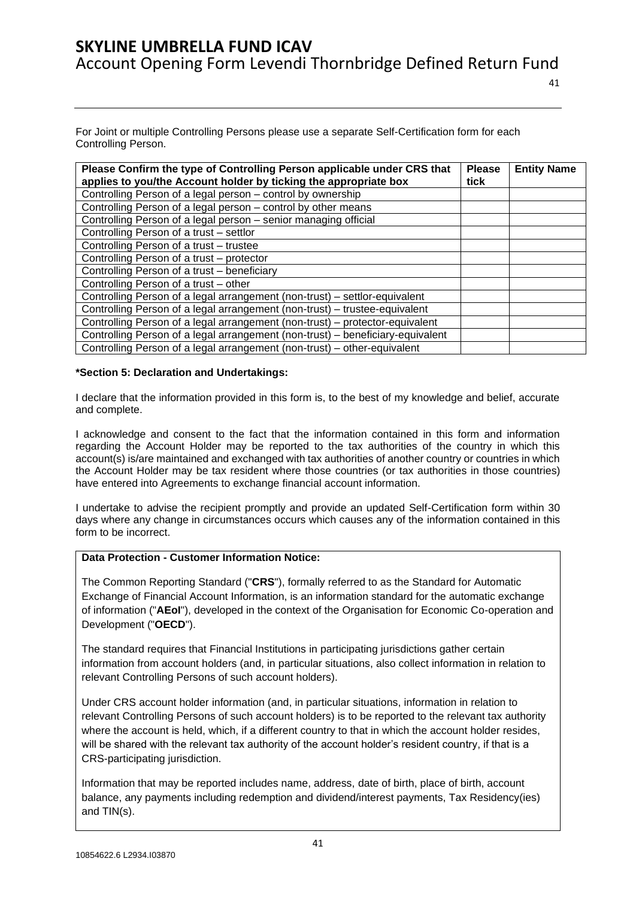For Joint or multiple Controlling Persons please use a separate Self-Certification form for each Controlling Person.

| Please Confirm the type of Controlling Person applicable under CRS that applies to you/the Account holder by ticking the appropriate box | Please tick | Entity Name |
|---|---|---|
| Controlling Person of a legal person – control by ownership | | |
| Controlling Person of a legal person – control by other means | | |
| Controlling Person of a legal person – senior managing official | | |
| Controlling Person of a trust – settlor | | |
| Controlling Person of a trust – trustee | | |
| Controlling Person of a trust – protector | | |
| Controlling Person of a trust – beneficiary | | |
| Controlling Person of a trust – other | | |
| Controlling Person of a legal arrangement (non-trust) – settlor-equivalent | | |
| Controlling Person of a legal arrangement (non-trust) – trustee-equivalent | | |
| Controlling Person of a legal arrangement (non-trust) – protector-equivalent | | |
| Controlling Person of a legal arrangement (non-trust) – beneficiary-equivalent | | |
| Controlling Person of a legal arrangement (non-trust) – other-equivalent | | |

**\*Section 5: Declaration and Undertakings:**

I declare that the information provided in this form is, to the best of my knowledge and belief, accurate and complete.

I acknowledge and consent to the fact that the information contained in this form and information regarding the Account Holder may be reported to the tax authorities of the country in which this account(s) is/are maintained and exchanged with tax authorities of another country or countries in which the Account Holder may be tax resident where those countries (or tax authorities in those countries) have entered into Agreements to exchange financial account information.

I undertake to advise the recipient promptly and provide an updated Self-Certification form within 30 days where any change in circumstances occurs which causes any of the information contained in this form to be incorrect.

**Data Protection - Customer Information Notice:**

The Common Reporting Standard ("**CRS**"), formally referred to as the Standard for Automatic Exchange of Financial Account Information, is an information standard for the automatic exchange of information ("**AEoI**"), developed in the context of the Organisation for Economic Co-operation and Development ("**OECD**").

The standard requires that Financial Institutions in participating jurisdictions gather certain information from account holders (and, in particular situations, also collect information in relation to relevant Controlling Persons of such account holders).

Under CRS account holder information (and, in particular situations, information in relation to relevant Controlling Persons of such account holders) is to be reported to the relevant tax authority where the account is held, which, if a different country to that in which the account holder resides, will be shared with the relevant tax authority of the account holder's resident country, if that is a CRS-participating jurisdiction.

Information that may be reported includes name, address, date of birth, place of birth, account balance, any payments including redemption and dividend/interest payments, Tax Residency(ies) and TIN(s).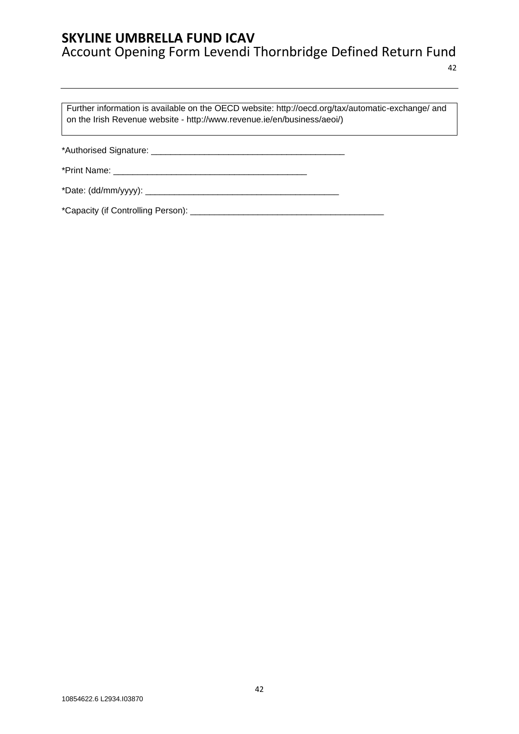Further information is available on the OECD website: http://oecd.org/tax/automatic-exchange/ and on the Irish Revenue website - http://www.revenue.ie/en/business/aeoi/)

*Authorised Signature: ________________________________________

*Print Name: ________________________________________

*Date: (dd/mm/yyyy): ________________________________________

*Capacity (if Controlling Person): ________________________________________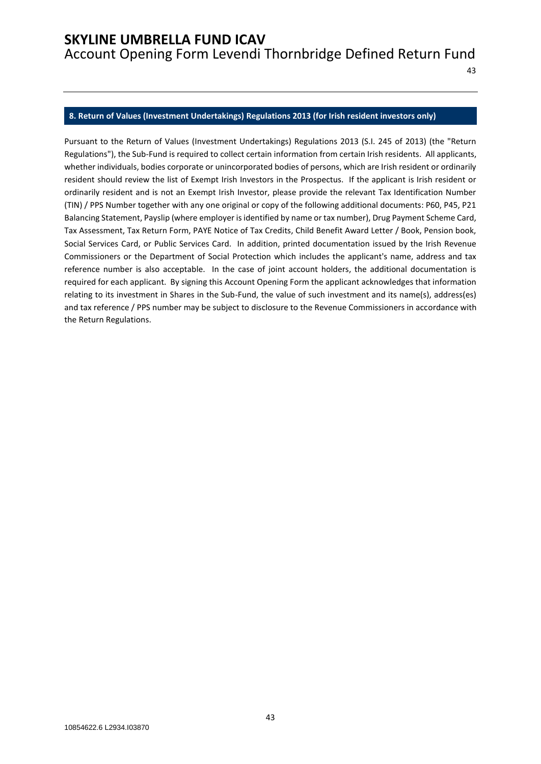## 8. Return of Values (Investment Undertakings) Regulations 2013 (for Irish resident investors only)

Pursuant to the Return of Values (Investment Undertakings) Regulations 2013 (S.I. 245 of 2013) (the "Return Regulations"), the Sub-Fund is required to collect certain information from certain Irish residents. All applicants, whether individuals, bodies corporate or unincorporated bodies of persons, which are Irish resident or ordinarily resident should review the list of Exempt Irish Investors in the Prospectus. If the applicant is Irish resident or ordinarily resident and is not an Exempt Irish Investor, please provide the relevant Tax Identification Number (TIN) / PPS Number together with any one original or copy of the following additional documents: P60, P45, P21 Balancing Statement, Payslip (where employer is identified by name or tax number), Drug Payment Scheme Card, Tax Assessment, Tax Return Form, PAYE Notice of Tax Credits, Child Benefit Award Letter / Book, Pension book, Social Services Card, or Public Services Card. In addition, printed documentation issued by the Irish Revenue Commissioners or the Department of Social Protection which includes the applicant's name, address and tax reference number is also acceptable. In the case of joint account holders, the additional documentation is required for each applicant. By signing this Account Opening Form the applicant acknowledges that information relating to its investment in Shares in the Sub-Fund, the value of such investment and its name(s), address(es) and tax reference / PPS number may be subject to disclosure to the Revenue Commissioners in accordance with the Return Regulations.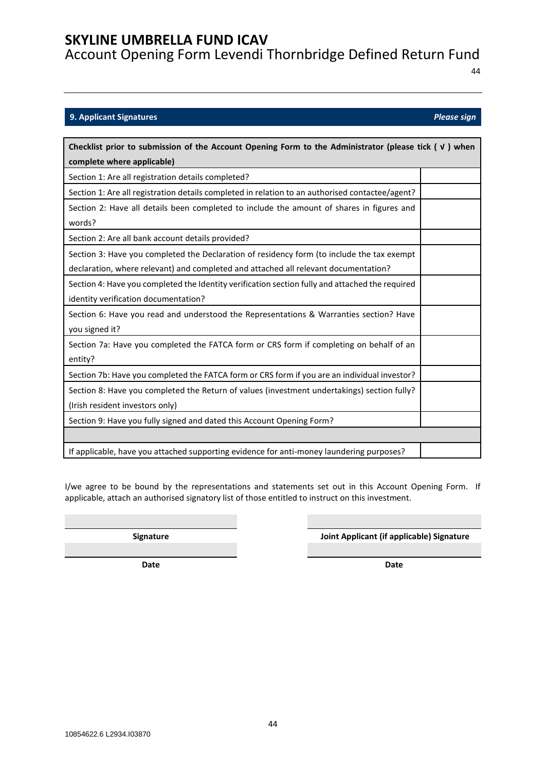## 9. Applicant Signatures *Please sign*

| Checklist prior to submission of the Account Opening Form to the Administrator (please tick ( √ ) when complete where applicable) | |
|---|---|
| Section 1: Are all registration details completed? | |
| Section 1: Are all registration details completed in relation to an authorised contactee/agent? | |
| Section 2: Have all details been completed to include the amount of shares in figures and words? | |
| Section 2: Are all bank account details provided? | |
| Section 3: Have you completed the Declaration of residency form (to include the tax exempt declaration, where relevant) and completed and attached all relevant documentation? | |
| Section 4: Have you completed the Identity verification section fully and attached the required identity verification documentation? | |
| Section 6: Have you read and understood the Representations & Warranties section? Have you signed it? | |
| Section 7a: Have you completed the FATCA form or CRS form if completing on behalf of an entity? | |
| Section 7b: Have you completed the FATCA form or CRS form if you are an individual investor? | |
| Section 8: Have you completed the Return of values (investment undertakings) section fully? (Irish resident investors only) | |
| Section 9: Have you fully signed and dated this Account Opening Form? | |
| | |
| If applicable, have you attached supporting evidence for anti-money laundering purposes? | |

I/we agree to be bound by the representations and statements set out in this Account Opening Form. If applicable, attach an authorised signatory list of those entitled to instruct on this investment.

| | |
|---|---|
| **Signature** | **Joint Applicant (if applicable) Signature** |
| **Date** | **Date** |

10854622.6 L2934.I03870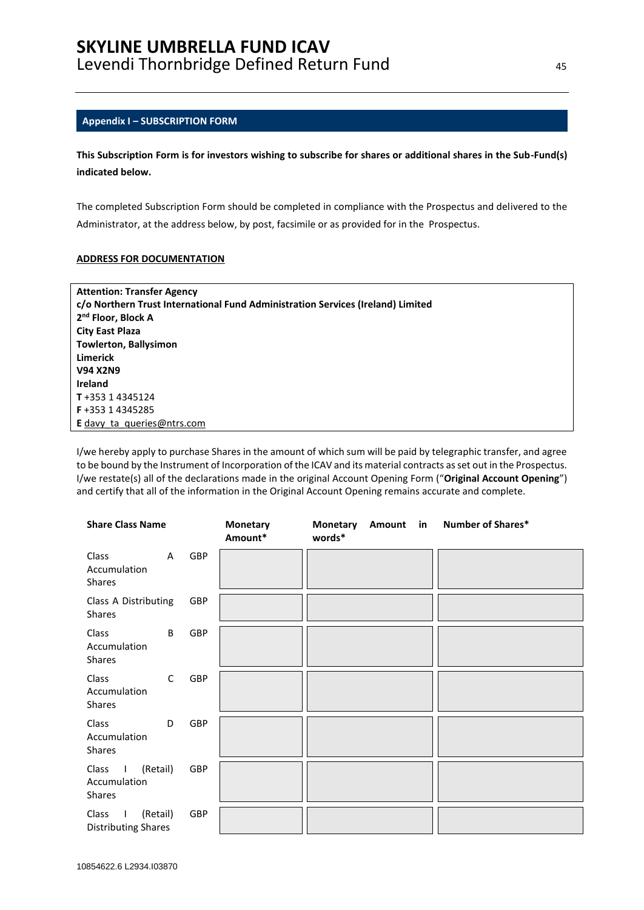## Appendix I – SUBSCRIPTION FORM

**This Subscription Form is for investors wishing to subscribe for shares or additional shares in the Sub-Fund(s) indicated below.**

The completed Subscription Form should be completed in compliance with the Prospectus and delivered to the Administrator, at the address below, by post, facsimile or as provided for in the Prospectus.

**ADDRESS FOR DOCUMENTATION**

**Attention: Transfer Agency**
**c/o Northern Trust International Fund Administration Services (Ireland) Limited**
**2nd Floor, Block A**
**City East Plaza**
**Towlerton, Ballysimon**
**Limerick**
**V94 X2N9**
**Ireland**
**T** +353 1 4345124
**F** +353 1 4345285
**E** davy_ta_queries@ntrs.com

I/we hereby apply to purchase Shares in the amount of which sum will be paid by telegraphic transfer, and agree to be bound by the Instrument of Incorporation of the ICAV and its material contracts as set out in the Prospectus. I/we restate(s) all of the declarations made in the original Account Opening Form ("**Original Account Opening**") and certify that all of the information in the Original Account Opening remains accurate and complete.

| Share Class Name | | Monetary Amount* | Monetary Amount in words* | Number of Shares* |
|---|---|---|---|---|
| Class A Accumulation Shares | GBP | | | |
| Class A Distributing Shares | GBP | | | |
| Class B Accumulation Shares | GBP | | | |
| Class C Accumulation Shares | GBP | | | |
| Class D Accumulation Shares | GBP | | | |
| Class I (Retail) Accumulation Shares | GBP | | | |
| Class I (Retail) Distributing Shares | GBP | | | |

10854622.6 L2934.I03870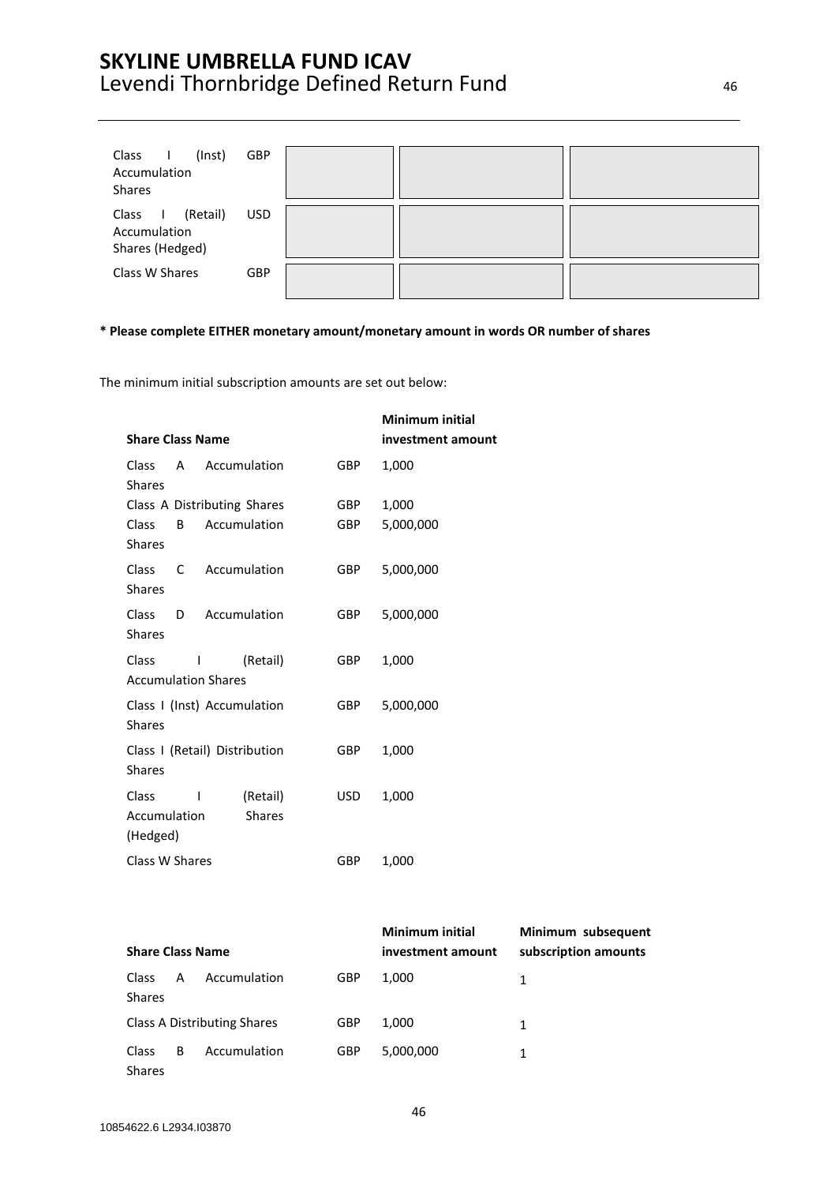| | | | | |
|---|---|---|---|---|
| Class I (Inst) Accumulation Shares | GBP | | | |
| Class I (Retail) Accumulation Shares (Hedged) | USD | | | |
| Class W Shares | GBP | | | |

**\* Please complete EITHER monetary amount/monetary amount in words OR number of shares**

The minimum initial subscription amounts are set out below:

| Share Class Name | | Minimum initial investment amount |
|---|---|---|
| Class A Accumulation Shares | GBP | 1,000 |
| Class A Distributing Shares | GBP | 1,000 |
| Class B Accumulation Shares | GBP | 5,000,000 |
| Class C Accumulation Shares | GBP | 5,000,000 |
| Class D Accumulation Shares | GBP | 5,000,000 |
| Class I (Retail) Accumulation Shares | GBP | 1,000 |
| Class I (Inst) Accumulation Shares | GBP | 5,000,000 |
| Class I (Retail) Distribution Shares | GBP | 1,000 |
| Class I (Retail) Accumulation Shares (Hedged) | USD | 1,000 |
| Class W Shares | GBP | 1,000 |

| Share Class Name | | Minimum initial investment amount | Minimum subsequent subscription amounts |
|---|---|---|---|
| Class A Accumulation Shares | GBP | 1,000 | 1 |
| Class A Distributing Shares | GBP | 1,000 | 1 |
| Class B Accumulation Shares | GBP | 5,000,000 | 1 |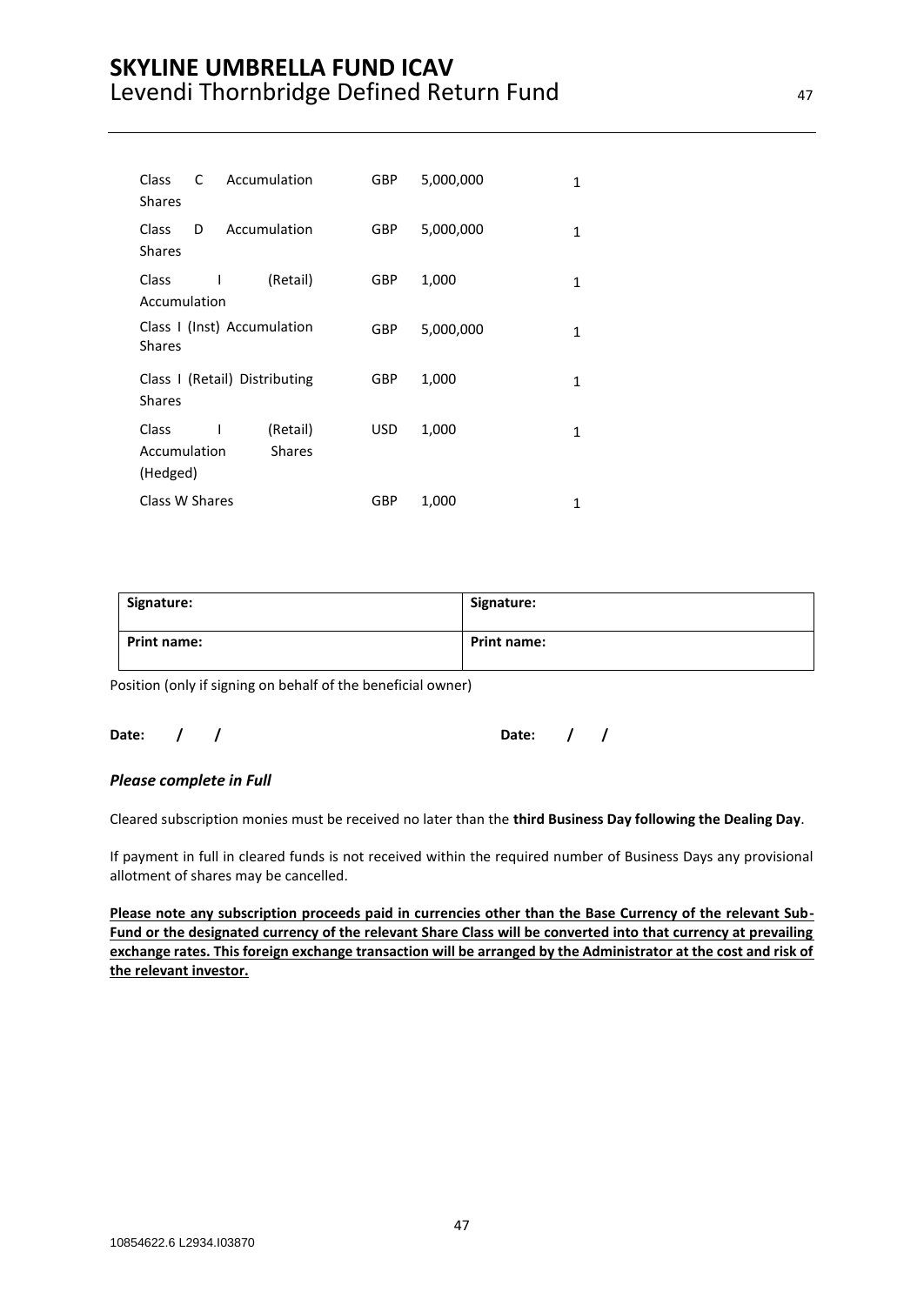| | | | |
|---|---|---|---|
| Class C Accumulation Shares | GBP | 5,000,000 | 1 |
| Class D Accumulation Shares | GBP | 5,000,000 | 1 |
| Class I (Retail) Accumulation | GBP | 1,000 | 1 |
| Class I (Inst) Accumulation Shares | GBP | 5,000,000 | 1 |
| Class I (Retail) Distributing Shares | GBP | 1,000 | 1 |
| Class I (Retail) Accumulation Shares (Hedged) | USD | 1,000 | 1 |
| Class W Shares | GBP | 1,000 | 1 |

| **Signature:** | **Signature:** |
|---|---|
| **Print name:** | **Print name:** |

Position (only if signing on behalf of the beneficial owner)

**Date: / /** **Date: / /**

***Please complete in Full***

Cleared subscription monies must be received no later than the **third Business Day following the Dealing Day**.

If payment in full in cleared funds is not received within the required number of Business Days any provisional allotment of shares may be cancelled.

**Please note any subscription proceeds paid in currencies other than the Base Currency of the relevant Sub-Fund or the designated currency of the relevant Share Class will be converted into that currency at prevailing exchange rates. This foreign exchange transaction will be arranged by the Administrator at the cost and risk of the relevant investor.**

10854622.6 L2934.I03870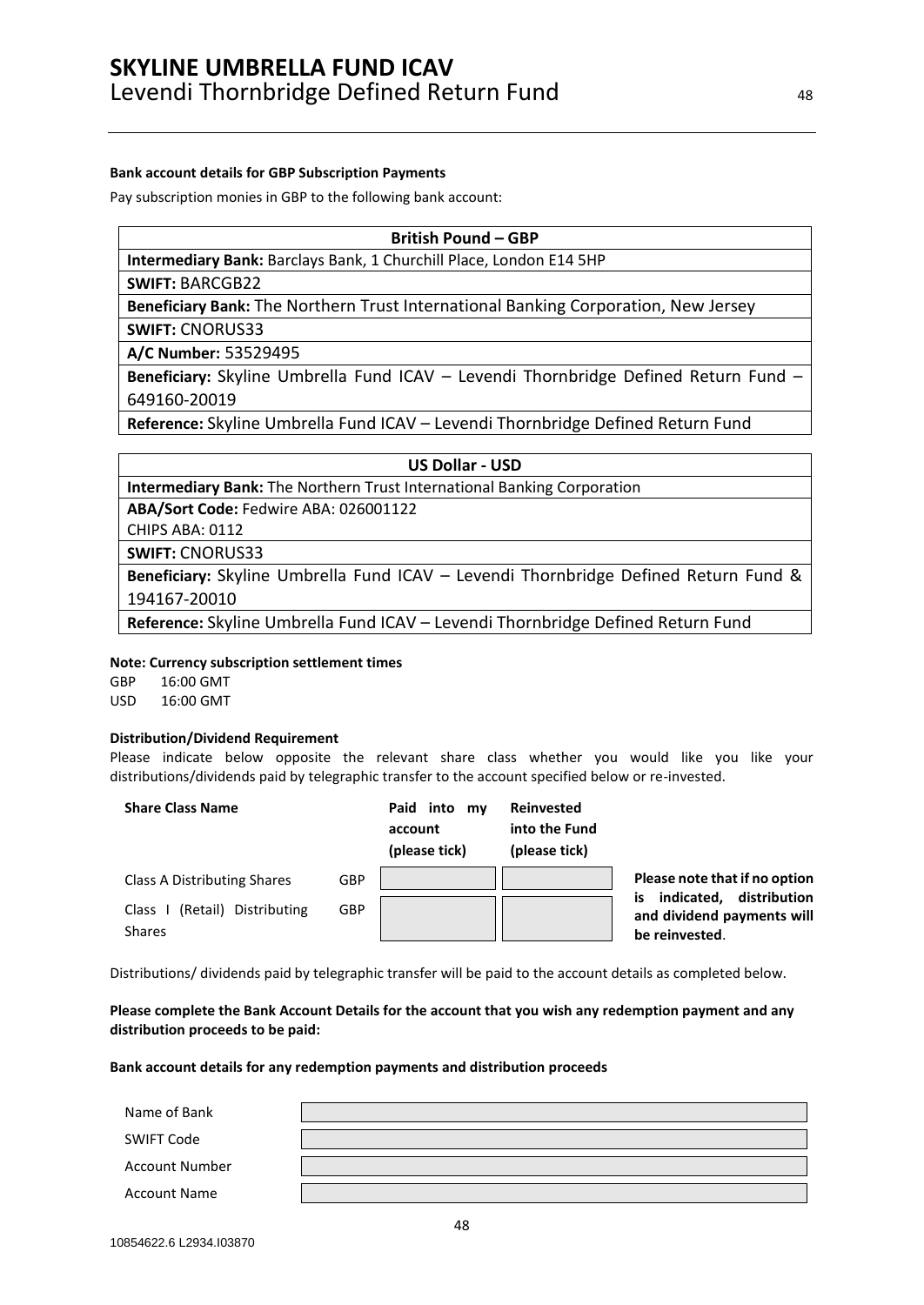**Bank account details for GBP Subscription Payments**

Pay subscription monies in GBP to the following bank account:

| British Pound – GBP |
|---|
| **Intermediary Bank:** Barclays Bank, 1 Churchill Place, London E14 5HP |
| **SWIFT:** BARCGB22 |
| **Beneficiary Bank:** The Northern Trust International Banking Corporation, New Jersey |
| **SWIFT:** CNORUS33 |
| **A/C Number:** 53529495 |
| **Beneficiary:** Skyline Umbrella Fund ICAV – Levendi Thornbridge Defined Return Fund – 649160-20019 |
| **Reference:** Skyline Umbrella Fund ICAV – Levendi Thornbridge Defined Return Fund |

| US Dollar - USD |
|---|
| **Intermediary Bank:** The Northern Trust International Banking Corporation |
| **ABA/Sort Code:** Fedwire ABA: 026001122<br>CHIPS ABA: 0112 |
| **SWIFT:** CNORUS33 |
| **Beneficiary:** Skyline Umbrella Fund ICAV – Levendi Thornbridge Defined Return Fund & 194167-20010 |
| **Reference:** Skyline Umbrella Fund ICAV – Levendi Thornbridge Defined Return Fund |

**Note: Currency subscription settlement times**

GBP 16:00 GMT
USD 16:00 GMT

**Distribution/Dividend Requirement**

Please indicate below opposite the relevant share class whether you would like you like your distributions/dividends paid by telegraphic transfer to the account specified below or re-invested.

| Share Class Name | | Paid into my account (please tick) | Reinvested into the Fund (please tick) |
|---|---|---|---|
| Class A Distributing Shares | GBP | | |
| Class I (Retail) Distributing Shares | GBP | | |

**Please note that if no option is indicated, distribution and dividend payments will be reinvested**.

Distributions/ dividends paid by telegraphic transfer will be paid to the account details as completed below.

**Please complete the Bank Account Details for the account that you wish any redemption payment and any distribution proceeds to be paid:**

**Bank account details for any redemption payments and distribution proceeds**

| | |
|---|---|
| Name of Bank | |
| SWIFT Code | |
| Account Number | |
| Account Name | |

10854622.6 L2934.I03870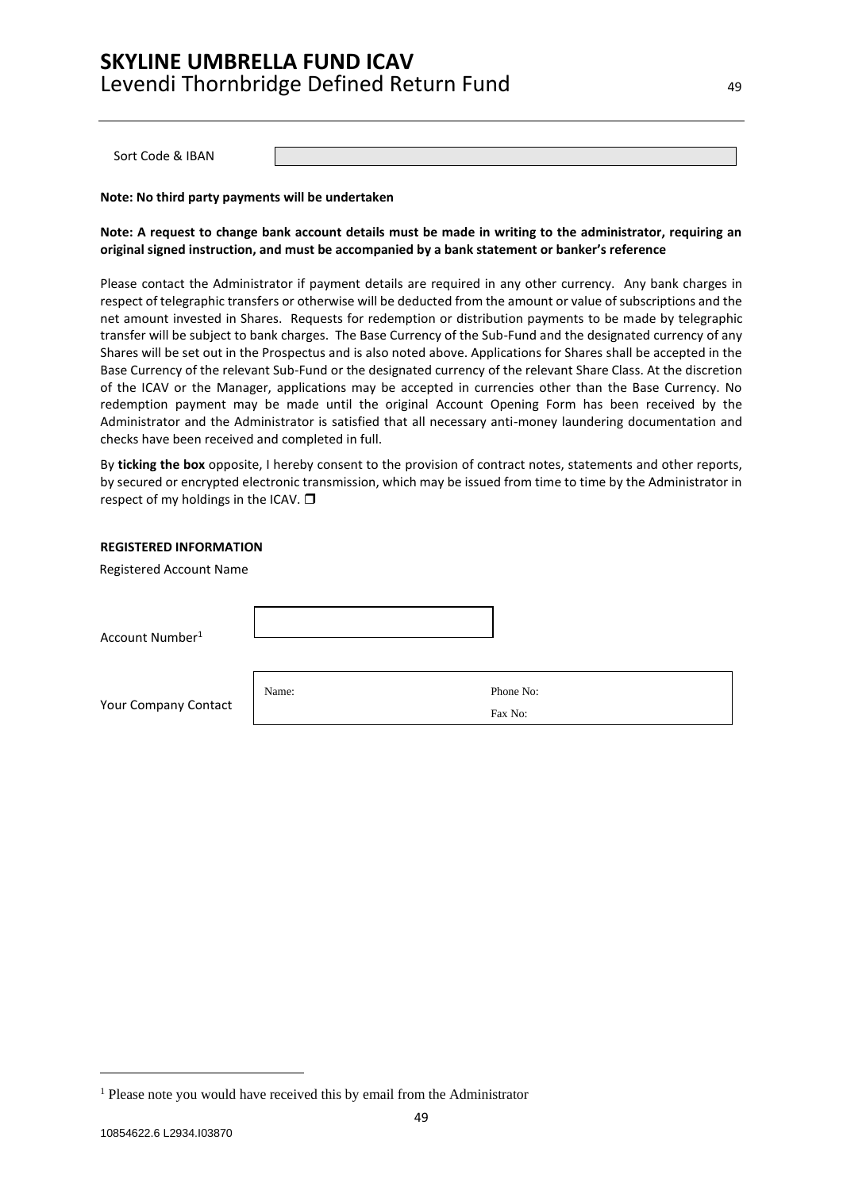| Sort Code & IBAN | |
|---|---|

**Note: No third party payments will be undertaken**

**Note: A request to change bank account details must be made in writing to the administrator, requiring an original signed instruction, and must be accompanied by a bank statement or banker's reference**

Please contact the Administrator if payment details are required in any other currency. Any bank charges in respect of telegraphic transfers or otherwise will be deducted from the amount or value of subscriptions and the net amount invested in Shares. Requests for redemption or distribution payments to be made by telegraphic transfer will be subject to bank charges. The Base Currency of the Sub-Fund and the designated currency of any Shares will be set out in the Prospectus and is also noted above. Applications for Shares shall be accepted in the Base Currency of the relevant Sub-Fund or the designated currency of the relevant Share Class. At the discretion of the ICAV or the Manager, applications may be accepted in currencies other than the Base Currency. No redemption payment may be made until the original Account Opening Form has been received by the Administrator and the Administrator is satisfied that all necessary anti-money laundering documentation and checks have been received and completed in full.

By **ticking the box** opposite, I hereby consent to the provision of contract notes, statements and other reports, by secured or encrypted electronic transmission, which may be issued from time to time by the Administrator in respect of my holdings in the ICAV. ❒

**REGISTERED INFORMATION**

Registered Account Name

| Account Number[1] | |
|---|---|

| Your Company Contact | Name: | Phone No:<br>Fax No: |
|---|---|---|

[1] Please note you would have received this by email from the Administrator

10854622.6 L2934.I03870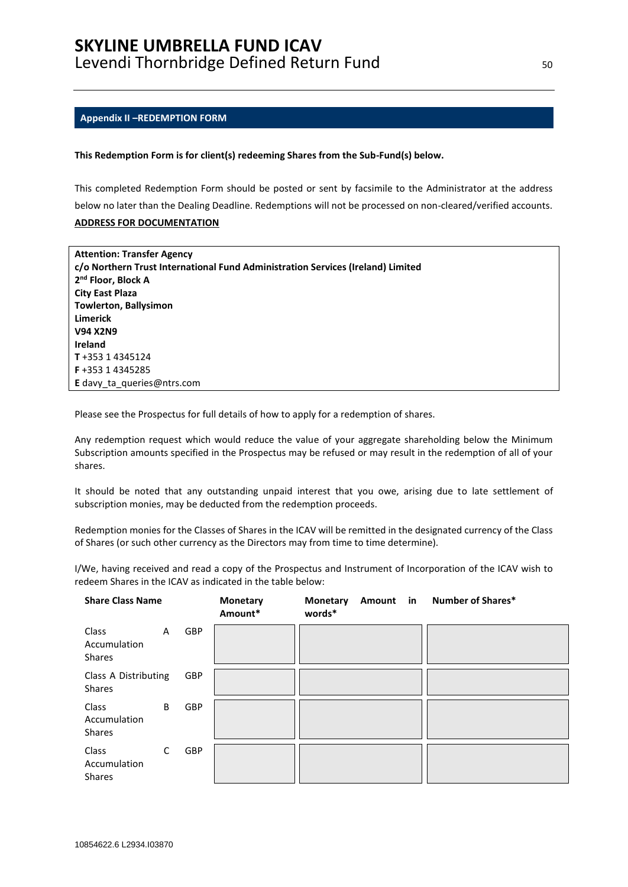## Appendix II –REDEMPTION FORM

**This Redemption Form is for client(s) redeeming Shares from the Sub-Fund(s) below.**

This completed Redemption Form should be posted or sent by facsimile to the Administrator at the address below no later than the Dealing Deadline. Redemptions will not be processed on non-cleared/verified accounts.

**ADDRESS FOR DOCUMENTATION**

**Attention: Transfer Agency**
**c/o Northern Trust International Fund Administration Services (Ireland) Limited**
**2nd Floor, Block A**
**City East Plaza**
**Towlerton, Ballysimon**
**Limerick**
**V94 X2N9**
**Ireland**
**T** +353 1 4345124
**F** +353 1 4345285
**E** davy_ta_queries@ntrs.com

Please see the Prospectus for full details of how to apply for a redemption of shares.

Any redemption request which would reduce the value of your aggregate shareholding below the Minimum Subscription amounts specified in the Prospectus may be refused or may result in the redemption of all of your shares.

It should be noted that any outstanding unpaid interest that you owe, arising due to late settlement of subscription monies, may be deducted from the redemption proceeds.

Redemption monies for the Classes of Shares in the ICAV will be remitted in the designated currency of the Class of Shares (or such other currency as the Directors may from time to time determine).

I/We, having received and read a copy of the Prospectus and Instrument of Incorporation of the ICAV wish to redeem Shares in the ICAV as indicated in the table below:

| Share Class Name | Monetary Amount* | Monetary Amount in words* | Number of Shares* |
|---|---|---|---|
| Class A GBP Accumulation Shares | | | |
| Class A Distributing GBP Shares | | | |
| Class B GBP Accumulation Shares | | | |
| Class C GBP Accumulation Shares | | | |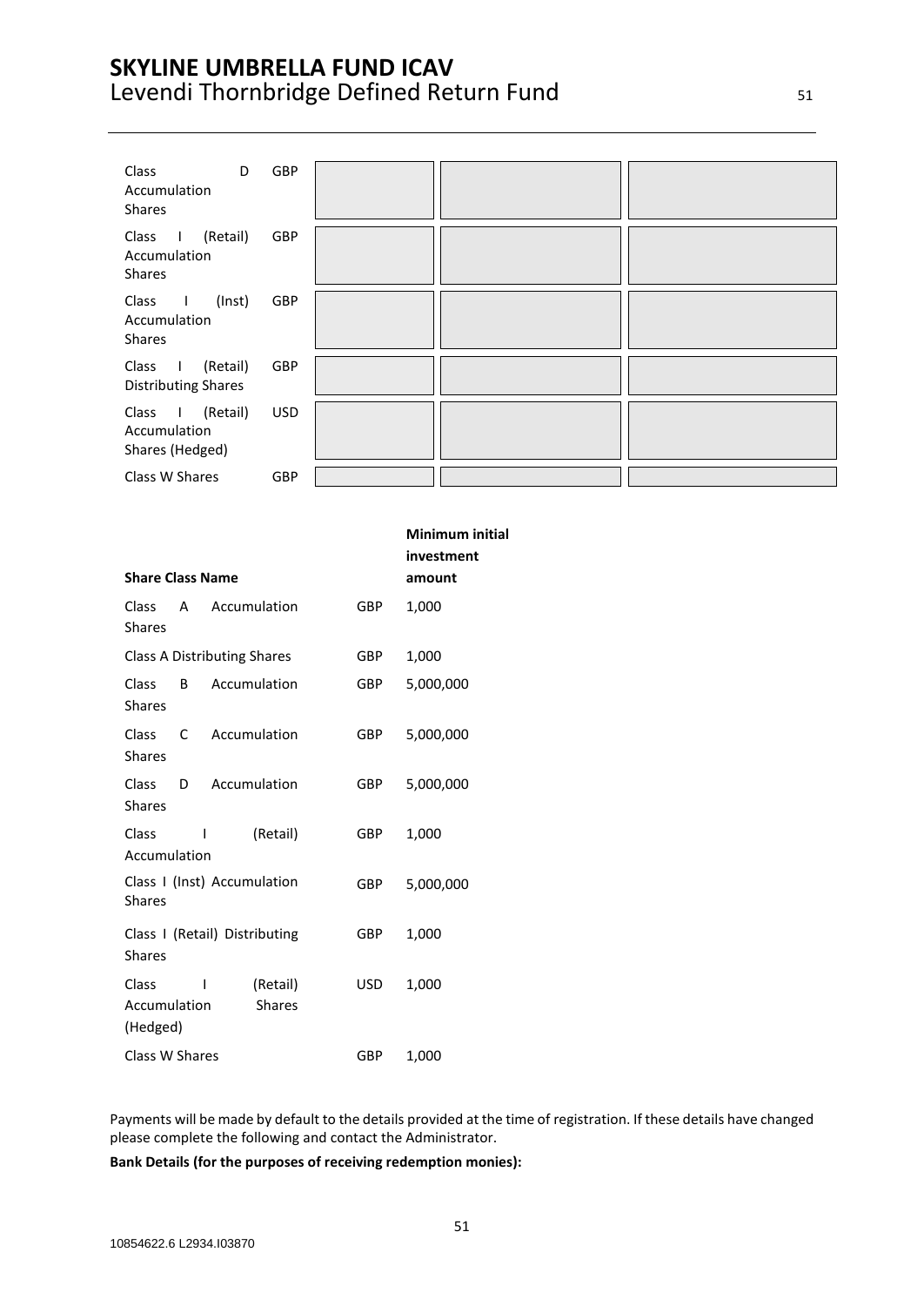| | | | | |
|---|---|---|---|---|
| Class D Accumulation Shares | GBP | | | |
| Class I (Retail) Accumulation Shares | GBP | | | |
| Class I (Inst) Accumulation Shares | GBP | | | |
| Class I (Retail) Distributing Shares | GBP | | | |
| Class I (Retail) Accumulation Shares (Hedged) | USD | | | |
| Class W Shares | GBP | | | |

| Share Class Name | | Minimum initial investment amount |
|---|---|---|
| Class A Accumulation Shares | GBP | 1,000 |
| Class A Distributing Shares | GBP | 1,000 |
| Class B Accumulation Shares | GBP | 5,000,000 |
| Class C Accumulation Shares | GBP | 5,000,000 |
| Class D Accumulation Shares | GBP | 5,000,000 |
| Class I (Retail) Accumulation | GBP | 1,000 |
| Class I (Inst) Accumulation Shares | GBP | 5,000,000 |
| Class I (Retail) Distributing Shares | GBP | 1,000 |
| Class I (Retail) Accumulation Shares (Hedged) | USD | 1,000 |
| Class W Shares | GBP | 1,000 |

Payments will be made by default to the details provided at the time of registration. If these details have changed please complete the following and contact the Administrator.

**Bank Details (for the purposes of receiving redemption monies):**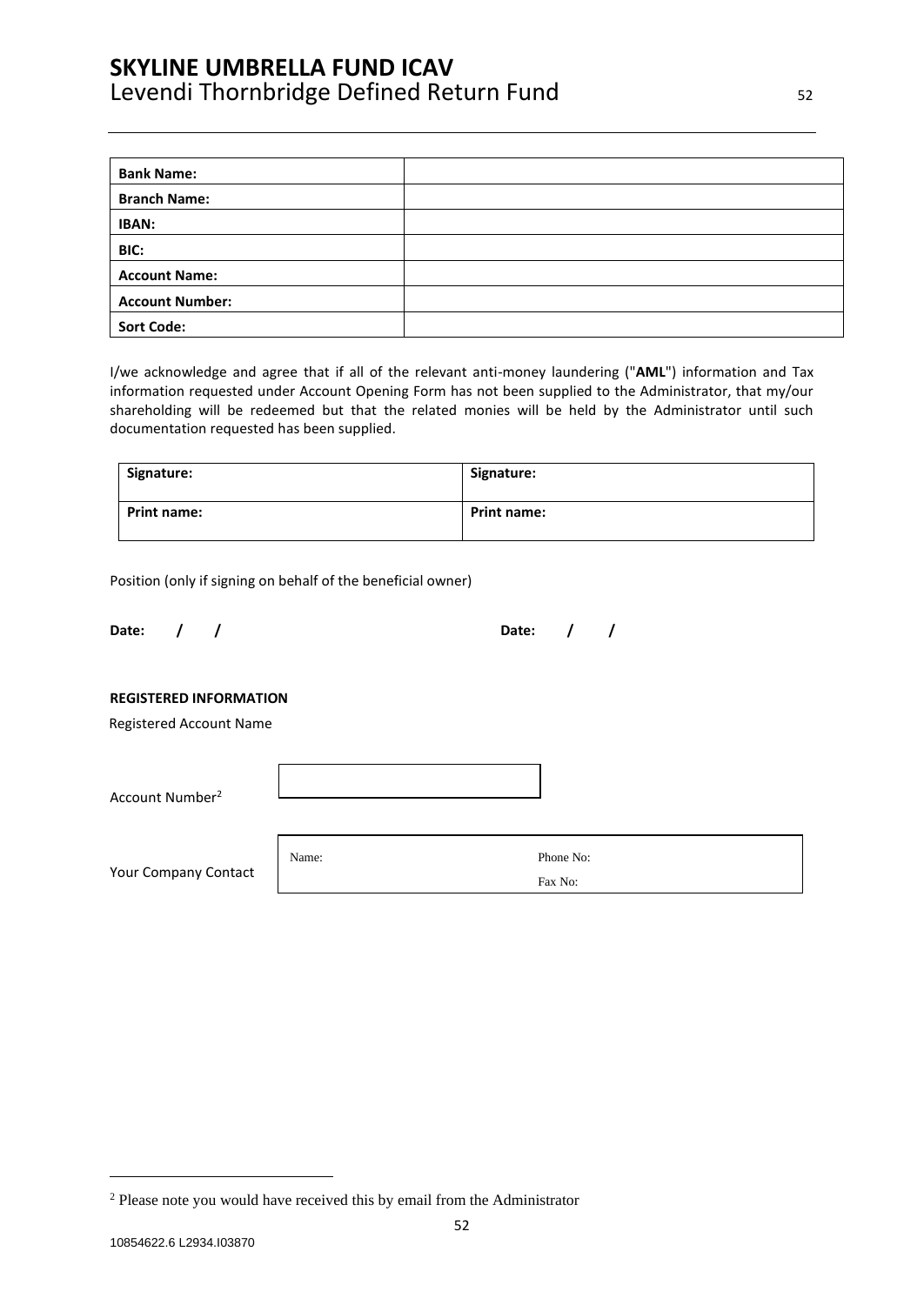| Bank Name: | |
|---|---|
| Branch Name: | |
| IBAN: | |
| BIC: | |
| Account Name: | |
| Account Number: | |
| Sort Code: | |

I/we acknowledge and agree that if all of the relevant anti-money laundering ("**AML**") information and Tax information requested under Account Opening Form has not been supplied to the Administrator, that my/our shareholding will be redeemed but that the related monies will be held by the Administrator until such documentation requested has been supplied.

| Signature: | Signature: |
|---|---|
| Print name: | Print name: |

Position (only if signing on behalf of the beneficial owner)

**Date: / /** **Date: / /**

**REGISTERED INFORMATION**

Registered Account Name

Account Number[2]

Your Company Contact

| Name: | Phone No: |
|---|---|
| | Fax No: |

[2] Please note you would have received this by email from the Administrator

10854622.6 L2934.I03870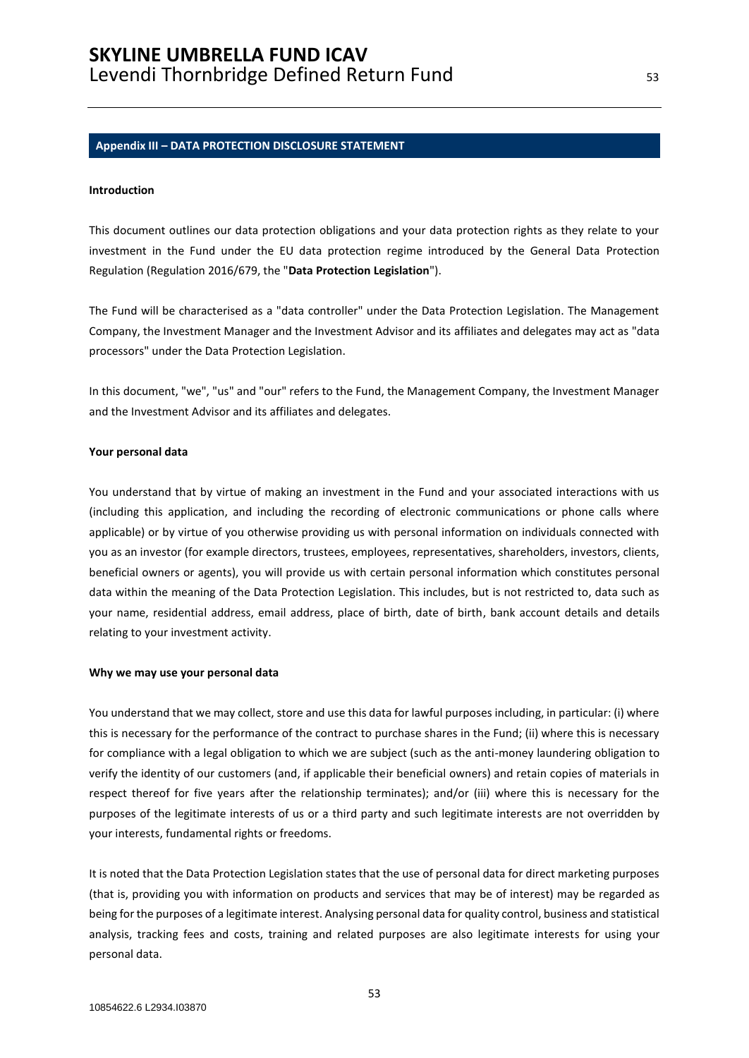## Appendix III – DATA PROTECTION DISCLOSURE STATEMENT

**Introduction**

This document outlines our data protection obligations and your data protection rights as they relate to your investment in the Fund under the EU data protection regime introduced by the General Data Protection Regulation (Regulation 2016/679, the "**Data Protection Legislation**").

The Fund will be characterised as a "data controller" under the Data Protection Legislation. The Management Company, the Investment Manager and the Investment Advisor and its affiliates and delegates may act as "data processors" under the Data Protection Legislation.

In this document, "we", "us" and "our" refers to the Fund, the Management Company, the Investment Manager and the Investment Advisor and its affiliates and delegates.

**Your personal data**

You understand that by virtue of making an investment in the Fund and your associated interactions with us (including this application, and including the recording of electronic communications or phone calls where applicable) or by virtue of you otherwise providing us with personal information on individuals connected with you as an investor (for example directors, trustees, employees, representatives, shareholders, investors, clients, beneficial owners or agents), you will provide us with certain personal information which constitutes personal data within the meaning of the Data Protection Legislation. This includes, but is not restricted to, data such as your name, residential address, email address, place of birth, date of birth, bank account details and details relating to your investment activity.

**Why we may use your personal data**

You understand that we may collect, store and use this data for lawful purposes including, in particular: (i) where this is necessary for the performance of the contract to purchase shares in the Fund; (ii) where this is necessary for compliance with a legal obligation to which we are subject (such as the anti-money laundering obligation to verify the identity of our customers (and, if applicable their beneficial owners) and retain copies of materials in respect thereof for five years after the relationship terminates); and/or (iii) where this is necessary for the purposes of the legitimate interests of us or a third party and such legitimate interests are not overridden by your interests, fundamental rights or freedoms.

It is noted that the Data Protection Legislation states that the use of personal data for direct marketing purposes (that is, providing you with information on products and services that may be of interest) may be regarded as being for the purposes of a legitimate interest. Analysing personal data for quality control, business and statistical analysis, tracking fees and costs, training and related purposes are also legitimate interests for using your personal data.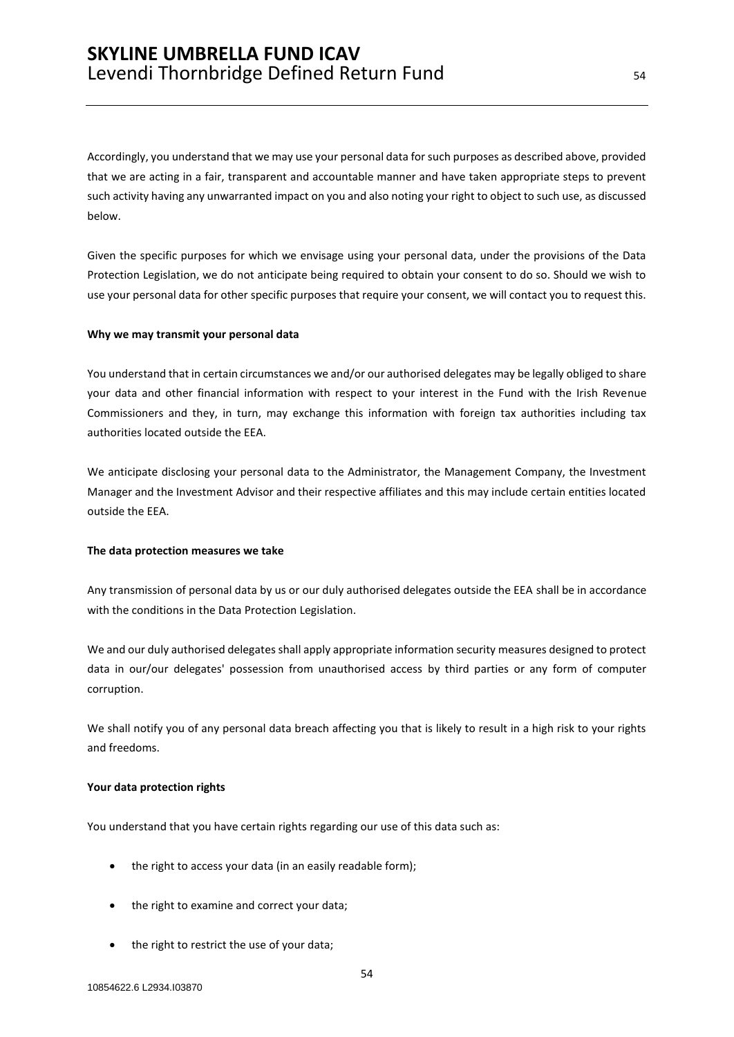Accordingly, you understand that we may use your personal data for such purposes as described above, provided that we are acting in a fair, transparent and accountable manner and have taken appropriate steps to prevent such activity having any unwarranted impact on you and also noting your right to object to such use, as discussed below.

Given the specific purposes for which we envisage using your personal data, under the provisions of the Data Protection Legislation, we do not anticipate being required to obtain your consent to do so. Should we wish to use your personal data for other specific purposes that require your consent, we will contact you to request this.

**Why we may transmit your personal data**

You understand that in certain circumstances we and/or our authorised delegates may be legally obliged to share your data and other financial information with respect to your interest in the Fund with the Irish Revenue Commissioners and they, in turn, may exchange this information with foreign tax authorities including tax authorities located outside the EEA.

We anticipate disclosing your personal data to the Administrator, the Management Company, the Investment Manager and the Investment Advisor and their respective affiliates and this may include certain entities located outside the EEA.

**The data protection measures we take**

Any transmission of personal data by us or our duly authorised delegates outside the EEA shall be in accordance with the conditions in the Data Protection Legislation.

We and our duly authorised delegates shall apply appropriate information security measures designed to protect data in our/our delegates' possession from unauthorised access by third parties or any form of computer corruption.

We shall notify you of any personal data breach affecting you that is likely to result in a high risk to your rights and freedoms.

**Your data protection rights**

You understand that you have certain rights regarding our use of this data such as:

- the right to access your data (in an easily readable form);
- the right to examine and correct your data;
- the right to restrict the use of your data;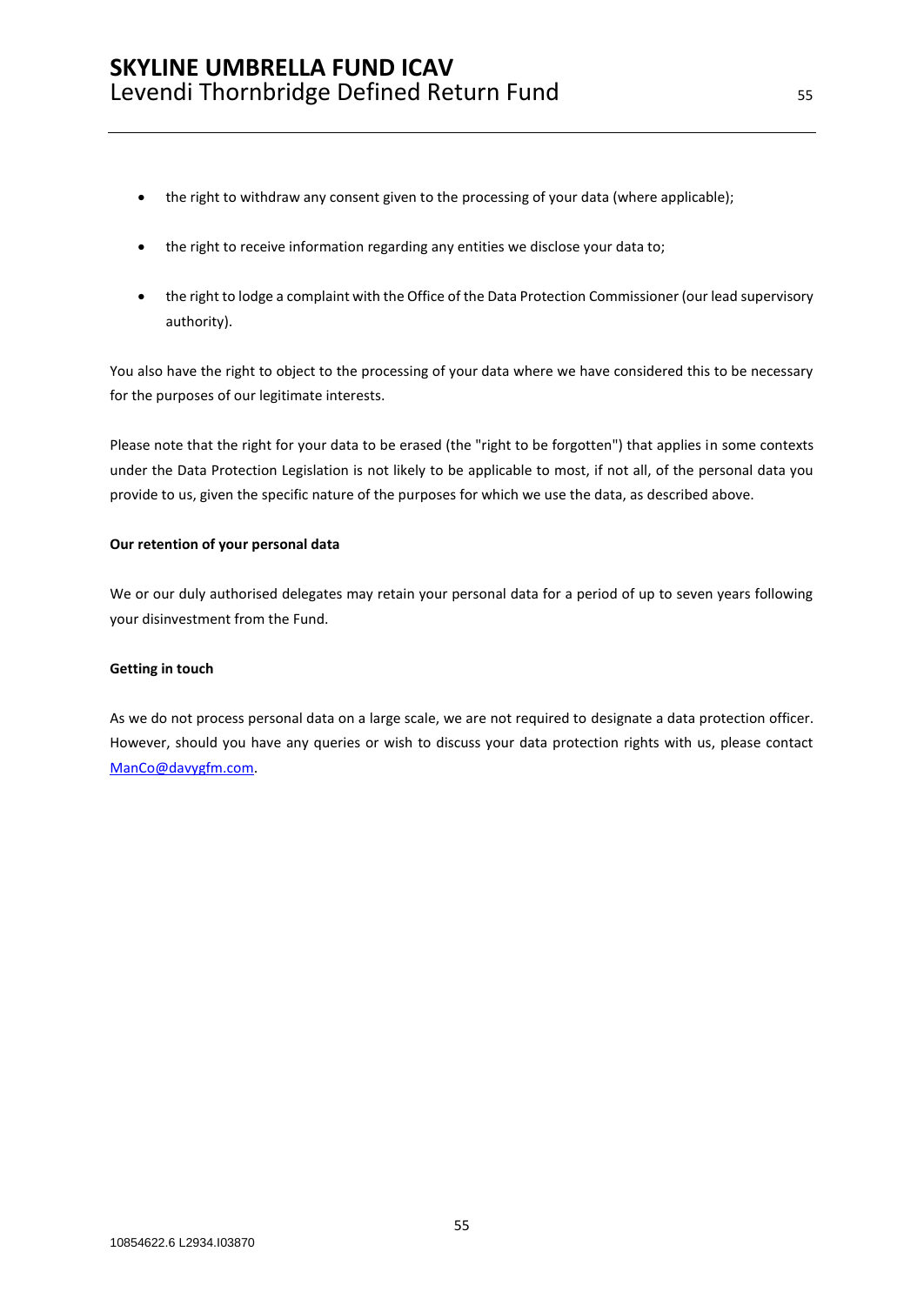- the right to withdraw any consent given to the processing of your data (where applicable);
- the right to receive information regarding any entities we disclose your data to;
- the right to lodge a complaint with the Office of the Data Protection Commissioner (our lead supervisory authority).

You also have the right to object to the processing of your data where we have considered this to be necessary for the purposes of our legitimate interests.

Please note that the right for your data to be erased (the "right to be forgotten") that applies in some contexts under the Data Protection Legislation is not likely to be applicable to most, if not all, of the personal data you provide to us, given the specific nature of the purposes for which we use the data, as described above.

**Our retention of your personal data**

We or our duly authorised delegates may retain your personal data for a period of up to seven years following your disinvestment from the Fund.

**Getting in touch**

As we do not process personal data on a large scale, we are not required to designate a data protection officer. However, should you have any queries or wish to discuss your data protection rights with us, please contact ManCo@davygfm.com.

10854622.6 L2934.I03870